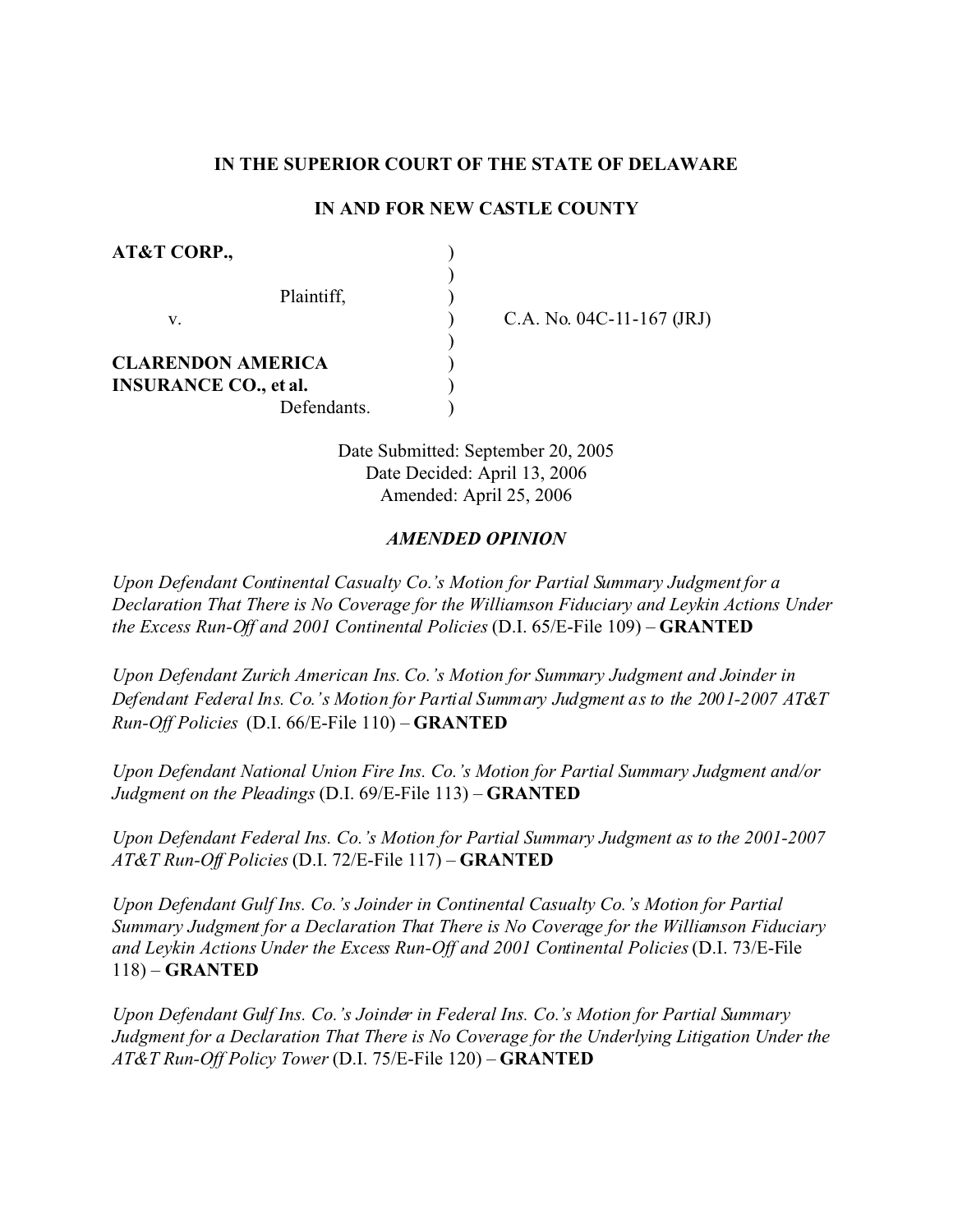**IN THE SUPERIOR COURT OF THE STATE OF DELAWARE**

**IN AND FOR NEW CASTLE COUNTY**

| | | |
|---|---|---|
| **AT&T CORP.,** | ) | |
| | ) | |
| Plaintiff, | ) | |
| v. | ) | C.A. No. 04C-11-167 (JRJ) |
| | ) | |
| **CLARENDON AMERICA** | ) | |
| **INSURANCE CO., et al.** | ) | |
| Defendants. | ) | |

Date Submitted: September 20, 2005
Date Decided: April 13, 2006
Amended: April 25, 2006

***AMENDED OPINION***

*Upon Defendant Continental Casualty Co.'s Motion for Partial Summary Judgment for a Declaration That There is No Coverage for the Williamson Fiduciary and Leykin Actions Under the Excess Run-Off and 2001 Continental Policies* (D.I. 65/E-File 109) – **GRANTED**

*Upon Defendant Zurich American Ins. Co.'s Motion for Summary Judgment and Joinder in Defendant Federal Ins. Co.'s Motion for Partial Summary Judgment as to the 2001-2007 AT&T Run-Off Policies* (D.I. 66/E-File 110) – **GRANTED**

*Upon Defendant National Union Fire Ins. Co.'s Motion for Partial Summary Judgment and/or Judgment on the Pleadings* (D.I. 69/E-File 113) – **GRANTED**

*Upon Defendant Federal Ins. Co.'s Motion for Partial Summary Judgment as to the 2001-2007 AT&T Run-Off Policies* (D.I. 72/E-File 117) – **GRANTED**

*Upon Defendant Gulf Ins. Co.'s Joinder in Continental Casualty Co.'s Motion for Partial Summary Judgment for a Declaration That There is No Coverage for the Williamson Fiduciary and Leykin Actions Under the Excess Run-Off and 2001 Continental Policies* (D.I. 73/E-File 118) – **GRANTED**

*Upon Defendant Gulf Ins. Co.'s Joinder in Federal Ins. Co.'s Motion for Partial Summary Judgment for a Declaration That There is No Coverage for the Underlying Litigation Under the AT&T Run-Off Policy Tower* (D.I. 75/E-File 120) – **GRANTED**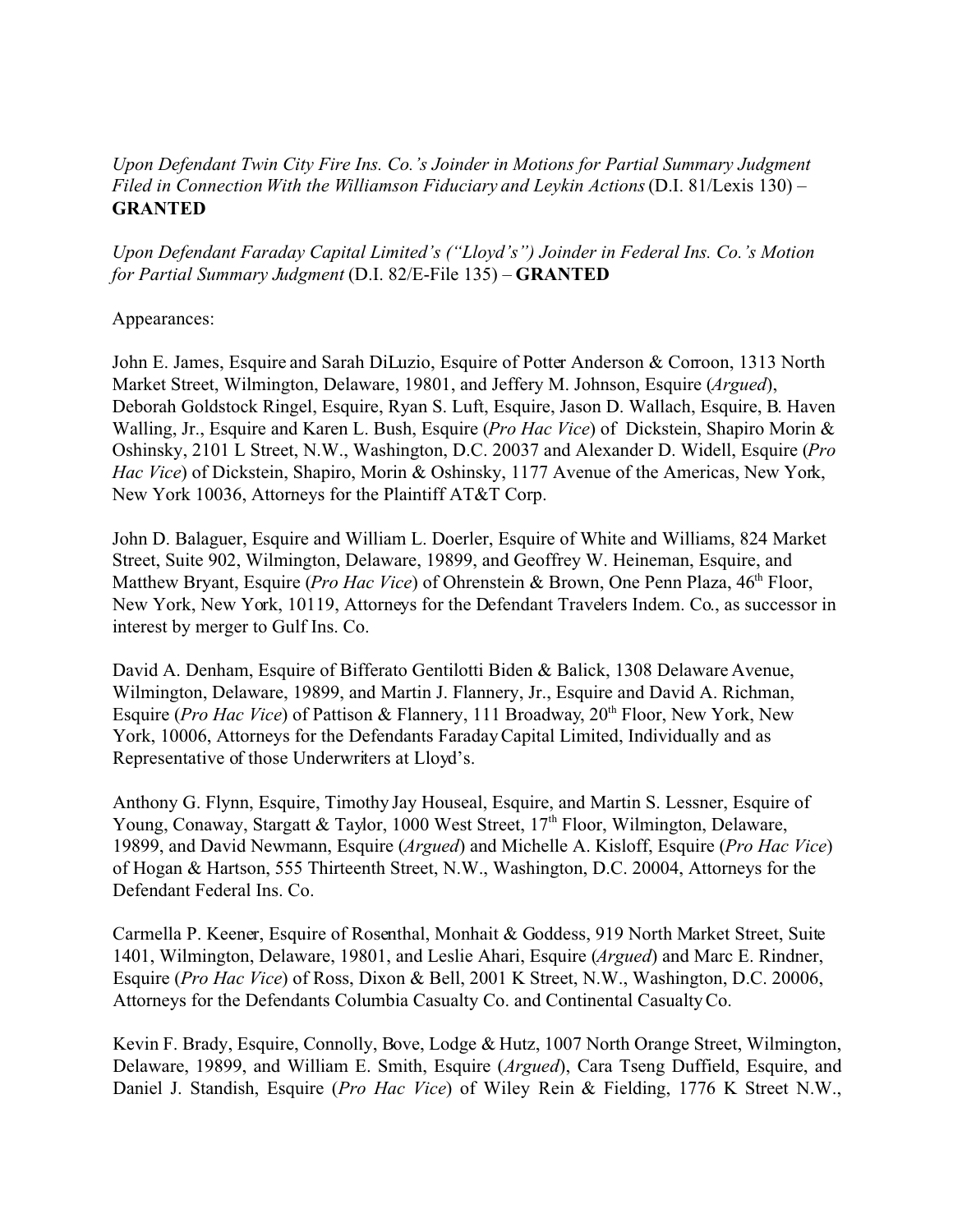*Upon Defendant Twin City Fire Ins. Co.'s Joinder in Motions for Partial Summary Judgment Filed in Connection With the Williamson Fiduciary and Leykin Actions* (D.I. 81/Lexis 130) – **GRANTED**

*Upon Defendant Faraday Capital Limited's ("Lloyd's") Joinder in Federal Ins. Co.'s Motion for Partial Summary Judgment* (D.I. 82/E-File 135) – **GRANTED**

Appearances:

John E. James, Esquire and Sarah DiLuzio, Esquire of Potter Anderson & Corroon, 1313 North Market Street, Wilmington, Delaware, 19801, and Jeffery M. Johnson, Esquire (*Argued*), Deborah Goldstock Ringel, Esquire, Ryan S. Luft, Esquire, Jason D. Wallach, Esquire, B. Haven Walling, Jr., Esquire and Karen L. Bush, Esquire (*Pro Hac Vice*) of Dickstein, Shapiro Morin & Oshinsky, 2101 L Street, N.W., Washington, D.C. 20037 and Alexander D. Widell, Esquire (*Pro Hac Vice*) of Dickstein, Shapiro, Morin & Oshinsky, 1177 Avenue of the Americas, New York, New York 10036, Attorneys for the Plaintiff AT&T Corp.

John D. Balaguer, Esquire and William L. Doerler, Esquire of White and Williams, 824 Market Street, Suite 902, Wilmington, Delaware, 19899, and Geoffrey W. Heineman, Esquire, and Matthew Bryant, Esquire (*Pro Hac Vice*) of Ohrenstein & Brown, One Penn Plaza, 46th Floor, New York, New York, 10119, Attorneys for the Defendant Travelers Indem. Co., as successor in interest by merger to Gulf Ins. Co.

David A. Denham, Esquire of Bifferato Gentilotti Biden & Balick, 1308 Delaware Avenue, Wilmington, Delaware, 19899, and Martin J. Flannery, Jr., Esquire and David A. Richman, Esquire (*Pro Hac Vice*) of Pattison & Flannery, 111 Broadway, 20th Floor, New York, New York, 10006, Attorneys for the Defendants Faraday Capital Limited, Individually and as Representative of those Underwriters at Lloyd's.

Anthony G. Flynn, Esquire, Timothy Jay Houseal, Esquire, and Martin S. Lessner, Esquire of Young, Conaway, Stargatt & Taylor, 1000 West Street, 17th Floor, Wilmington, Delaware, 19899, and David Newmann, Esquire (*Argued*) and Michelle A. Kisloff, Esquire (*Pro Hac Vice*) of Hogan & Hartson, 555 Thirteenth Street, N.W., Washington, D.C. 20004, Attorneys for the Defendant Federal Ins. Co.

Carmella P. Keener, Esquire of Rosenthal, Monhait & Goddess, 919 North Market Street, Suite 1401, Wilmington, Delaware, 19801, and Leslie Ahari, Esquire (*Argued*) and Marc E. Rindner, Esquire (*Pro Hac Vice*) of Ross, Dixon & Bell, 2001 K Street, N.W., Washington, D.C. 20006, Attorneys for the Defendants Columbia Casualty Co. and Continental Casualty Co.

Kevin F. Brady, Esquire, Connolly, Bove, Lodge & Hutz, 1007 North Orange Street, Wilmington, Delaware, 19899, and William E. Smith, Esquire (*Argued*), Cara Tseng Duffield, Esquire, and Daniel J. Standish, Esquire (*Pro Hac Vice*) of Wiley Rein & Fielding, 1776 K Street N.W.,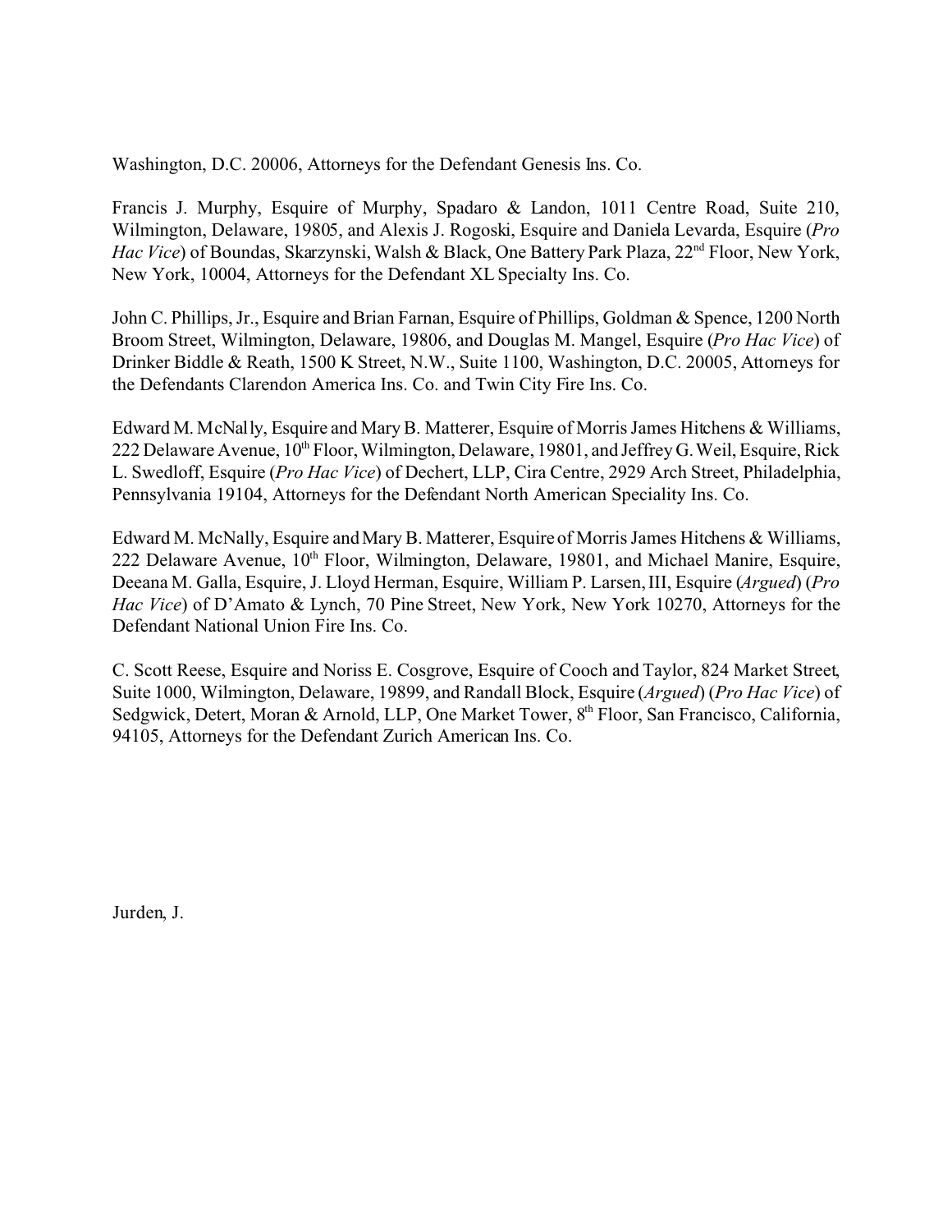Washington, D.C. 20006, Attorneys for the Defendant Genesis Ins. Co.

Francis J. Murphy, Esquire of Murphy, Spadaro & Landon, 1011 Centre Road, Suite 210, Wilmington, Delaware, 19805, and Alexis J. Rogoski, Esquire and Daniela Levarda, Esquire (*Pro Hac Vice*) of Boundas, Skarzynski, Walsh & Black, One Battery Park Plaza, 22nd Floor, New York, New York, 10004, Attorneys for the Defendant XL Specialty Ins. Co.

John C. Phillips, Jr., Esquire and Brian Farnan, Esquire of Phillips, Goldman & Spence, 1200 North Broom Street, Wilmington, Delaware, 19806, and Douglas M. Mangel, Esquire (*Pro Hac Vice*) of Drinker Biddle & Reath, 1500 K Street, N.W., Suite 1100, Washington, D.C. 20005, Attorneys for the Defendants Clarendon America Ins. Co. and Twin City Fire Ins. Co.

Edward M. McNally, Esquire and Mary B. Matterer, Esquire of Morris James Hitchens & Williams, 222 Delaware Avenue, 10th Floor, Wilmington, Delaware, 19801, and Jeffrey G. Weil, Esquire, Rick L. Swedloff, Esquire (*Pro Hac Vice*) of Dechert, LLP, Cira Centre, 2929 Arch Street, Philadelphia, Pennsylvania 19104, Attorneys for the Defendant North American Speciality Ins. Co.

Edward M. McNally, Esquire and Mary B. Matterer, Esquire of Morris James Hitchens & Williams, 222 Delaware Avenue, 10th Floor, Wilmington, Delaware, 19801, and Michael Manire, Esquire, Deeana M. Galla, Esquire, J. Lloyd Herman, Esquire, William P. Larsen, III, Esquire (*Argued*) (*Pro Hac Vice*) of D'Amato & Lynch, 70 Pine Street, New York, New York 10270, Attorneys for the Defendant National Union Fire Ins. Co.

C. Scott Reese, Esquire and Noriss E. Cosgrove, Esquire of Cooch and Taylor, 824 Market Street, Suite 1000, Wilmington, Delaware, 19899, and Randall Block, Esquire (*Argued*) (*Pro Hac Vice*) of Sedgwick, Detert, Moran & Arnold, LLP, One Market Tower, 8th Floor, San Francisco, California, 94105, Attorneys for the Defendant Zurich American Ins. Co.

Jurden, J.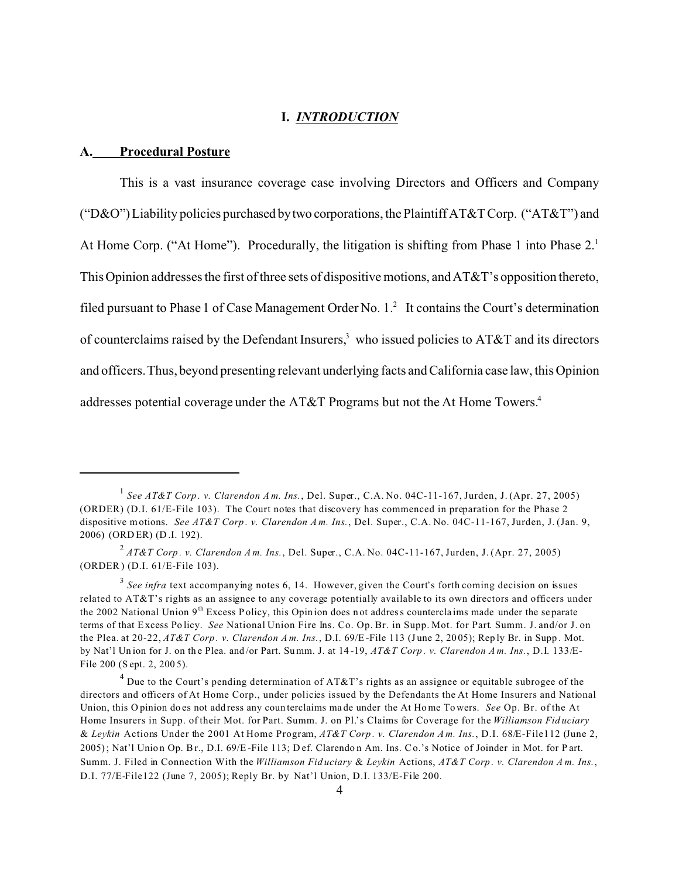# I. *INTRODUCTION*

## A. Procedural Posture

This is a vast insurance coverage case involving Directors and Officers and Company ("D&O") Liability policies purchased by two corporations, the Plaintiff AT&T Corp. ("AT&T") and At Home Corp. ("At Home"). Procedurally, the litigation is shifting from Phase 1 into Phase 2.[1] This Opinion addresses the first of three sets of dispositive motions, and AT&T's opposition thereto, filed pursuant to Phase 1 of Case Management Order No. 1.[2] It contains the Court's determination of counterclaims raised by the Defendant Insurers,[3] who issued policies to AT&T and its directors and officers. Thus, beyond presenting relevant underlying facts and California case law, this Opinion addresses potential coverage under the AT&T Programs but not the At Home Towers.[4]

---

[1] *See AT&T Corp. v. Clarendon Am. Ins.*, Del. Super., C.A. No. 04C-11-167, Jurden, J. (Apr. 27, 2005) (ORDER) (D.I. 61/E-File 103). The Court notes that discovery has commenced in preparation for the Phase 2 dispositive motions. *See AT&T Corp. v. Clarendon Am. Ins.*, Del. Super., C.A. No. 04C-11-167, Jurden, J. (Jan. 9, 2006) (ORDER) (D.I. 192).

[2] *AT&T Corp. v. Clarendon Am. Ins.*, Del. Super., C.A. No. 04C-11-167, Jurden, J. (Apr. 27, 2005) (ORDER) (D.I. 61/E-File 103).

[3] *See infra* text accompanying notes 6, 14. However, given the Court's forthcoming decision on issues related to AT&T's rights as an assignee to any coverage potentially available to its own directors and officers under the 2002 National Union 9th Excess Policy, this Opinion does not address counterclaims made under the separate terms of that Excess Policy. *See* National Union Fire Ins. Co. Op. Br. in Supp. Mot. for Part. Summ. J. and/or J. on the Plea. at 20-22, *AT&T Corp. v. Clarendon Am. Ins.*, D.I. 69/E-File 113 (June 2, 2005); Reply Br. in Supp. Mot. by Nat'l Union for J. on the Plea. and/or Part. Summ. J. at 14-19, *AT&T Corp. v. Clarendon Am. Ins.*, D.I. 133/E-File 200 (Sept. 2, 2005).

[4] Due to the Court's pending determination of AT&T's rights as an assignee or equitable subrogee of the directors and officers of At Home Corp., under policies issued by the Defendants the At Home Insurers and National Union, this Opinion does not address any counterclaims made under the At Home Towers. *See* Op. Br. of the At Home Insurers in Supp. of their Mot. for Part. Summ. J. on Pl.'s Claims for Coverage for the *Williamson Fiduciary* & *Leykin* Actions Under the 2001 At Home Program, *AT&T Corp. v. Clarendon Am. Ins.*, D.I. 68/E-File112 (June 2, 2005); Nat'l Union Op. Br., D.I. 69/E-File 113; Def. Clarendon Am. Ins. Co.'s Notice of Joinder in Mot. for Part. Summ. J. Filed in Connection With the *Williamson Fiduciary* & *Leykin* Actions, *AT&T Corp. v. Clarendon Am. Ins.*, D.I. 77/E-File122 (June 7, 2005); Reply Br. by Nat'l Union, D.I. 133/E-File 200.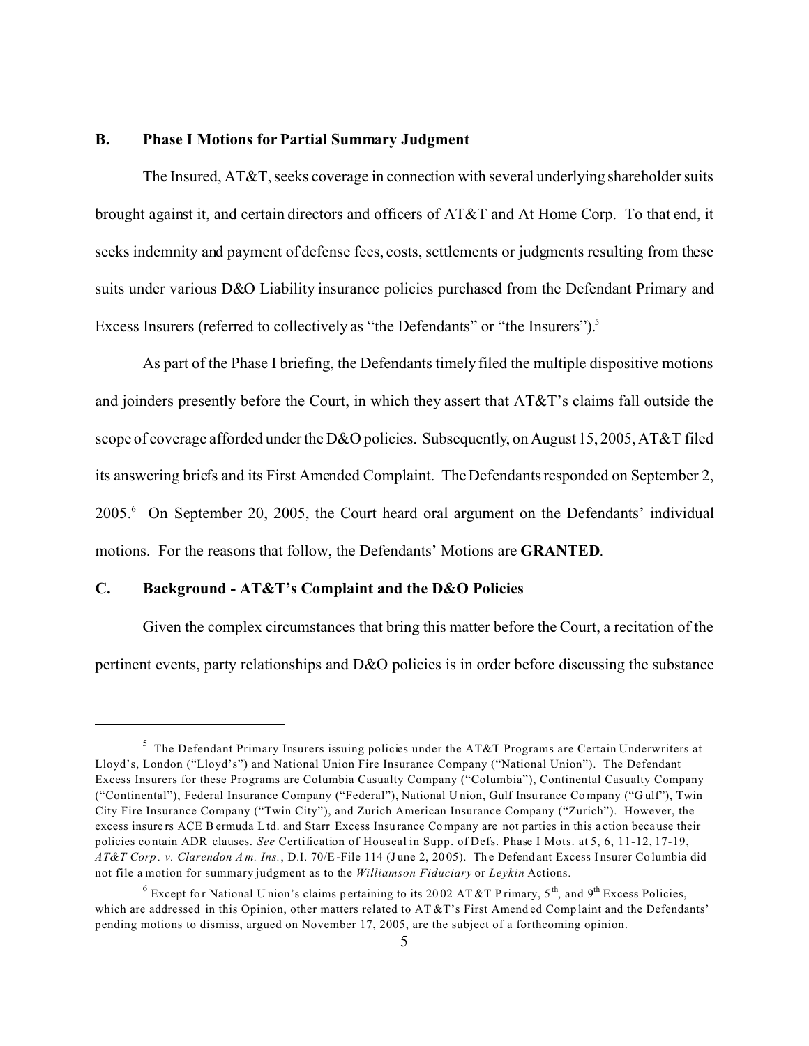## B. Phase I Motions for Partial Summary Judgment

The Insured, AT&T, seeks coverage in connection with several underlying shareholder suits brought against it, and certain directors and officers of AT&T and At Home Corp. To that end, it seeks indemnity and payment of defense fees, costs, settlements or judgments resulting from these suits under various D&O Liability insurance policies purchased from the Defendant Primary and Excess Insurers (referred to collectively as "the Defendants" or "the Insurers").[5]

As part of the Phase I briefing, the Defendants timely filed the multiple dispositive motions and joinders presently before the Court, in which they assert that AT&T's claims fall outside the scope of coverage afforded under the D&O policies. Subsequently, on August 15, 2005, AT&T filed its answering briefs and its First Amended Complaint. The Defendants responded on September 2, 2005.[6] On September 20, 2005, the Court heard oral argument on the Defendants' individual motions. For the reasons that follow, the Defendants' Motions are **GRANTED**.

## C. Background - AT&T's Complaint and the D&O Policies

Given the complex circumstances that bring this matter before the Court, a recitation of the pertinent events, party relationships and D&O policies is in order before discussing the substance

---

[5] The Defendant Primary Insurers issuing policies under the AT&T Programs are Certain Underwriters at Lloyd's, London ("Lloyd's") and National Union Fire Insurance Company ("National Union"). The Defendant Excess Insurers for these Programs are Columbia Casualty Company ("Columbia"), Continental Casualty Company ("Continental"), Federal Insurance Company ("Federal"), National Union, Gulf Insurance Company ("Gulf"), Twin City Fire Insurance Company ("Twin City"), and Zurich American Insurance Company ("Zurich"). However, the excess insurers ACE Bermuda Ltd. and Starr Excess Insurance Company are not parties in this action because their policies contain ADR clauses. *See* Certification of Houseal in Supp. of Defs. Phase I Mots. at 5, 6, 11-12, 17-19, *AT&T Corp. v. Clarendon Am. Ins.*, D.I. 70/E-File 114 (June 2, 2005). The Defendant Excess Insurer Columbia did not file a motion for summary judgment as to the *Williamson Fiduciary* or *Leykin* Actions.

[6] Except for National Union's claims pertaining to its 2002 AT&T Primary, 5th, and 9th Excess Policies, which are addressed in this Opinion, other matters related to AT&T's First Amended Complaint and the Defendants' pending motions to dismiss, argued on November 17, 2005, are the subject of a forthcoming opinion.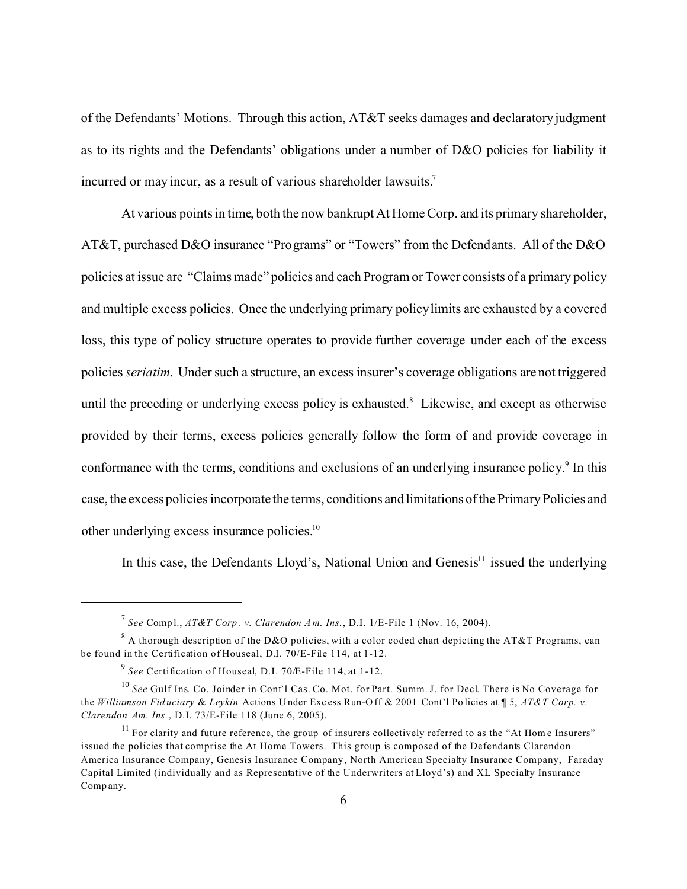of the Defendants' Motions. Through this action, AT&T seeks damages and declaratory judgment as to its rights and the Defendants' obligations under a number of D&O policies for liability it incurred or may incur, as a result of various shareholder lawsuits.[7]

At various points in time, both the now bankrupt At Home Corp. and its primary shareholder, AT&T, purchased D&O insurance "Programs" or "Towers" from the Defendants. All of the D&O policies at issue are "Claims made" policies and each Program or Tower consists of a primary policy and multiple excess policies. Once the underlying primary policy limits are exhausted by a covered loss, this type of policy structure operates to provide further coverage under each of the excess policies *seriatim*. Under such a structure, an excess insurer's coverage obligations are not triggered until the preceding or underlying excess policy is exhausted.[8] Likewise, and except as otherwise provided by their terms, excess policies generally follow the form of and provide coverage in conformance with the terms, conditions and exclusions of an underlying insurance policy.[9] In this case, the excess policies incorporate the terms, conditions and limitations of the Primary Policies and other underlying excess insurance policies.[10]

In this case, the Defendants Lloyd's, National Union and Genesis[11] issued the underlying

---

[7] *See* Compl., *AT&T Corp. v. Clarendon Am. Ins.*, D.I. 1/E-File 1 (Nov. 16, 2004).

[8] A thorough description of the D&O policies, with a color coded chart depicting the AT&T Programs, can be found in the Certification of Houseal, D.I. 70/E-File 114, at 1-12.

[9] *See* Certification of Houseal, D.I. 70/E-File 114, at 1-12.

[10] *See* Gulf Ins. Co. Joinder in Cont'l Cas. Co. Mot. for Part. Summ. J. for Decl. There is No Coverage for the *Williamson Fiduciary & Leykin* Actions Under Excess Run-Off & 2001 Cont'l Policies at ¶ 5, *AT&T Corp. v. Clarendon Am. Ins.*, D.I. 73/E-File 118 (June 6, 2005).

[11] For clarity and future reference, the group of insurers collectively referred to as the "At Home Insurers" issued the policies that comprise the At Home Towers. This group is composed of the Defendants Clarendon America Insurance Company, Genesis Insurance Company, North American Specialty Insurance Company, Faraday Capital Limited (individually and as Representative of the Underwriters at Lloyd's) and XL Specialty Insurance Company.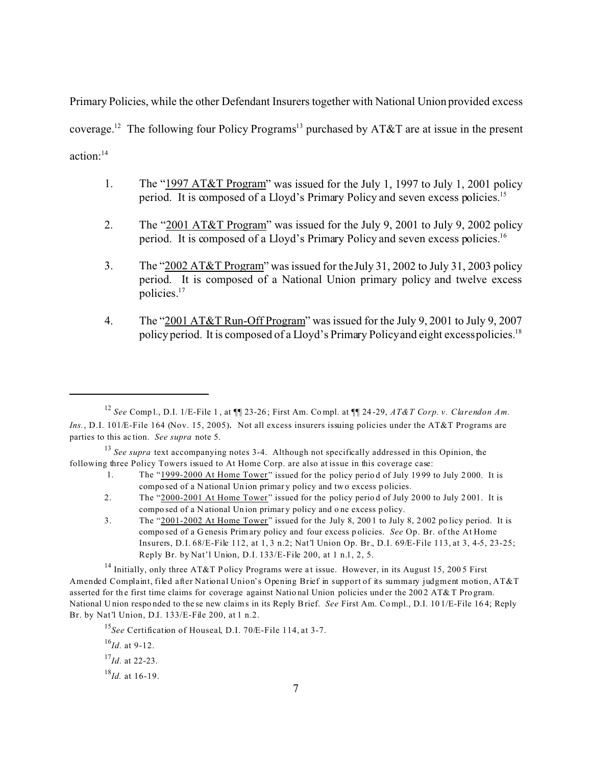Primary Policies, while the other Defendant Insurers together with National Union provided excess coverage.[12] The following four Policy Programs[13] purchased by AT&T are at issue in the present action:[14]

1. The "1997 AT&T Program" was issued for the July 1, 1997 to July 1, 2001 policy period. It is composed of a Lloyd's Primary Policy and seven excess policies.[15]

2. The "2001 AT&T Program" was issued for the July 9, 2001 to July 9, 2002 policy period. It is composed of a Lloyd's Primary Policy and seven excess policies.[16]

3. The "2002 AT&T Program" was issued for the July 31, 2002 to July 31, 2003 policy period. It is composed of a National Union primary policy and twelve excess policies.[17]

4. The "2001 AT&T Run-Off Program" was issued for the July 9, 2001 to July 9, 2007 policy period. It is composed of a Lloyd's Primary Policy and eight excess policies.[18]

---

[12] *See* Compl., D.I. 1/E-File 1, at ¶¶ 23-26; First Am. Compl. at ¶¶ 24-29, *AT&T Corp. v. Clarendon Am. Ins.*, D.I. 101/E-File 164 (Nov. 15, 2005). Not all excess insurers issuing policies under the AT&T Programs are parties to this action. *See supra* note 5.

[13] *See supra* text accompanying notes 3-4. Although not specifically addressed in this Opinion, the following three Policy Towers issued to At Home Corp. are also at issue in this coverage case:

1. The "1999-2000 At Home Tower" issued for the policy period of July 1999 to July 2000. It is composed of a National Union primary policy and two excess policies.
2. The "2000-2001 At Home Tower" issued for the policy period of July 2000 to July 2001. It is composed of a National Union primary policy and one excess policy.
3. The "2001-2002 At Home Tower" issued for the July 8, 2001 to July 8, 2002 policy period. It is composed of a Genesis Primary policy and four excess policies. *See* Op. Br. of the At Home Insurers, D.I. 68/E-File 112, at 1, 3 n.2; Nat'l Union Op. Br., D.I. 69/E-File 113, at 3, 4-5, 23-25; Reply Br. by Nat'l Union, D.I. 133/E-File 200, at 1 n.1, 2, 5.

[14] Initially, only three AT&T Policy Programs were at issue. However, in its August 15, 2005 First Amended Complaint, filed after National Union's Opening Brief in support of its summary judgment motion, AT&T asserted for the first time claims for coverage against National Union policies under the 2002 AT&T Program. National Union responded to these new claims in its Reply Brief. *See* First Am. Compl., D.I. 101/E-File 164; Reply Br. by Nat'l Union, D.I. 133/E-File 200, at 1 n.2.

[15] *See* Certification of Houseal, D.I. 70/E-File 114, at 3-7.

[16] *Id.* at 9-12.

[17] *Id.* at 22-23.

[18] *Id.* at 16-19.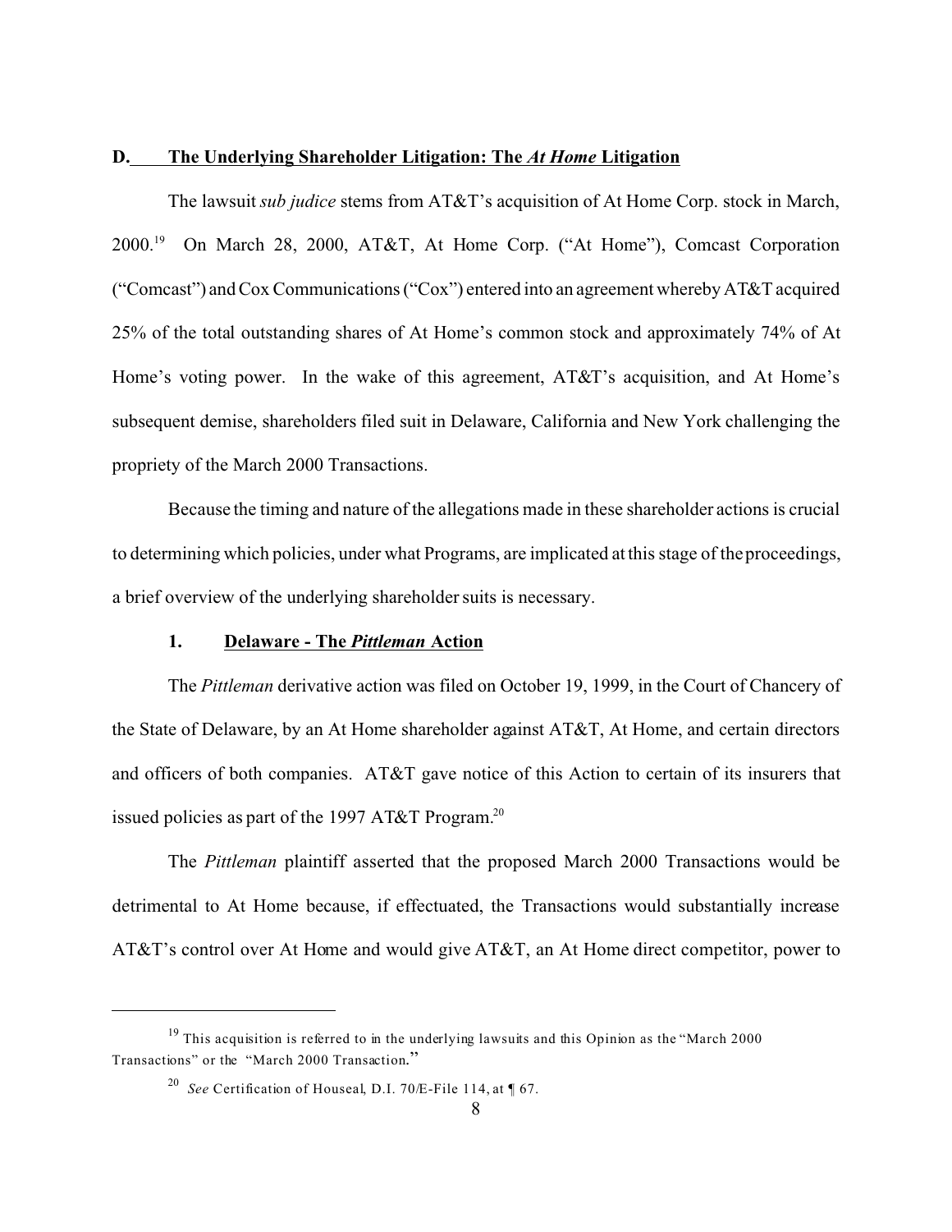## D. The Underlying Shareholder Litigation: The *At Home* Litigation

The lawsuit *sub judice* stems from AT&T's acquisition of At Home Corp. stock in March, 2000.[19] On March 28, 2000, AT&T, At Home Corp. ("At Home"), Comcast Corporation ("Comcast") and Cox Communications ("Cox") entered into an agreement whereby AT&T acquired 25% of the total outstanding shares of At Home's common stock and approximately 74% of At Home's voting power. In the wake of this agreement, AT&T's acquisition, and At Home's subsequent demise, shareholders filed suit in Delaware, California and New York challenging the propriety of the March 2000 Transactions.

Because the timing and nature of the allegations made in these shareholder actions is crucial to determining which policies, under what Programs, are implicated at this stage of the proceedings, a brief overview of the underlying shareholder suits is necessary.

### 1. Delaware - The *Pittleman* Action

The *Pittleman* derivative action was filed on October 19, 1999, in the Court of Chancery of the State of Delaware, by an At Home shareholder against AT&T, At Home, and certain directors and officers of both companies. AT&T gave notice of this Action to certain of its insurers that issued policies as part of the 1997 AT&T Program.[20]

The *Pittleman* plaintiff asserted that the proposed March 2000 Transactions would be detrimental to At Home because, if effectuated, the Transactions would substantially increase AT&T's control over At Home and would give AT&T, an At Home direct competitor, power to

---

[19] This acquisition is referred to in the underlying lawsuits and this Opinion as the "March 2000 Transactions" or the "March 2000 Transaction."

[20] *See* Certification of Houseal, D.I. 70/E-File 114, at ¶ 67.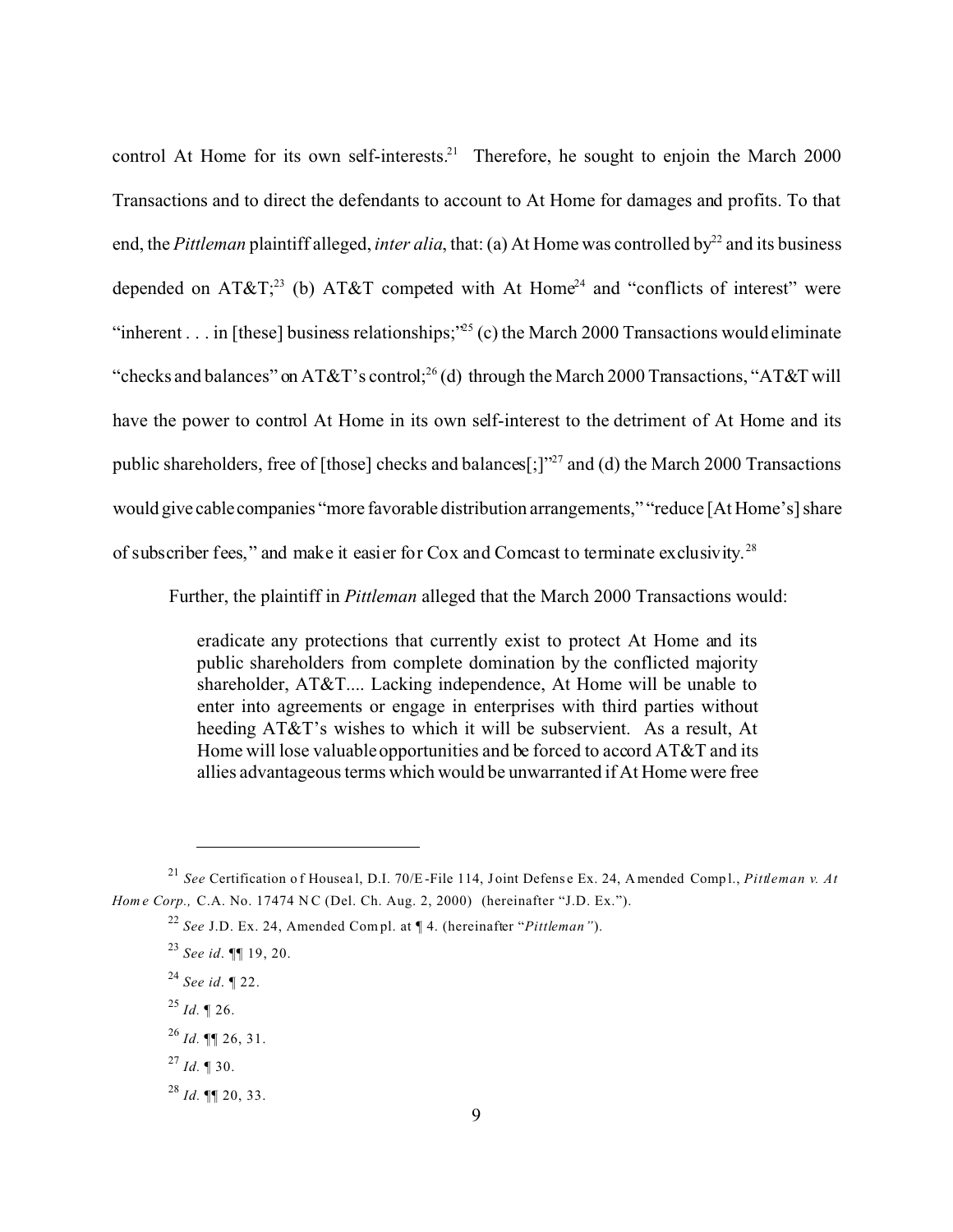control At Home for its own self-interests.[21] Therefore, he sought to enjoin the March 2000 Transactions and to direct the defendants to account to At Home for damages and profits. To that end, the *Pittleman* plaintiff alleged, *inter alia*, that: (a) At Home was controlled by[22] and its business depended on AT&T;[23] (b) AT&T competed with At Home[24] and "conflicts of interest" were "inherent . . . in [these] business relationships;"[25] (c) the March 2000 Transactions would eliminate "checks and balances" on AT&T's control;[26] (d) through the March 2000 Transactions, "AT&T will have the power to control At Home in its own self-interest to the detriment of At Home and its public shareholders, free of [those] checks and balances[;]"[27] and (d) the March 2000 Transactions would give cable companies "more favorable distribution arrangements," "reduce [At Home's] share of subscriber fees," and make it easier for Cox and Comcast to terminate exclusivity.[28]

Further, the plaintiff in *Pittleman* alleged that the March 2000 Transactions would:

> eradicate any protections that currently exist to protect At Home and its public shareholders from complete domination by the conflicted majority shareholder, AT&T.... Lacking independence, At Home will be unable to enter into agreements or engage in enterprises with third parties without heeding AT&T's wishes to which it will be subservient. As a result, At Home will lose valuable opportunities and be forced to accord AT&T and its allies advantageous terms which would be unwarranted if At Home were free

---

[21] *See* Certification of Houseal, D.I. 70/E-File 114, Joint Defense Ex. 24, Amended Compl., *Pittleman v. At Home Corp.,* C.A. No. 17474 NC (Del. Ch. Aug. 2, 2000) (hereinafter "J.D. Ex.").

[22] *See* J.D. Ex. 24, Amended Compl. at ¶ 4. (hereinafter "*Pittleman"*).

[23] *See id*. ¶¶ 19, 20.

[24] *See id*. ¶ 22.

[25] *Id.* ¶ 26.

[26] *Id.* ¶¶ 26, 31.

[27] *Id.* ¶ 30.

[28] *Id.* ¶¶ 20, 33.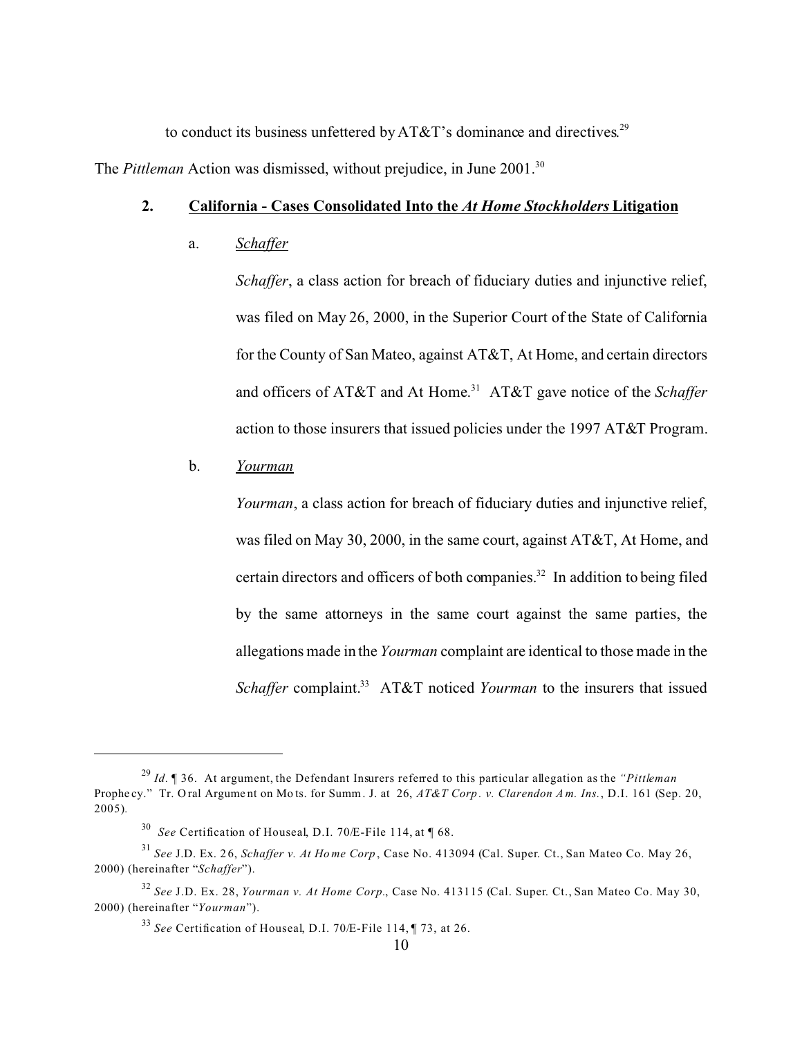to conduct its business unfettered by AT&T's dominance and directives.[29]

The *Pittleman* Action was dismissed, without prejudice, in June 2001.[30]

**2. California - Cases Consolidated Into the *At Home Stockholders* Litigation**

a. *Schaffer*

*Schaffer*, a class action for breach of fiduciary duties and injunctive relief, was filed on May 26, 2000, in the Superior Court of the State of California for the County of San Mateo, against AT&T, At Home, and certain directors and officers of AT&T and At Home.[31] AT&T gave notice of the *Schaffer* action to those insurers that issued policies under the 1997 AT&T Program.

b. *Yourman*

*Yourman*, a class action for breach of fiduciary duties and injunctive relief, was filed on May 30, 2000, in the same court, against AT&T, At Home, and certain directors and officers of both companies.[32] In addition to being filed by the same attorneys in the same court against the same parties, the allegations made in the *Yourman* complaint are identical to those made in the *Schaffer* complaint.[33] AT&T noticed *Yourman* to the insurers that issued

---

[29] *Id.* ¶ 36. At argument, the Defendant Insurers referred to this particular allegation as the *"Pittleman* Prophecy." Tr. Oral Argument on Mots. for Summ. J. at 26, *AT&T Corp. v. Clarendon Am. Ins.*, D.I. 161 (Sep. 20, 2005).

[30] *See* Certification of Houseal, D.I. 70/E-File 114, at ¶ 68.

[31] *See* J.D. Ex. 26, *Schaffer v. At Home Corp*, Case No. 413094 (Cal. Super. Ct., San Mateo Co. May 26, 2000) (hereinafter "*Schaffer*").

[32] *See* J.D. Ex. 28, *Yourman v. At Home Corp.*, Case No. 413115 (Cal. Super. Ct., San Mateo Co. May 30, 2000) (hereinafter "*Yourman*").

[33] *See* Certification of Houseal, D.I. 70/E-File 114, ¶ 73, at 26.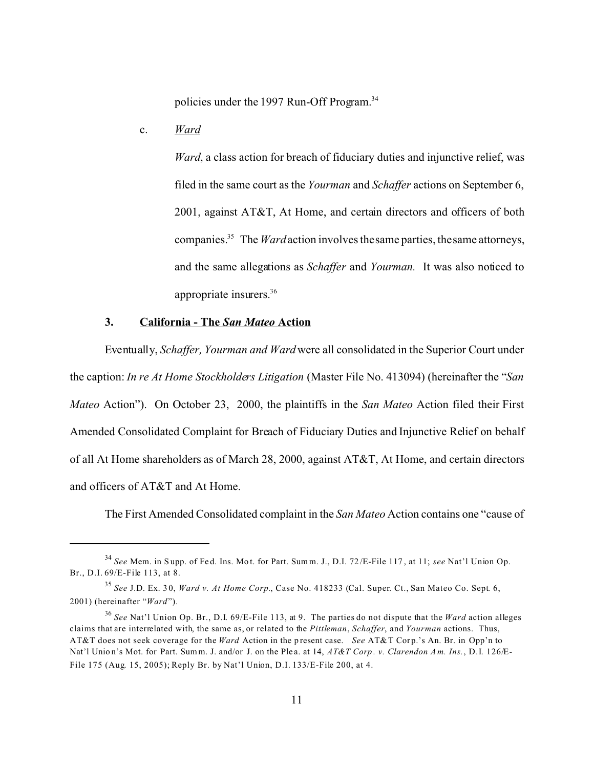policies under the 1997 Run-Off Program.[34]

c. *Ward*

*Ward*, a class action for breach of fiduciary duties and injunctive relief, was filed in the same court as the *Yourman* and *Schaffer* actions on September 6, 2001, against AT&T, At Home, and certain directors and officers of both companies.[35] The *Ward* action involves the same parties, the same attorneys, and the same allegations as *Schaffer* and *Yourman.* It was also noticed to appropriate insurers.[36]

### 3. California - The *San Mateo* Action

Eventually, *Schaffer, Yourman and Ward* were all consolidated in the Superior Court under the caption: *In re At Home Stockholders Litigation* (Master File No. 413094) (hereinafter the "*San Mateo* Action"). On October 23, 2000, the plaintiffs in the *San Mateo* Action filed their First Amended Consolidated Complaint for Breach of Fiduciary Duties and Injunctive Relief on behalf of all At Home shareholders as of March 28, 2000, against AT&T, At Home, and certain directors and officers of AT&T and At Home.

The First Amended Consolidated complaint in the *San Mateo* Action contains one "cause of

---

[34] *See* Mem. in Supp. of Fed. Ins. Mot. for Part. Summ. J., D.I. 72/E-File 117, at 11; *see* Nat'l Union Op. Br., D.I. 69/E-File 113, at 8.

[35] *See* J.D. Ex. 30, *Ward v. At Home Corp.*, Case No. 418233 (Cal. Super. Ct., San Mateo Co. Sept. 6, 2001) (hereinafter "*Ward*").

[36] *See* Nat'l Union Op. Br., D.I. 69/E-File 113, at 9. The parties do not dispute that the *Ward* action alleges claims that are interrelated with, the same as, or related to the *Pittleman*, *Schaffer*, and *Yourman* actions. Thus, AT&T does not seek coverage for the *Ward* Action in the present case. *See* AT&T Corp.'s An. Br. in Opp'n to Nat'l Union's Mot. for Part. Summ. J. and/or J. on the Plea. at 14, *AT&T Corp. v. Clarendon Am. Ins.*, D.I. 126/E-File 175 (Aug. 15, 2005); Reply Br. by Nat'l Union, D.I. 133/E-File 200, at 4.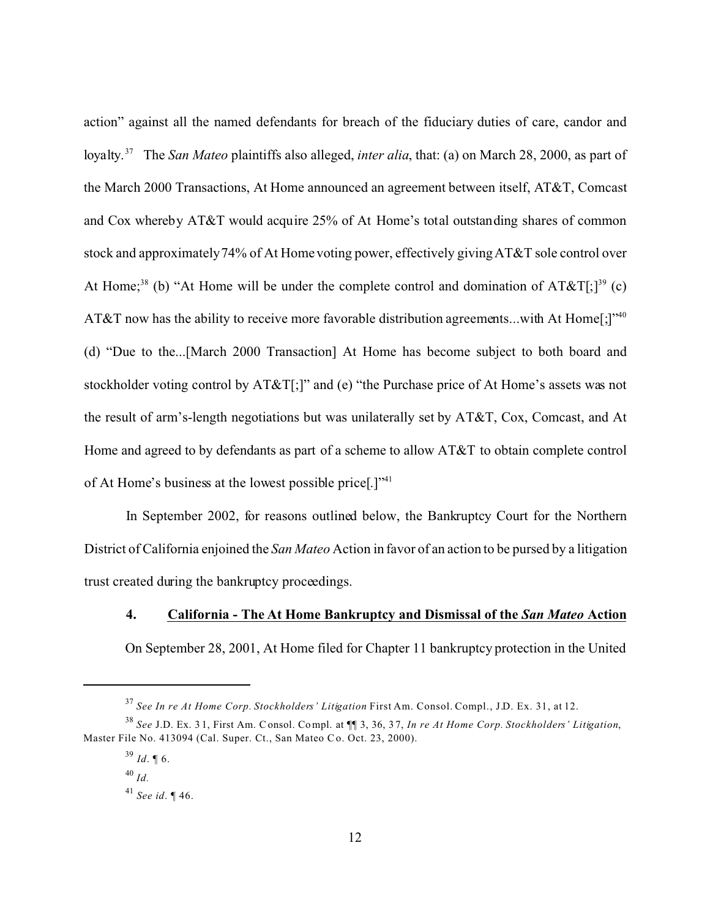action" against all the named defendants for breach of the fiduciary duties of care, candor and loyalty.[37] The *San Mateo* plaintiffs also alleged, *inter alia*, that: (a) on March 28, 2000, as part of the March 2000 Transactions, At Home announced an agreement between itself, AT&T, Comcast and Cox whereby AT&T would acquire 25% of At Home's total outstanding shares of common stock and approximately 74% of At Home voting power, effectively giving AT&T sole control over At Home;[38] (b) "At Home will be under the complete control and domination of AT&T[;][39] (c) AT&T now has the ability to receive more favorable distribution agreements...with At Home[;]"[40] (d) "Due to the...[March 2000 Transaction] At Home has become subject to both board and stockholder voting control by AT&T[;]" and (e) "the Purchase price of At Home's assets was not the result of arm's-length negotiations but was unilaterally set by AT&T, Cox, Comcast, and At Home and agreed to by defendants as part of a scheme to allow AT&T to obtain complete control of At Home's business at the lowest possible price[.]"[41]

In September 2002, for reasons outlined below, the Bankruptcy Court for the Northern District of California enjoined the *San Mateo* Action in favor of an action to be pursed by a litigation trust created during the bankruptcy proceedings.

#### 4. California - The At Home Bankruptcy and Dismissal of the *San Mateo* Action

On September 28, 2001, At Home filed for Chapter 11 bankruptcy protection in the United

---

[37] *See In re At Home Corp. Stockholders' Litigation* First Am. Consol. Compl., J.D. Ex. 31, at 12.

[38] *See* J.D. Ex. 31, First Am. Consol. Compl. at ¶¶ 3, 36, 37, *In re At Home Corp. Stockholders' Litigation*, Master File No. 413094 (Cal. Super. Ct., San Mateo Co. Oct. 23, 2000).

[39] *Id*. ¶ 6.

[40] *Id.*

[41] *See id*. ¶ 46.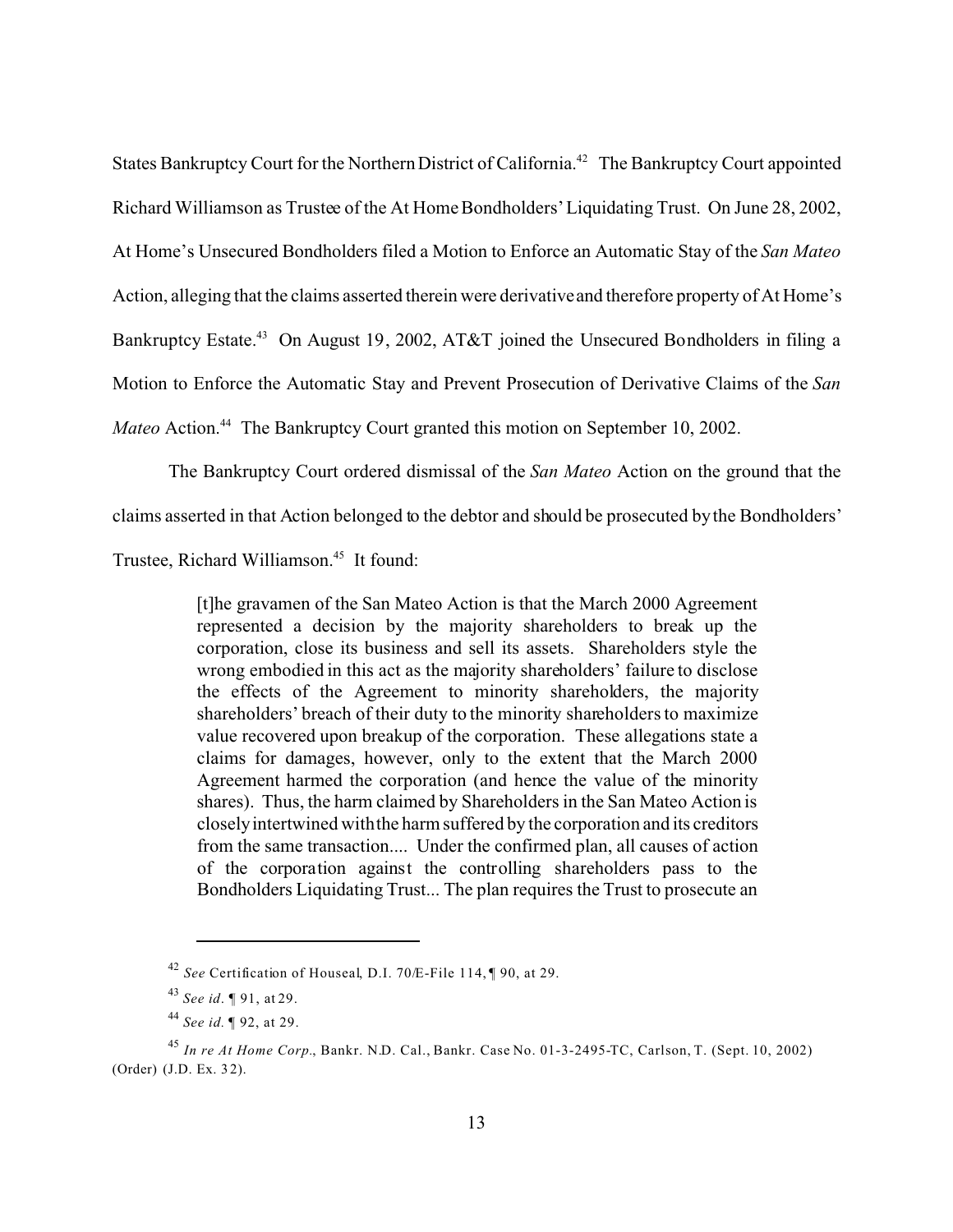States Bankruptcy Court for the Northern District of California.[42] The Bankruptcy Court appointed Richard Williamson as Trustee of the At Home Bondholders' Liquidating Trust. On June 28, 2002, At Home's Unsecured Bondholders filed a Motion to Enforce an Automatic Stay of the *San Mateo* Action, alleging that the claims asserted therein were derivative and therefore property of At Home's Bankruptcy Estate.[43] On August 19, 2002, AT&T joined the Unsecured Bondholders in filing a Motion to Enforce the Automatic Stay and Prevent Prosecution of Derivative Claims of the *San Mateo* Action.[44] The Bankruptcy Court granted this motion on September 10, 2002.

The Bankruptcy Court ordered dismissal of the *San Mateo* Action on the ground that the claims asserted in that Action belonged to the debtor and should be prosecuted by the Bondholders' Trustee, Richard Williamson.[45] It found:

> [t]he gravamen of the San Mateo Action is that the March 2000 Agreement represented a decision by the majority shareholders to break up the corporation, close its business and sell its assets. Shareholders style the wrong embodied in this act as the majority shareholders' failure to disclose the effects of the Agreement to minority shareholders, the majority shareholders' breach of their duty to the minority shareholders to maximize value recovered upon breakup of the corporation. These allegations state a claims for damages, however, only to the extent that the March 2000 Agreement harmed the corporation (and hence the value of the minority shares). Thus, the harm claimed by Shareholders in the San Mateo Action is closely intertwined with the harm suffered by the corporation and its creditors from the same transaction.... Under the confirmed plan, all causes of action of the corporation against the controlling shareholders pass to the Bondholders Liquidating Trust... The plan requires the Trust to prosecute an

---

[42] *See* Certification of Houseal, D.I. 70/E-File 114, ¶ 90, at 29.

[43] *See id*. ¶ 91, at 29.

[44] *See id.* ¶ 92, at 29.

[45] *In re At Home Corp*., Bankr. N.D. Cal., Bankr. Case No. 01-3-2495-TC, Carlson, T. (Sept. 10, 2002) (Order) (J.D. Ex. 32).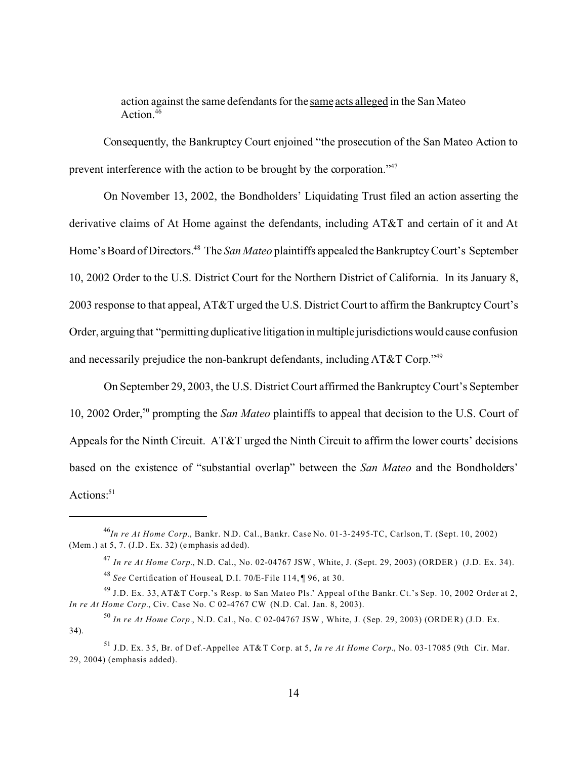> action against the same defendants for the <u>same acts alleged</u> in the San Mateo Action.[46]

Consequently, the Bankruptcy Court enjoined "the prosecution of the San Mateo Action to prevent interference with the action to be brought by the corporation."[47]

On November 13, 2002, the Bondholders' Liquidating Trust filed an action asserting the derivative claims of At Home against the defendants, including AT&T and certain of it and At Home's Board of Directors.[48] The *San Mateo* plaintiffs appealed the Bankruptcy Court's September 10, 2002 Order to the U.S. District Court for the Northern District of California. In its January 8, 2003 response to that appeal, AT&T urged the U.S. District Court to affirm the Bankruptcy Court's Order, arguing that "permitting duplicative litigation in multiple jurisdictions would cause confusion and necessarily prejudice the non-bankrupt defendants, including AT&T Corp."[49]

On September 29, 2003, the U.S. District Court affirmed the Bankruptcy Court's September 10, 2002 Order,[50] prompting the *San Mateo* plaintiffs to appeal that decision to the U.S. Court of Appeals for the Ninth Circuit. AT&T urged the Ninth Circuit to affirm the lower courts' decisions based on the existence of "substantial overlap" between the *San Mateo* and the Bondholders' Actions:[51]

---

[46] *In re At Home Corp.*, Bankr. N.D. Cal., Bankr. Case No. 01-3-2495-TC, Carlson, T. (Sept. 10, 2002) (Mem.) at 5, 7. (J.D. Ex. 32) (emphasis added).

[47] *In re At Home Corp.*, N.D. Cal., No. 02-04767 JSW, White, J. (Sept. 29, 2003) (ORDER) (J.D. Ex. 34).

[48] *See* Certification of Houseal, D.I. 70/E-File 114, ¶ 96, at 30.

[49] J.D. Ex. 33, AT&T Corp.'s Resp. to San Mateo Pls.' Appeal of the Bankr. Ct.'s Sep. 10, 2002 Order at 2, *In re At Home Corp.*, Civ. Case No. C 02-4767 CW (N.D. Cal. Jan. 8, 2003).

[50] *In re At Home Corp.*, N.D. Cal., No. C 02-04767 JSW, White, J. (Sep. 29, 2003) (ORDER) (J.D. Ex. 34).

[51] J.D. Ex. 35, Br. of Def.-Appellee AT&T Corp. at 5, *In re At Home Corp.*, No. 03-17085 (9th Cir. Mar. 29, 2004) (emphasis added).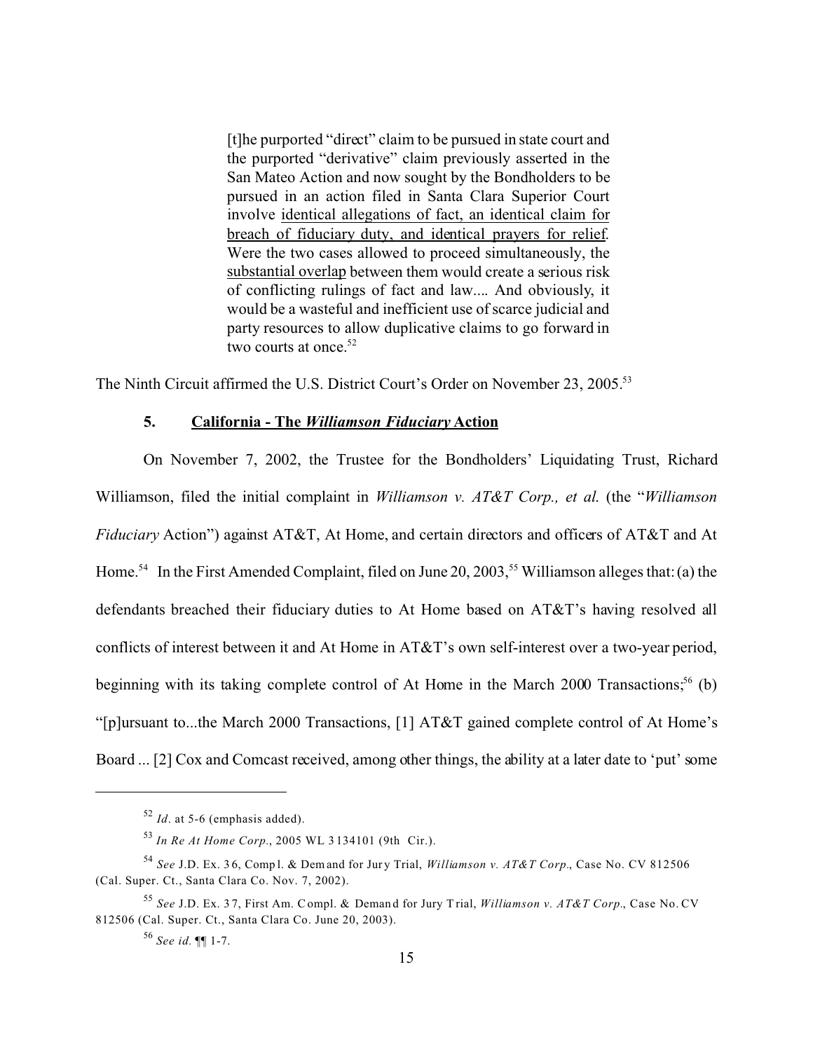> [t]he purported "direct" claim to be pursued in state court and the purported "derivative" claim previously asserted in the San Mateo Action and now sought by the Bondholders to be pursued in an action filed in Santa Clara Superior Court involve <u>identical allegations of fact, an identical claim for breach of fiduciary duty, and identical prayers for relief</u>. Were the two cases allowed to proceed simultaneously, the <u>substantial overlap</u> between them would create a serious risk of conflicting rulings of fact and law.... And obviously, it would be a wasteful and inefficient use of scarce judicial and party resources to allow duplicative claims to go forward in two courts at once.[52]

The Ninth Circuit affirmed the U.S. District Court's Order on November 23, 2005.[53]

### 5. <u>California - The *Williamson Fiduciary* Action</u>

On November 7, 2002, the Trustee for the Bondholders' Liquidating Trust, Richard Williamson, filed the initial complaint in *Williamson v. AT&T Corp., et al.* (the "*Williamson Fiduciary* Action") against AT&T, At Home, and certain directors and officers of AT&T and At Home.[54] In the First Amended Complaint, filed on June 20, 2003,[55] Williamson alleges that: (a) the defendants breached their fiduciary duties to At Home based on AT&T's having resolved all conflicts of interest between it and At Home in AT&T's own self-interest over a two-year period, beginning with its taking complete control of At Home in the March 2000 Transactions;[56] (b) "[p]ursuant to...the March 2000 Transactions, [1] AT&T gained complete control of At Home's Board ... [2] Cox and Comcast received, among other things, the ability at a later date to 'put' some

---

[52] *Id*. at 5-6 (emphasis added).

[53] *In Re At Home Corp*., 2005 WL 3134101 (9th Cir.).

[54] *See* J.D. Ex. 36, Compl. & Demand for Jury Trial, *Williamson v. AT&T Corp*., Case No. CV 812506 (Cal. Super. Ct., Santa Clara Co. Nov. 7, 2002).

[55] *See* J.D. Ex. 37, First Am. Compl. & Demand for Jury Trial, *Williamson v. AT&T Corp*., Case No. CV 812506 (Cal. Super. Ct., Santa Clara Co. June 20, 2003).

[56] *See id.* ¶¶ 1-7.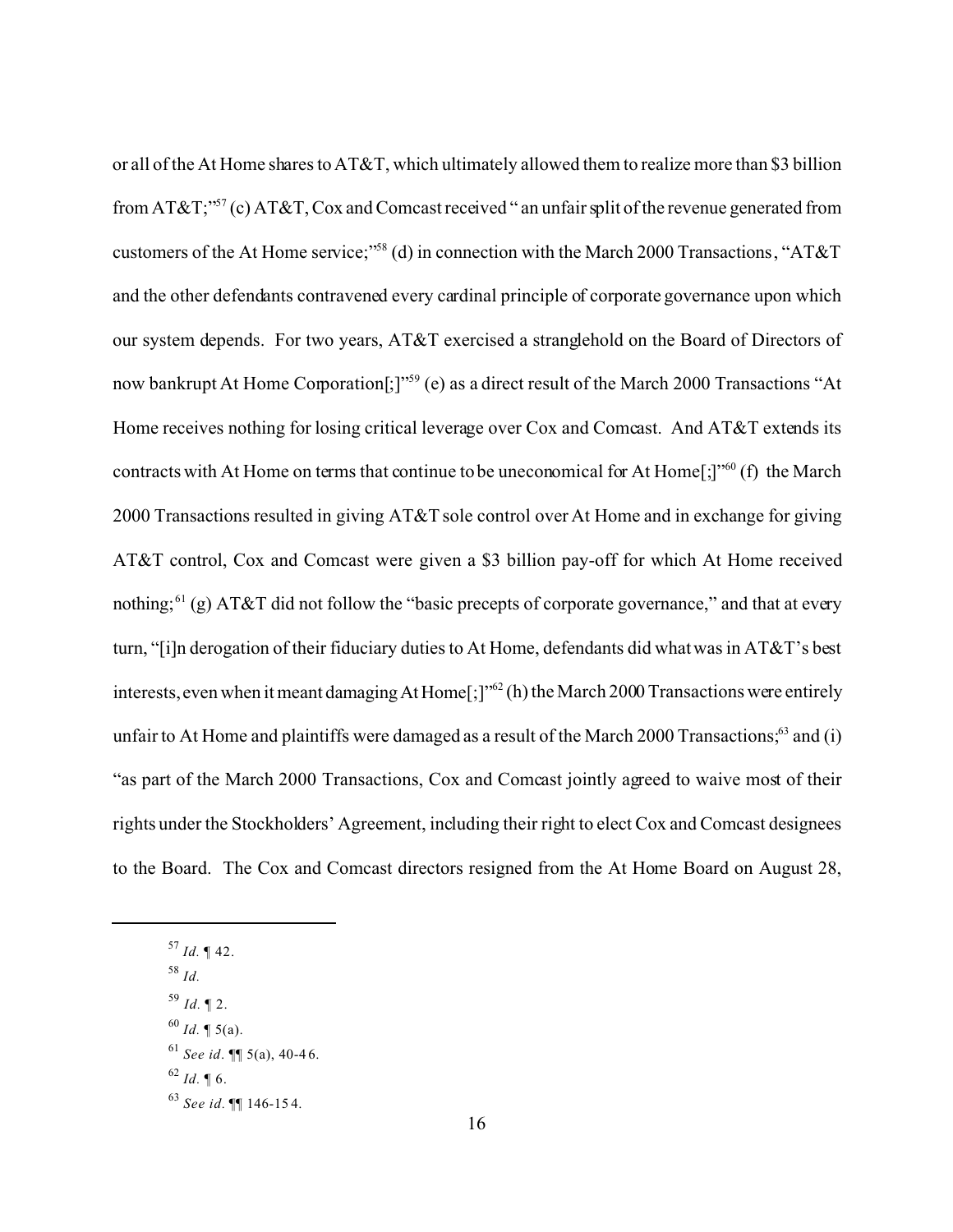or all of the At Home shares to AT&T, which ultimately allowed them to realize more than $3 billion from AT&T;"[57] (c) AT&T, Cox and Comcast received "an unfair split of the revenue generated from customers of the At Home service;"[58] (d) in connection with the March 2000 Transactions, "AT&T and the other defendants contravened every cardinal principle of corporate governance upon which our system depends. For two years, AT&T exercised a stranglehold on the Board of Directors of now bankrupt At Home Corporation[;]"[59] (e) as a direct result of the March 2000 Transactions "At Home receives nothing for losing critical leverage over Cox and Comcast. And AT&T extends its contracts with At Home on terms that continue to be uneconomical for At Home[;]"[60] (f) the March 2000 Transactions resulted in giving AT&T sole control over At Home and in exchange for giving AT&T control, Cox and Comcast were given a $3 billion pay-off for which At Home received nothing;[61] (g) AT&T did not follow the "basic precepts of corporate governance," and that at every turn, "[i]n derogation of their fiduciary duties to At Home, defendants did what was in AT&T's best interests, even when it meant damaging At Home[;]"[62] (h) the March 2000 Transactions were entirely unfair to At Home and plaintiffs were damaged as a result of the March 2000 Transactions;[63] and (i) "as part of the March 2000 Transactions, Cox and Comcast jointly agreed to waive most of their rights under the Stockholders' Agreement, including their right to elect Cox and Comcast designees to the Board. The Cox and Comcast directors resigned from the At Home Board on August 28,

---

[57] *Id.* ¶ 42.

[58] *Id.*

[59] *Id.* ¶ 2.

[60] *Id.* ¶ 5(a).

[61] *See id.* ¶¶ 5(a), 40-46.

[62] *Id.* ¶ 6.

[63] *See id.* ¶¶ 146-154.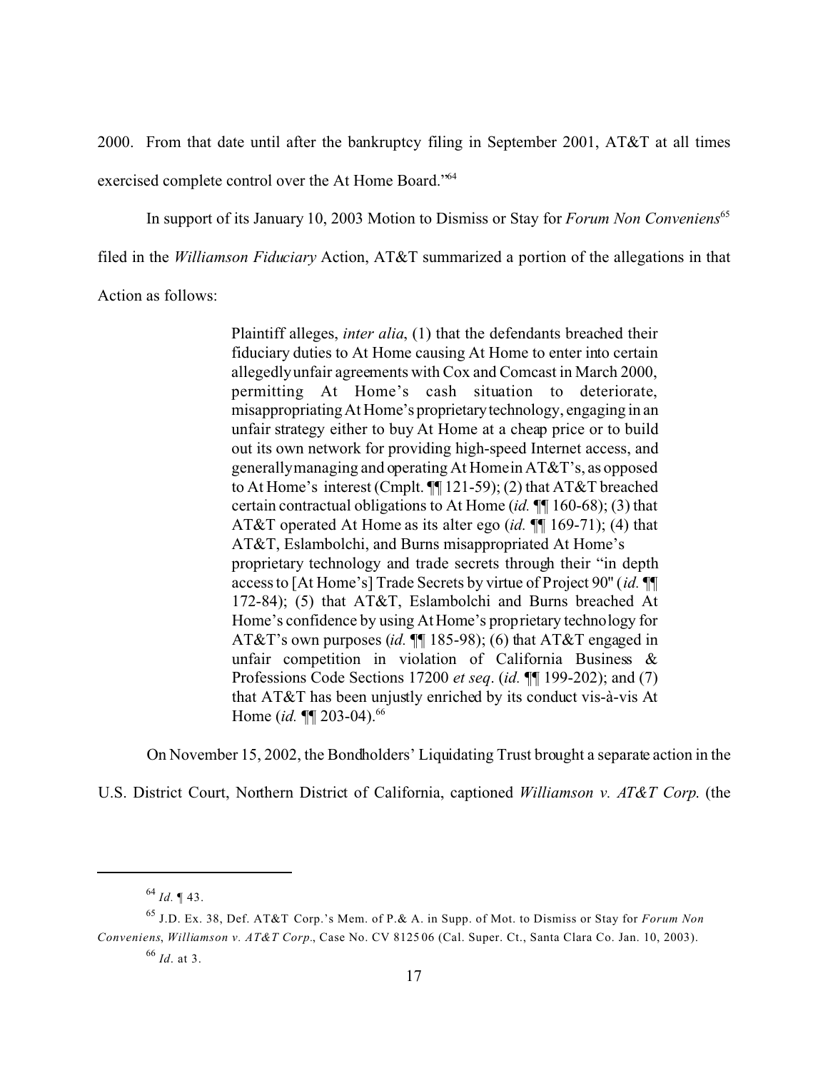2000. From that date until after the bankruptcy filing in September 2001, AT&T at all times exercised complete control over the At Home Board."[64]

In support of its January 10, 2003 Motion to Dismiss or Stay for *Forum Non Conveniens*[65] filed in the *Williamson Fiduciary* Action, AT&T summarized a portion of the allegations in that Action as follows:

> Plaintiff alleges, *inter alia*, (1) that the defendants breached their fiduciary duties to At Home causing At Home to enter into certain allegedly unfair agreements with Cox and Comcast in March 2000, permitting At Home's cash situation to deteriorate, misappropriating At Home's proprietary technology, engaging in an unfair strategy either to buy At Home at a cheap price or to build out its own network for providing high-speed Internet access, and generally managing and operating At Home in AT&T's, as opposed to At Home's interest (Cmplt. ¶¶ 121-59); (2) that AT&T breached certain contractual obligations to At Home (*id.* ¶¶ 160-68); (3) that AT&T operated At Home as its alter ego (*id.* ¶¶ 169-71); (4) that AT&T, Eslambolchi, and Burns misappropriated At Home's proprietary technology and trade secrets through their "in depth access to [At Home's] Trade Secrets by virtue of Project 90" (*id.* ¶¶ 172-84); (5) that AT&T, Eslambolchi and Burns breached At Home's confidence by using At Home's proprietary technology for AT&T's own purposes (*id.* ¶¶ 185-98); (6) that AT&T engaged in unfair competition in violation of California Business & Professions Code Sections 17200 *et seq*. (*id.* ¶¶ 199-202); and (7) that AT&T has been unjustly enriched by its conduct vis-à-vis At Home (*id.* ¶¶ 203-04).[66]

On November 15, 2002, the Bondholders' Liquidating Trust brought a separate action in the U.S. District Court, Northern District of California, captioned *Williamson v. AT&T Corp*. (the

---

[64] *Id.* ¶ 43.

[65] J.D. Ex. 38, Def. AT&T Corp.'s Mem. of P.& A. in Supp. of Mot. to Dismiss or Stay for *Forum Non Conveniens*, *Williamson v. AT&T Corp*., Case No. CV 812506 (Cal. Super. Ct., Santa Clara Co. Jan. 10, 2003).

[66] *Id*. at 3.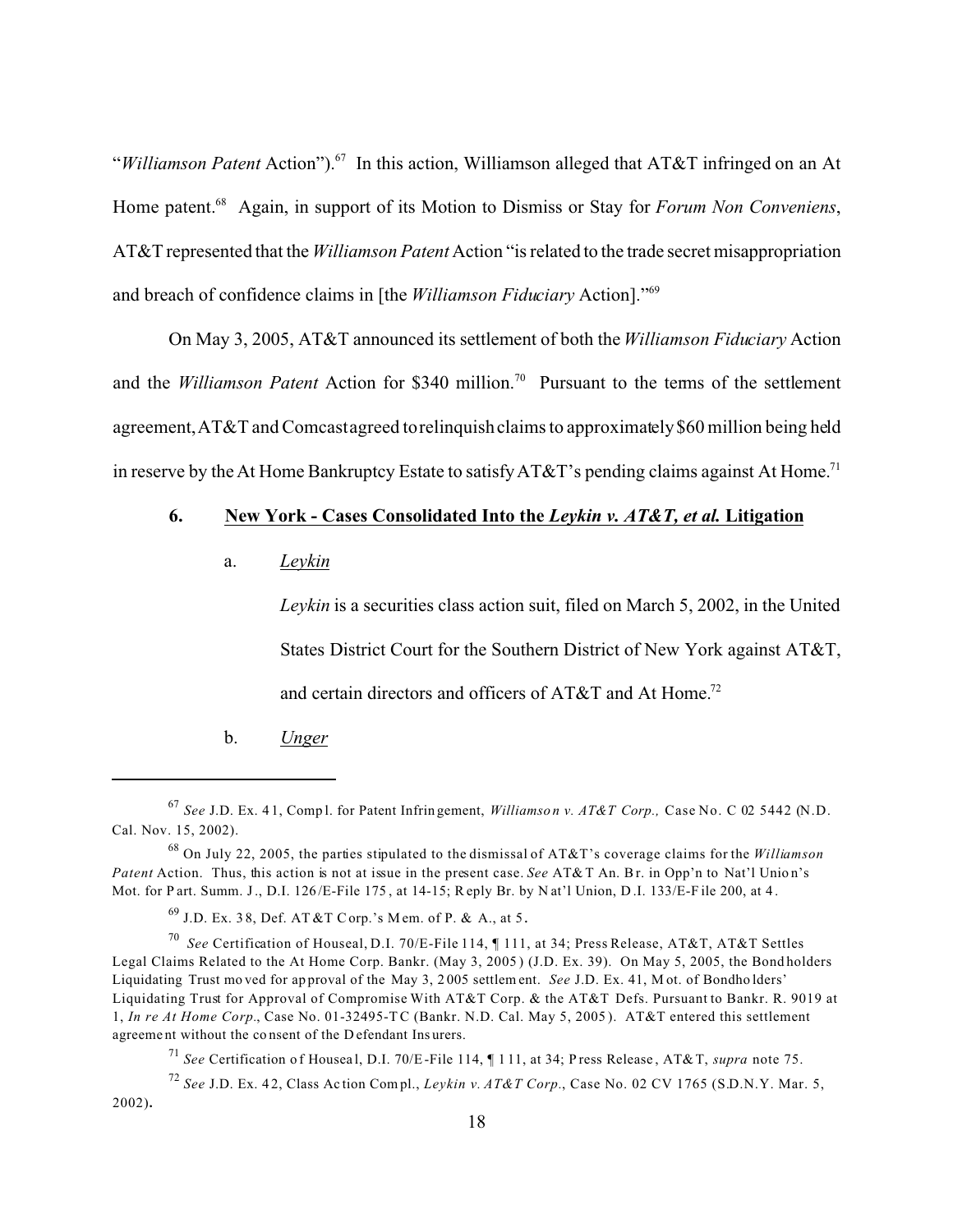"*Williamson Patent* Action").[67] In this action, Williamson alleged that AT&T infringed on an At Home patent.[68] Again, in support of its Motion to Dismiss or Stay for *Forum Non Conveniens*, AT&T represented that the *Williamson Patent* Action "is related to the trade secret misappropriation and breach of confidence claims in [the *Williamson Fiduciary* Action]."[69]

On May 3, 2005, AT&T announced its settlement of both the *Williamson Fiduciary* Action and the *Williamson Patent* Action for $340 million.[70] Pursuant to the terms of the settlement agreement, AT&T and Comcast agreed to relinquish claims to approximately $60 million being held in reserve by the At Home Bankruptcy Estate to satisfy AT&T's pending claims against At Home.[71]

### 6. New York - Cases Consolidated Into the *Leykin v. AT&T, et al.* Litigation

a. *Leykin*

*Leykin* is a securities class action suit, filed on March 5, 2002, in the United States District Court for the Southern District of New York against AT&T, and certain directors and officers of AT&T and At Home.[72]

b. *Unger*

---

[67] *See* J.D. Ex. 41, Compl. for Patent Infringement, *Williamson v. AT&T Corp.,* Case No. C 02 5442 (N.D. Cal. Nov. 15, 2002).

[68] On July 22, 2005, the parties stipulated to the dismissal of AT&T's coverage claims for the *Williamson Patent* Action. Thus, this action is not at issue in the present case. *See* AT&T An. Br. in Opp'n to Nat'l Union's Mot. for Part. Summ. J., D.I. 126/E-File 175, at 14-15; Reply Br. by Nat'l Union, D.I. 133/E-File 200, at 4.

[69] J.D. Ex. 38, Def. AT&T Corp.'s Mem. of P. & A., at 5.

[70] *See* Certification of Houseal, D.I. 70/E-File 114, ¶ 111, at 34; Press Release, AT&T, AT&T Settles Legal Claims Related to the At Home Corp. Bankr. (May 3, 2005) (J.D. Ex. 39). On May 5, 2005, the Bondholders Liquidating Trust moved for approval of the May 3, 2005 settlement. *See* J.D. Ex. 41, Mot. of Bondholders' Liquidating Trust for Approval of Compromise With AT&T Corp. & the AT&T Defs. Pursuant to Bankr. R. 9019 at 1, *In re At Home Corp.*, Case No. 01-32495-TC (Bankr. N.D. Cal. May 5, 2005). AT&T entered this settlement agreement without the consent of the Defendant Insurers.

[71] *See* Certification of Houseal, D.I. 70/E-File 114, ¶ 111, at 34; Press Release, AT&T, *supra* note 75.

[72] *See* J.D. Ex. 42, Class Action Compl., *Leykin v. AT&T Corp.*, Case No. 02 CV 1765 (S.D.N.Y. Mar. 5, 2002).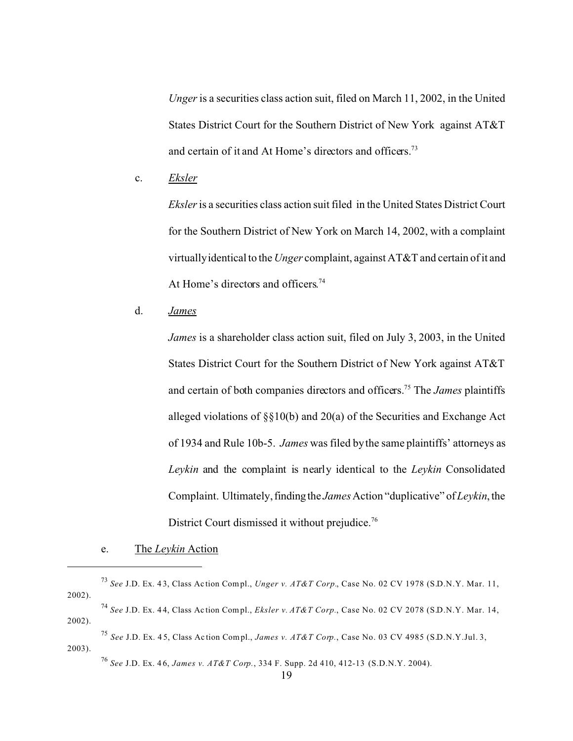*Unger* is a securities class action suit, filed on March 11, 2002, in the United States District Court for the Southern District of New York against AT&T and certain of it and At Home's directors and officers.[73]

c. *Eksler*

*Eksler* is a securities class action suit filed in the United States District Court for the Southern District of New York on March 14, 2002, with a complaint virtually identical to the *Unger* complaint, against AT&T and certain of it and At Home's directors and officers.[74]

d. *James*

*James* is a shareholder class action suit, filed on July 3, 2003, in the United States District Court for the Southern District of New York against AT&T and certain of both companies directors and officers.[75] The *James* plaintiffs alleged violations of §§10(b) and 20(a) of the Securities and Exchange Act of 1934 and Rule 10b-5. *James* was filed by the same plaintiffs' attorneys as *Leykin* and the complaint is nearly identical to the *Leykin* Consolidated Complaint. Ultimately, finding the *James* Action "duplicative" of *Leykin*, the District Court dismissed it without prejudice.[76]

e. The *Leykin* Action

---

[73] *See* J.D. Ex. 43, Class Action Compl., *Unger v. AT&T Corp.*, Case No. 02 CV 1978 (S.D.N.Y. Mar. 11, 2002).

[74] *See* J.D. Ex. 44, Class Action Compl., *Eksler v. AT&T Corp.*, Case No. 02 CV 2078 (S.D.N.Y. Mar. 14, 2002).

[75] *See* J.D. Ex. 45, Class Action Compl., *James v. AT&T Corp.*, Case No. 03 CV 4985 (S.D.N.Y. Jul. 3, 2003).

[76] *See* J.D. Ex. 46, *James v. AT&T Corp.*, 334 F. Supp. 2d 410, 412-13 (S.D.N.Y. 2004).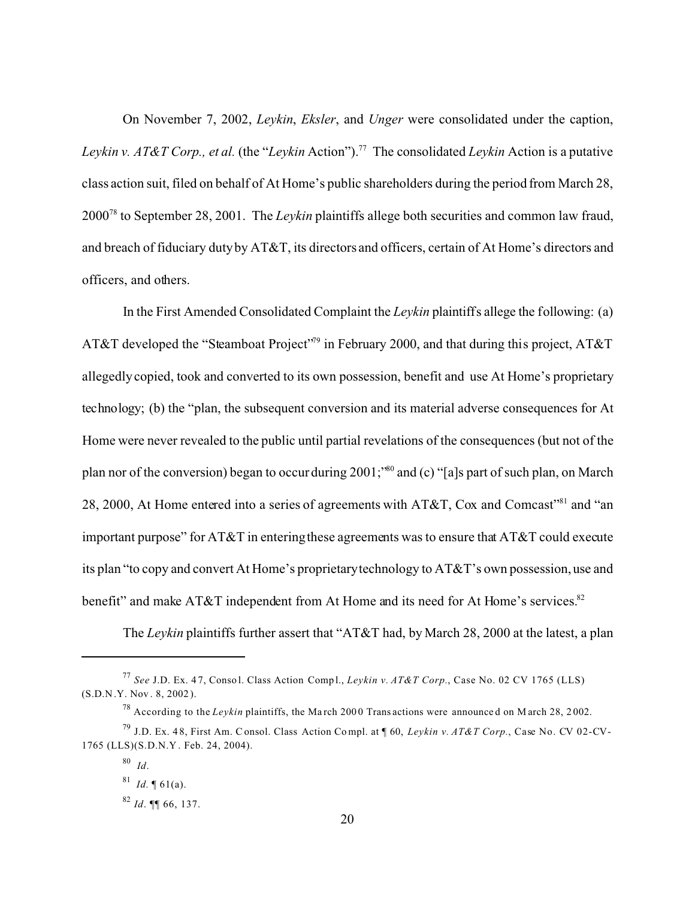On November 7, 2002, *Leykin*, *Eksler*, and *Unger* were consolidated under the caption, *Leykin v. AT&T Corp., et al.* (the "*Leykin* Action").[77] The consolidated *Leykin* Action is a putative class action suit, filed on behalf of At Home's public shareholders during the period from March 28, 2000[78] to September 28, 2001. The *Leykin* plaintiffs allege both securities and common law fraud, and breach of fiduciary duty by AT&T, its directors and officers, certain of At Home's directors and officers, and others.

In the First Amended Consolidated Complaint the *Leykin* plaintiffs allege the following: (a) AT&T developed the "Steamboat Project"[79] in February 2000, and that during this project, AT&T allegedly copied, took and converted to its own possession, benefit and use At Home's proprietary technology; (b) the "plan, the subsequent conversion and its material adverse consequences for At Home were never revealed to the public until partial revelations of the consequences (but not of the plan nor of the conversion) began to occur during 2001;"[80] and (c) "[a]s part of such plan, on March 28, 2000, At Home entered into a series of agreements with AT&T, Cox and Comcast"[81] and "an important purpose" for AT&T in entering these agreements was to ensure that AT&T could execute its plan "to copy and convert At Home's proprietary technology to AT&T's own possession, use and benefit" and make AT&T independent from At Home and its need for At Home's services.[82]

The *Leykin* plaintiffs further assert that "AT&T had, by March 28, 2000 at the latest, a plan

---

[77] *See* J.D. Ex. 47, Consol. Class Action Compl., *Leykin v. AT&T Corp.*, Case No. 02 CV 1765 (LLS) (S.D.N.Y. Nov. 8, 2002).

[78] According to the *Leykin* plaintiffs, the March 2000 Transactions were announced on March 28, 2002.

[79] J.D. Ex. 48, First Am. Consol. Class Action Compl. at ¶ 60, *Leykin v. AT&T Corp.*, Case No. CV 02-CV-1765 (LLS)(S.D.N.Y. Feb. 24, 2004).

[80] *Id*.

[81] *Id.* ¶ 61(a).

[82] *Id*. ¶¶ 66, 137.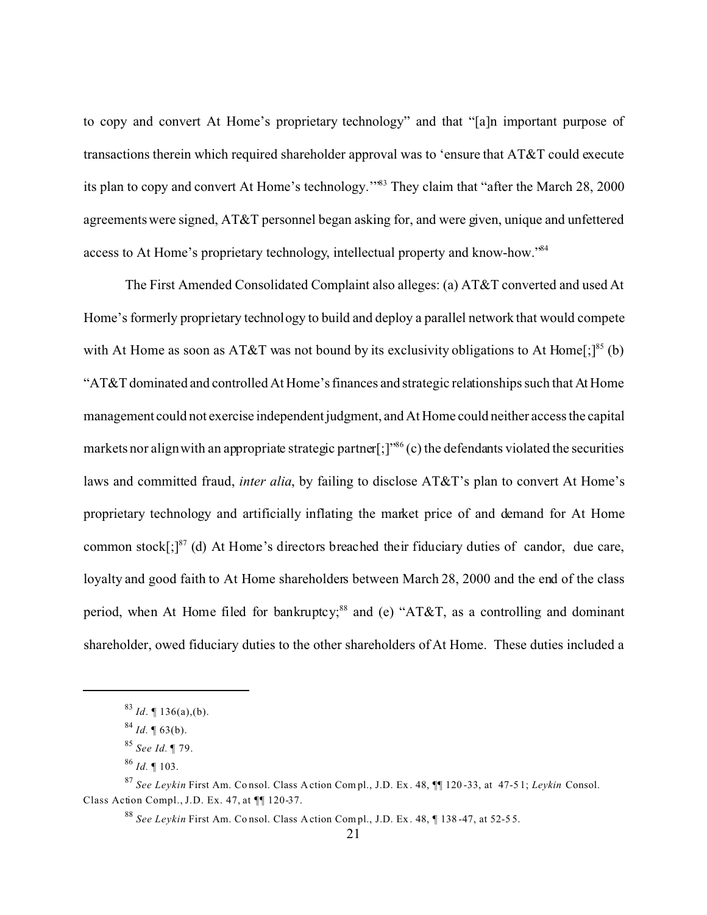to copy and convert At Home's proprietary technology" and that "[a]n important purpose of transactions therein which required shareholder approval was to 'ensure that AT&T could execute its plan to copy and convert At Home's technology.'"[83] They claim that "after the March 28, 2000 agreements were signed, AT&T personnel began asking for, and were given, unique and unfettered access to At Home's proprietary technology, intellectual property and know-how."[84]

The First Amended Consolidated Complaint also alleges: (a) AT&T converted and used At Home's formerly proprietary technology to build and deploy a parallel network that would compete with At Home as soon as AT&T was not bound by its exclusivity obligations to At Home[;][85] (b) "AT&T dominated and controlled At Home's finances and strategic relationships such that At Home management could not exercise independent judgment, and At Home could neither access the capital markets nor align with an appropriate strategic partner[;]"[86] (c) the defendants violated the securities laws and committed fraud, *inter alia*, by failing to disclose AT&T's plan to convert At Home's proprietary technology and artificially inflating the market price of and demand for At Home common stock[;][87] (d) At Home's directors breached their fiduciary duties of candor, due care, loyalty and good faith to At Home shareholders between March 28, 2000 and the end of the class period, when At Home filed for bankruptcy;[88] and (e) "AT&T, as a controlling and dominant shareholder, owed fiduciary duties to the other shareholders of At Home. These duties included a

---

[83] *Id*. ¶ 136(a),(b).

[84] *Id*. ¶ 63(b).

[85] *See Id.* ¶ 79.

[86] *Id.* ¶ 103.

[87] *See Leykin* First Am. Consol. Class Action Compl., J.D. Ex. 48, ¶¶ 120-33, at 47-51; *Leykin* Consol. Class Action Compl., J.D. Ex. 47, at ¶¶ 120-37.

[88] *See Leykin* First Am. Consol. Class Action Compl., J.D. Ex. 48, ¶ 138-47, at 52-55.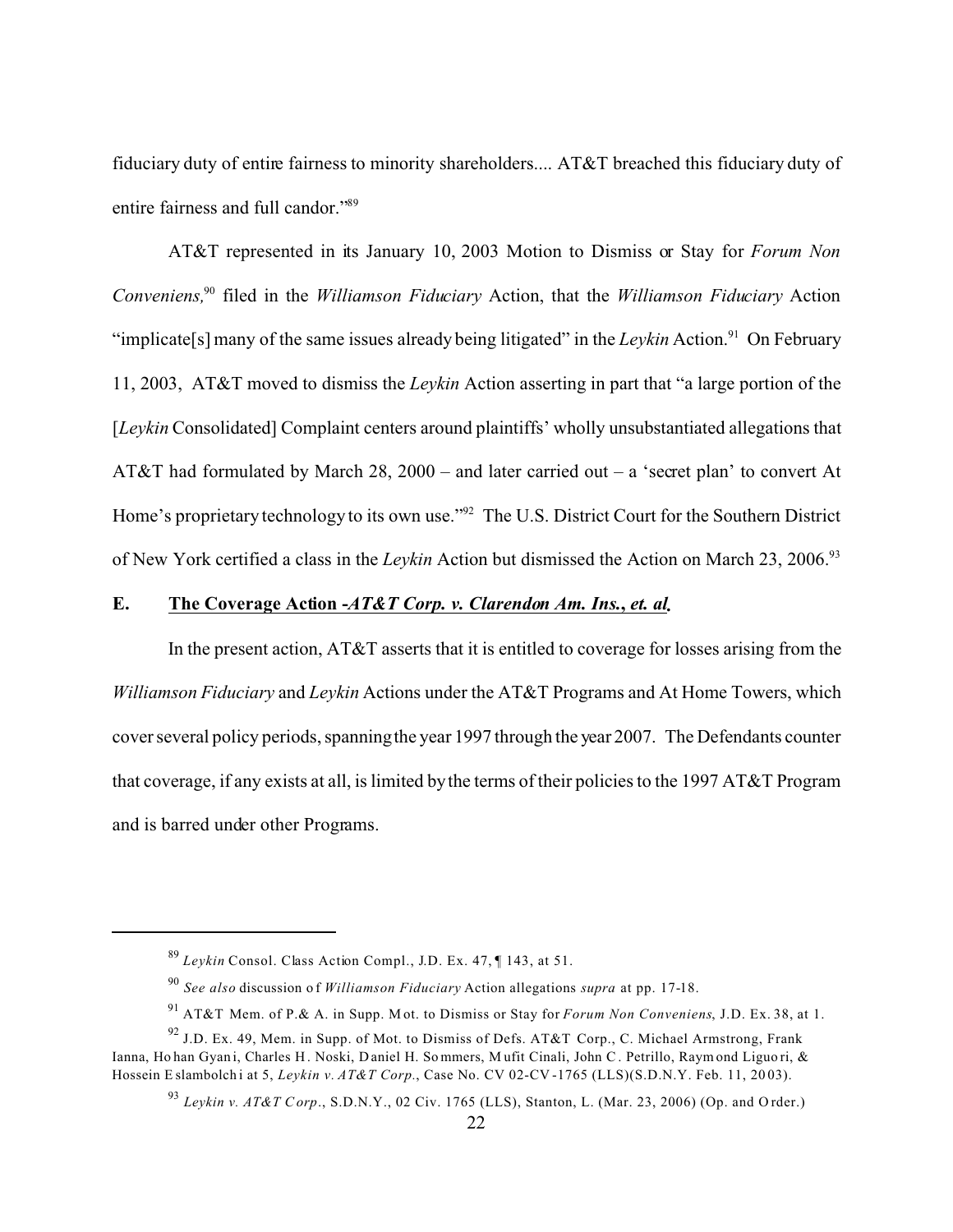fiduciary duty of entire fairness to minority shareholders.... AT&T breached this fiduciary duty of entire fairness and full candor."[89]

AT&T represented in its January 10, 2003 Motion to Dismiss or Stay for *Forum Non Conveniens,*[90] filed in the *Williamson Fiduciary* Action, that the *Williamson Fiduciary* Action "implicate[s] many of the same issues already being litigated" in the *Leykin* Action.[91] On February 11, 2003, AT&T moved to dismiss the *Leykin* Action asserting in part that "a large portion of the [*Leykin* Consolidated] Complaint centers around plaintiffs' wholly unsubstantiated allegations that AT&T had formulated by March 28, 2000 – and later carried out – a 'secret plan' to convert At Home's proprietary technology to its own use."[92] The U.S. District Court for the Southern District of New York certified a class in the *Leykin* Action but dismissed the Action on March 23, 2006.[93]

### E. The Coverage Action -*AT&T Corp. v. Clarendon Am. Ins., et. al.*

In the present action, AT&T asserts that it is entitled to coverage for losses arising from the *Williamson Fiduciary* and *Leykin* Actions under the AT&T Programs and At Home Towers, which cover several policy periods, spanning the year 1997 through the year 2007. The Defendants counter that coverage, if any exists at all, is limited by the terms of their policies to the 1997 AT&T Program and is barred under other Programs.

---

[89] *Leykin* Consol. Class Action Compl., J.D. Ex. 47, ¶ 143, at 51.

[90] *See also* discussion of *Williamson Fiduciary* Action allegations *supra* at pp. 17-18.

[91] AT&T Mem. of P.& A. in Supp. Mot. to Dismiss or Stay for *Forum Non Conveniens*, J.D. Ex. 38, at 1.

[92] J.D. Ex. 49, Mem. in Supp. of Mot. to Dismiss of Defs. AT&T Corp., C. Michael Armstrong, Frank Ianna, Hohan Gyani, Charles H. Noski, Daniel H. Sommers, Mufit Cinali, John C. Petrillo, Raymond Liguori, & Hossein Eslambolchi at 5, *Leykin v. AT&T Corp.*, Case No. CV 02-CV-1765 (LLS)(S.D.N.Y. Feb. 11, 2003).

[93] *Leykin v. AT&T Corp.*, S.D.N.Y., 02 Civ. 1765 (LLS), Stanton, L. (Mar. 23, 2006) (Op. and Order.)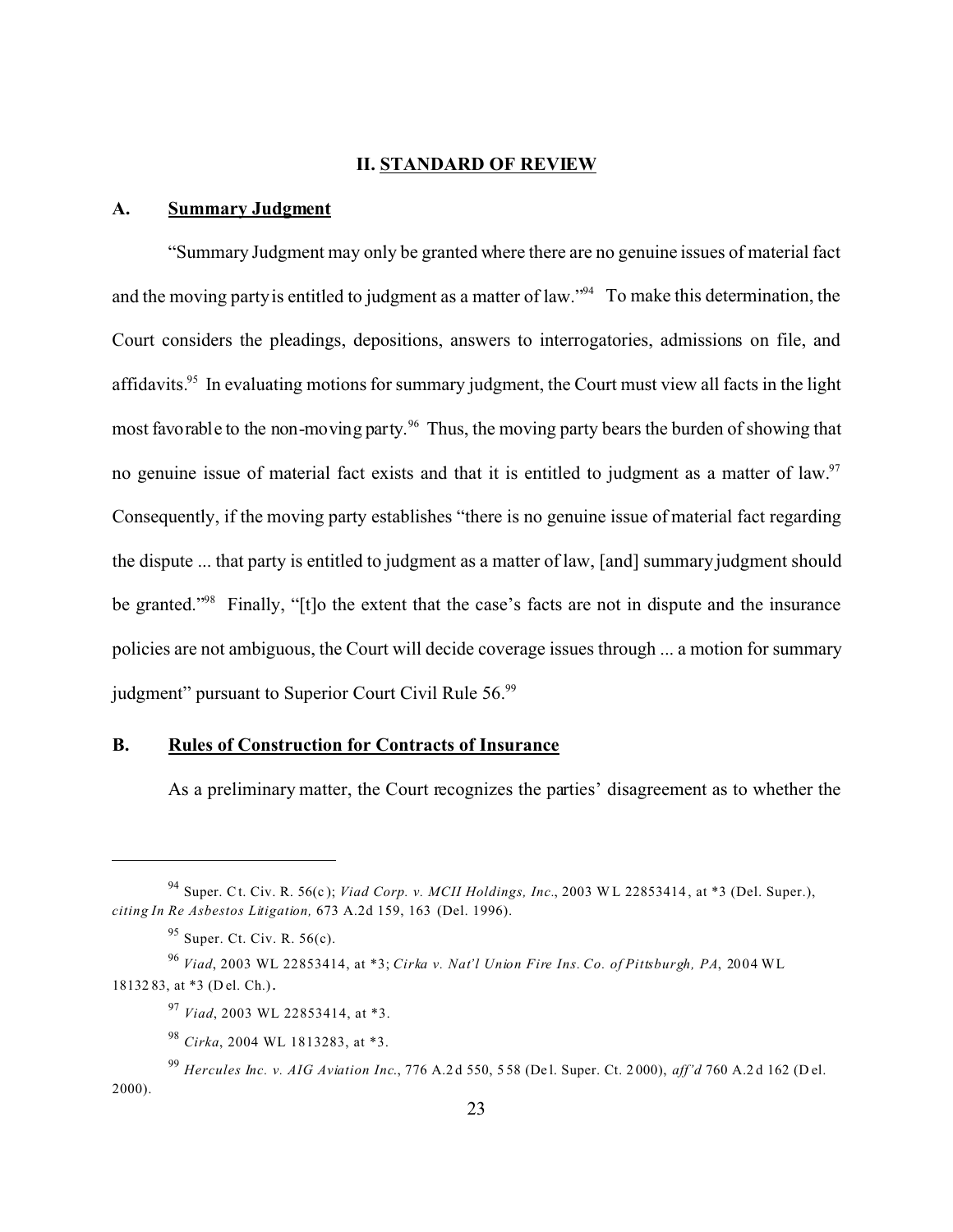## II. STANDARD OF REVIEW

### A. Summary Judgment

"Summary Judgment may only be granted where there are no genuine issues of material fact and the moving party is entitled to judgment as a matter of law."[94] To make this determination, the Court considers the pleadings, depositions, answers to interrogatories, admissions on file, and affidavits.[95] In evaluating motions for summary judgment, the Court must view all facts in the light most favorable to the non-moving party.[96] Thus, the moving party bears the burden of showing that no genuine issue of material fact exists and that it is entitled to judgment as a matter of law.[97] Consequently, if the moving party establishes "there is no genuine issue of material fact regarding the dispute ... that party is entitled to judgment as a matter of law, [and] summary judgment should be granted."[98] Finally, "[t]o the extent that the case's facts are not in dispute and the insurance policies are not ambiguous, the Court will decide coverage issues through ... a motion for summary judgment" pursuant to Superior Court Civil Rule 56.[99]

### B. Rules of Construction for Contracts of Insurance

As a preliminary matter, the Court recognizes the parties' disagreement as to whether the

---

[94] Super. Ct. Civ. R. 56(c); *Viad Corp. v. MCII Holdings, Inc.*, 2003 WL 22853414, at *3 (Del. Super.), *citing In Re Asbestos Litigation,* 673 A.2d 159, 163 (Del. 1996).

[95] Super. Ct. Civ. R. 56(c).

[96] *Viad*, 2003 WL 22853414, at *3; *Cirka v. Nat'l Union Fire Ins. Co. of Pittsburgh, PA*, 2004 WL 1813283, at *3 (Del. Ch.).

[97] *Viad*, 2003 WL 22853414, at *3.

[98] *Cirka*, 2004 WL 1813283, at *3.

[99] *Hercules Inc. v. AIG Aviation Inc.*, 776 A.2d 550, 558 (Del. Super. Ct. 2000), *aff'd* 760 A.2d 162 (Del. 2000).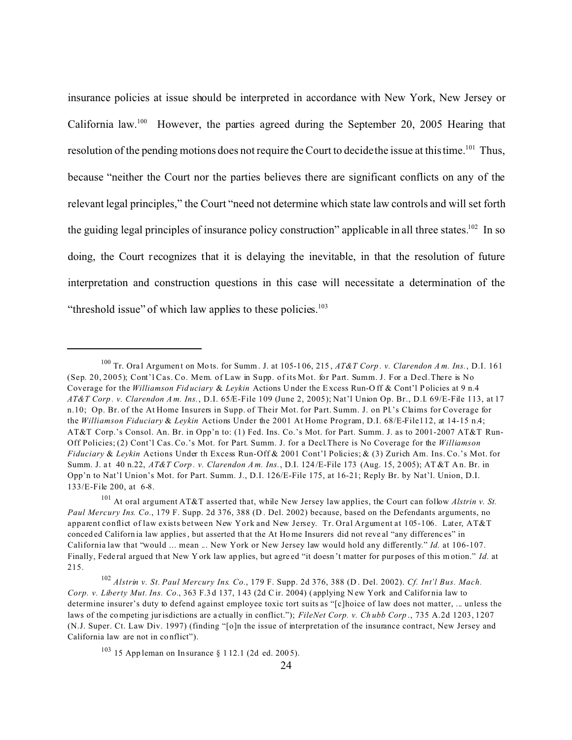insurance policies at issue should be interpreted in accordance with New York, New Jersey or California law.[100] However, the parties agreed during the September 20, 2005 Hearing that resolution of the pending motions does not require the Court to decide the issue at this time.[101] Thus, because "neither the Court nor the parties believes there are significant conflicts on any of the relevant legal principles," the Court "need not determine which state law controls and will set forth the guiding legal principles of insurance policy construction" applicable in all three states.[102] In so doing, the Court recognizes that it is delaying the inevitable, in that the resolution of future interpretation and construction questions in this case will necessitate a determination of the "threshold issue" of which law applies to these policies.[103]

---

[100] Tr. Oral Argument on Mots. for Summ. J. at 105-106, 215, *AT&T Corp. v. Clarendon Am. Ins.*, D.I. 161 (Sep. 20, 2005); Cont'l Cas. Co. Mem. of Law in Supp. of its Mot. for Part. Summ. J. For a Decl.There is No Coverage for the *Williamson Fiduciary* & *Leykin* Actions Under the Excess Run-Off & Cont'l Policies at 9 n.4 *AT&T Corp. v. Clarendon Am. Ins.*, D.I. 65/E-File 109 (June 2, 2005); Nat'l Union Op. Br., D.I. 69/E-File 113, at 17 n.10; Op. Br. of the At Home Insurers in Supp. of Their Mot. for Part. Summ. J. on Pl.'s Claims for Coverage for the *Williamson Fiduciary* & *Leykin* Actions Under the 2001 At Home Program, D.I. 68/E-File112, at 14-15 n.4; AT&T Corp.'s Consol. An. Br. in Opp'n to: (1) Fed. Ins. Co.'s Mot. for Part. Summ. J. as to 2001-2007 AT&T Run-Off Policies; (2) Cont'l Cas. Co.'s Mot. for Part. Summ. J. for a Decl.There is No Coverage for the *Williamson Fiduciary* & *Leykin* Actions Under th Excess Run-Off & 2001 Cont'l Policies; & (3) Zurich Am. Ins. Co.'s Mot. for Summ. J. at 40 n.22, *AT&T Corp. v. Clarendon Am. Ins.*, D.I. 124/E-File 173 (Aug. 15, 2005); AT&T An. Br. in Opp'n to Nat'l Union's Mot. for Part. Summ. J., D.I. 126/E-File 175, at 16-21; Reply Br. by Nat'l. Union, D.I. 133/E-File 200, at 6-8.

[101] At oral argument AT&T asserted that, while New Jersey law applies, the Court can follow *Alstrin v. St. Paul Mercury Ins. Co.*, 179 F. Supp. 2d 376, 388 (D. Del. 2002) because, based on the Defendants arguments, no apparent conflict of law exists between New York and New Jersey. Tr. Oral Argument at 105-106. Later, AT&T conceded California law applies, but asserted that the At Home Insurers did not reveal "any differences" in California law that "would ... mean ... New York or New Jersey law would hold any differently." *Id.* at 106-107. Finally, Federal argued that New York law applies, but agreed "it doesn't matter for purposes of this motion." *Id.* at 215.

[102] *Alstrin v. St. Paul Mercury Ins. Co.*, 179 F. Supp. 2d 376, 388 (D. Del. 2002). *Cf. Int'l Bus. Mach. Corp. v. Liberty Mut. Ins. Co.*, 363 F.3d 137, 143 (2d Cir. 2004) (applying New York and California law to determine insurer's duty to defend against employee toxic tort suits as "[c]hoice of law does not matter, ... unless the laws of the competing jurisdictions are actually in conflict."); *FileNet Corp. v. Chubb Corp.*, 735 A.2d 1203, 1207 (N.J. Super. Ct. Law Div. 1997) (finding "[o]n the issue of interpretation of the insurance contract, New Jersey and California law are not in conflict").

[103] 15 Appleman on Insurance § 112.1 (2d ed. 2005).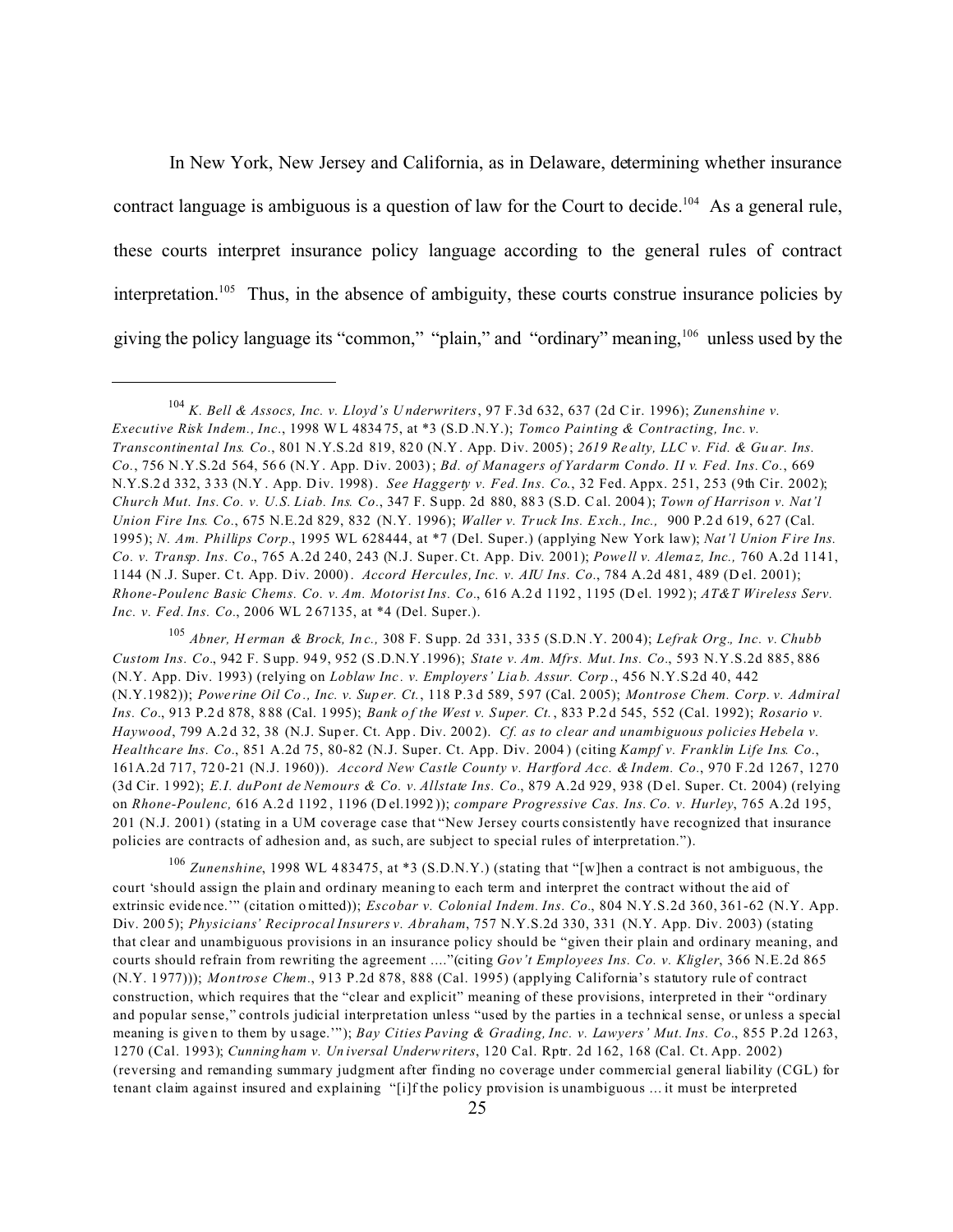In New York, New Jersey and California, as in Delaware, determining whether insurance contract language is ambiguous is a question of law for the Court to decide.[104] As a general rule, these courts interpret insurance policy language according to the general rules of contract interpretation.[105] Thus, in the absence of ambiguity, these courts construe insurance policies by giving the policy language its "common," "plain," and "ordinary" meaning,[106] unless used by the

---

[104] *K. Bell & Assocs, Inc. v. Lloyd's Underwriters*, 97 F.3d 632, 637 (2d Cir. 1996); *Zunenshine v. Executive Risk Indem., Inc*., 1998 WL 483475, at *3 (S.D.N.Y.); *Tomco Painting & Contracting, Inc. v. Transcontinental Ins. Co*., 801 N.Y.S.2d 819, 820 (N.Y. App. Div. 2005); *2619 Realty, LLC v. Fid. & Guar. Ins. Co.*, 756 N.Y.S.2d 564, 566 (N.Y. App. Div. 2003); *Bd. of Managers of Yardarm Condo. II v. Fed. Ins. Co.*, 669 N.Y.S.2d 332, 333 (N.Y. App. Div. 1998). *See Haggerty v. Fed. Ins. Co.*, 32 Fed. Appx. 251, 253 (9th Cir. 2002); *Church Mut. Ins. Co. v. U.S. Liab. Ins. Co*., 347 F. Supp. 2d 880, 883 (S.D. Cal. 2004); *Town of Harrison v. Nat'l Union Fire Ins. Co*., 675 N.E.2d 829, 832 (N.Y. 1996); *Waller v. Truck Ins. Exch., Inc.,* 900 P.2d 619, 627 (Cal. 1995); *N. Am. Phillips Corp*., 1995 WL 628444, at *7 (Del. Super.) (applying New York law); *Nat'l Union Fire Ins. Co. v. Transp. Ins. Co*., 765 A.2d 240, 243 (N.J. Super. Ct. App. Div. 2001); *Powell v. Alemaz, Inc.,* 760 A.2d 1141, 1144 (N.J. Super. Ct. App. Div. 2000). *Accord Hercules, Inc. v. AIU Ins. Co*., 784 A.2d 481, 489 (Del. 2001); *Rhone-Poulenc Basic Chems. Co. v. Am. Motorist Ins. Co*., 616 A.2d 1192, 1195 (Del. 1992); *AT&T Wireless Serv. Inc. v. Fed. Ins. Co*., 2006 WL 267135, at *4 (Del. Super.).

[105] *Abner, Herman & Brock, Inc.,* 308 F. Supp. 2d 331, 335 (S.D.N.Y. 2004); *Lefrak Org., Inc. v. Chubb Custom Ins. Co*., 942 F. Supp. 949, 952 (S.D.N.Y.1996); *State v. Am. Mfrs. Mut. Ins. Co*., 593 N.Y.S.2d 885, 886 (N.Y. App. Div. 1993) (relying on *Loblaw Inc. v. Employers' Liab. Assur. Corp*., 456 N.Y.S.2d 40, 442 (N.Y.1982)); *Powerine Oil Co., Inc. v. Super. Ct.*, 118 P.3d 589, 597 (Cal. 2005); *Montrose Chem. Corp. v. Admiral Ins. Co*., 913 P.2d 878, 888 (Cal. 1995); *Bank of the West v. Super. Ct.*, 833 P.2d 545, 552 (Cal. 1992); *Rosario v. Haywood*, 799 A.2d 32, 38 (N.J. Super. Ct. App. Div. 2002). *Cf. as to clear and unambiguous policies Hebela v. Healthcare Ins. Co*., 851 A.2d 75, 80-82 (N.J. Super. Ct. App. Div. 2004) (citing *Kampf v. Franklin Life Ins. Co*., 161A.2d 717, 720-21 (N.J. 1960)). *Accord New Castle County v. Hartford Acc. & Indem. Co*., 970 F.2d 1267, 1270 (3d Cir. 1992); *E.I. duPont de Nemours & Co. v. Allstate Ins. Co*., 879 A.2d 929, 938 (Del. Super. Ct. 2004) (relying on *Rhone-Poulenc,* 616 A.2d 1192, 1196 (Del.1992)); *compare Progressive Cas. Ins. Co. v. Hurley*, 765 A.2d 195, 201 (N.J. 2001) (stating in a UM coverage case that "New Jersey courts consistently have recognized that insurance policies are contracts of adhesion and, as such, are subject to special rules of interpretation.").

[106] *Zunenshine*, 1998 WL 483475, at *3 (S.D.N.Y.) (stating that "[w]hen a contract is not ambiguous, the court 'should assign the plain and ordinary meaning to each term and interpret the contract without the aid of extrinsic evidence.'" (citation omitted)); *Escobar v. Colonial Indem. Ins. Co*., 804 N.Y.S.2d 360, 361-62 (N.Y. App. Div. 2005); *Physicians' Reciprocal Insurers v. Abraham*, 757 N.Y.S.2d 330, 331 (N.Y. App. Div. 2003) (stating that clear and unambiguous provisions in an insurance policy should be "given their plain and ordinary meaning, and courts should refrain from rewriting the agreement ...."(citing *Gov't Employees Ins. Co. v. Kligler*, 366 N.E.2d 865 (N.Y. 1977))); *Montrose Chem*., 913 P.2d 878, 888 (Cal. 1995) (applying California's statutory rule of contract construction, which requires that the "clear and explicit" meaning of these provisions, interpreted in their "ordinary and popular sense," controls judicial interpretation unless "used by the parties in a technical sense, or unless a special meaning is given to them by usage.'"); *Bay Cities Paving & Grading, Inc. v. Lawyers' Mut. Ins. Co*., 855 P.2d 1263, 1270 (Cal. 1993); *Cunningham v. Universal Underwriters*, 120 Cal. Rptr. 2d 162, 168 (Cal. Ct. App. 2002) (reversing and remanding summary judgment after finding no coverage under commercial general liability (CGL) for tenant claim against insured and explaining "[i]f the policy provision is unambiguous ... it must be interpreted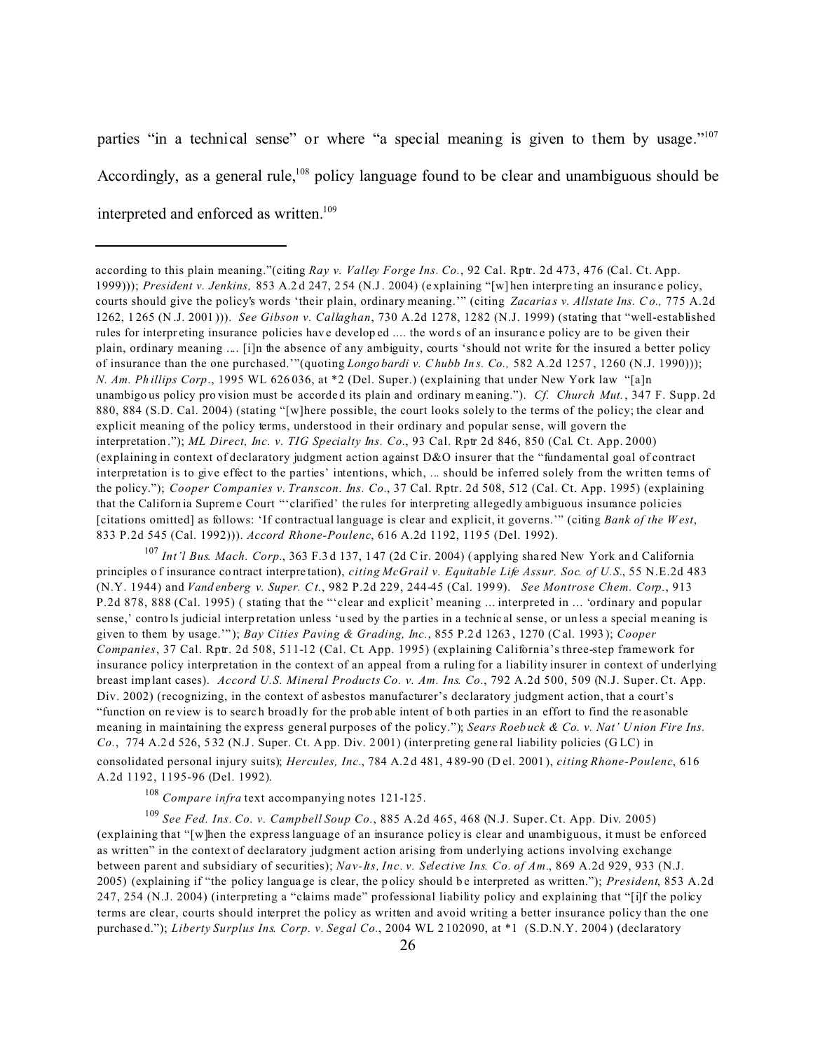parties "in a technical sense" or where "a special meaning is given to them by usage."[107] Accordingly, as a general rule,[108] policy language found to be clear and unambiguous should be interpreted and enforced as written.[109]

---

according to this plain meaning."(citing *Ray v. Valley Forge Ins. Co.*, 92 Cal. Rptr. 2d 473, 476 (Cal. Ct. App. 1999))); *President v. Jenkins,* 853 A.2d 247, 254 (N.J. 2004) (explaining "[w]hen interpreting an insurance policy, courts should give the policy's words 'their plain, ordinary meaning.'" (citing *Zacarias v. Allstate Ins. Co.,* 775 A.2d 1262, 1265 (N.J. 2001))). *See Gibson v. Callaghan*, 730 A.2d 1278, 1282 (N.J. 1999) (stating that "well-established rules for interpreting insurance policies have developed .... the words of an insurance policy are to be given their plain, ordinary meaning .... [i]n the absence of any ambiguity, courts 'should not write for the insured a better policy of insurance than the one purchased.'"(quoting *Longobardi v. Chubb Ins. Co.,* 582 A.2d 1257, 1260 (N.J. 1990))); *N. Am. Phillips Corp*., 1995 WL 626036, at *2 (Del. Super.) (explaining that under New York law "[a]n unambiguous policy provision must be accorded its plain and ordinary meaning."). *Cf. Church Mut.*, 347 F. Supp. 2d 880, 884 (S.D. Cal. 2004) (stating "[w]here possible, the court looks solely to the terms of the policy; the clear and explicit meaning of the policy terms, understood in their ordinary and popular sense, will govern the interpretation."); *ML Direct, Inc. v. TIG Specialty Ins. Co*., 93 Cal. Rptr 2d 846, 850 (Cal. Ct. App. 2000) (explaining in context of declaratory judgment action against D&O insurer that the "fundamental goal of contract interpretation is to give effect to the parties' intentions, which, ... should be inferred solely from the written terms of the policy."); *Cooper Companies v. Transcon. Ins. Co*., 37 Cal. Rptr. 2d 508, 512 (Cal. Ct. App. 1995) (explaining that the California Supreme Court "'clarified' the rules for interpreting allegedly ambiguous insurance policies [citations omitted] as follows: 'If contractual language is clear and explicit, it governs.'" (citing *Bank of the West*, 833 P.2d 545 (Cal. 1992))). *Accord Rhone-Poulenc*, 616 A.2d 1192, 1195 (Del. 1992).

[107] *Int'l Bus. Mach. Corp*., 363 F.3d 137, 147 (2d Cir. 2004) (applying shared New York and California principles of insurance contract interpretation), *citing McGrail v. Equitable Life Assur. Soc. of U.S*., 55 N.E.2d 483 (N.Y. 1944) and *Vandenberg v. Super. Ct.*, 982 P.2d 229, 244-45 (Cal. 1999). *See Montrose Chem. Corp.*, 913 P.2d 878, 888 (Cal. 1995) ( stating that the "'clear and explicit' meaning ... interpreted in ... 'ordinary and popular sense,' controls judicial interpretation unless 'used by the parties in a technical sense, or unless a special meaning is given to them by usage.'"); *Bay Cities Paving & Grading, Inc.*, 855 P.2d 1263, 1270 (Cal. 1993); *Cooper Companies*, 37 Cal. Rptr. 2d 508, 511-12 (Cal. Ct. App. 1995) (explaining California's three-step framework for insurance policy interpretation in the context of an appeal from a ruling for a liability insurer in context of underlying breast implant cases). *Accord U.S. Mineral Products Co. v. Am. Ins. Co*., 792 A.2d 500, 509 (N.J. Super. Ct. App. Div. 2002) (recognizing, in the context of asbestos manufacturer's declaratory judgment action, that a court's "function on review is to search broadly for the probable intent of both parties in an effort to find the reasonable meaning in maintaining the express general purposes of the policy."); *Sears Roebuck & Co. v. Nat' Union Fire Ins. Co.*, 774 A.2d 526, 532 (N.J. Super. Ct. App. Div. 2001) (interpreting general liability policies (GLC) in consolidated personal injury suits); *Hercules, Inc*., 784 A.2d 481, 489-90 (Del. 2001), *citing Rhone-Poulenc*, 616 A.2d 1192, 1195-96 (Del. 1992).

[108] *Compare infra* text accompanying notes 121-125.

[109] *See Fed. Ins. Co. v. Campbell Soup Co.*, 885 A.2d 465, 468 (N.J. Super. Ct. App. Div. 2005) (explaining that "[w]hen the express language of an insurance policy is clear and unambiguous, it must be enforced as written" in the context of declaratory judgment action arising from underlying actions involving exchange between parent and subsidiary of securities); *Nav-Its, Inc. v. Selective Ins. Co. of Am*., 869 A.2d 929, 933 (N.J. 2005) (explaining if "the policy language is clear, the policy should be interpreted as written."); *President*, 853 A.2d 247, 254 (N.J. 2004) (interpreting a "claims made" professional liability policy and explaining that "[i]f the policy terms are clear, courts should interpret the policy as written and avoid writing a better insurance policy than the one purchased."); *Liberty Surplus Ins. Corp. v. Segal Co*., 2004 WL 2102090, at *1 (S.D.N.Y. 2004) (declaratory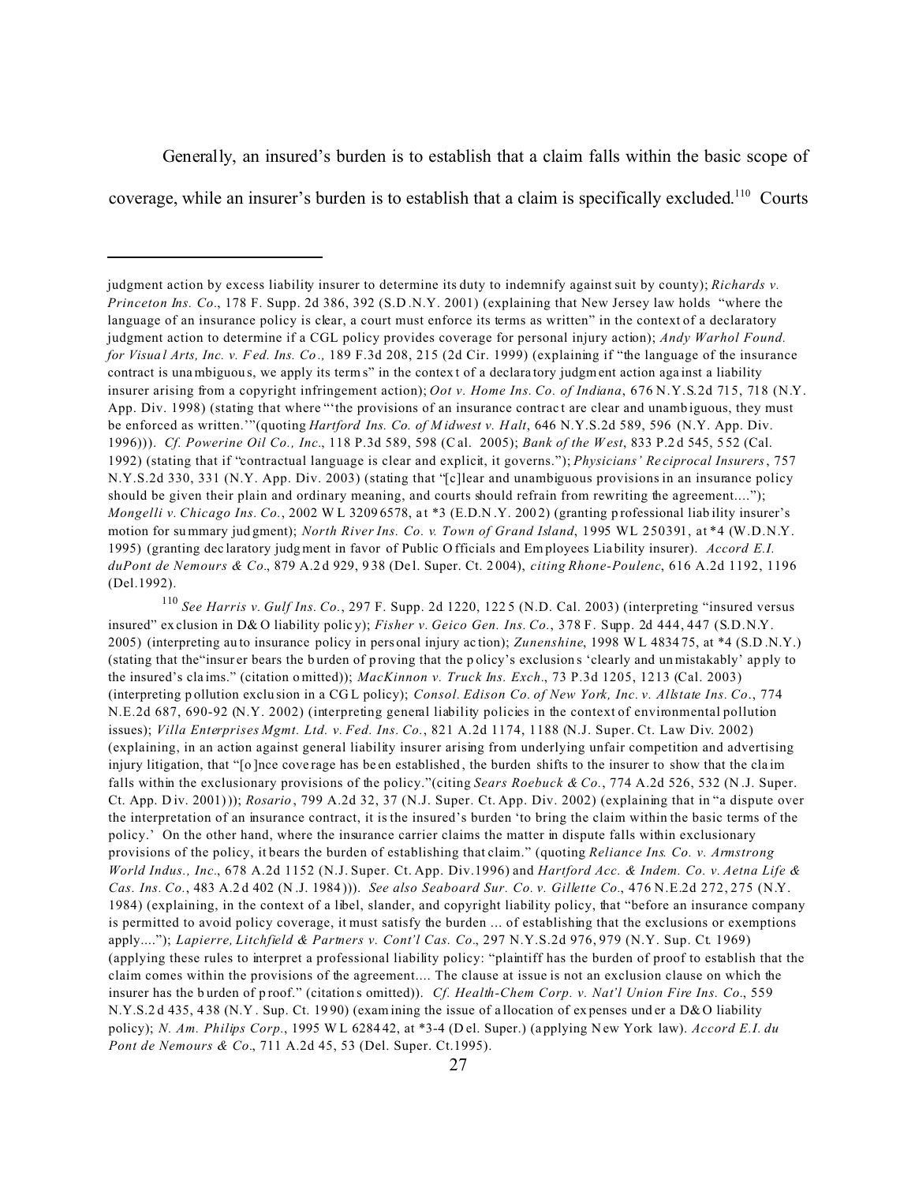Generally, an insured's burden is to establish that a claim falls within the basic scope of coverage, while an insurer's burden is to establish that a claim is specifically excluded.[110] Courts

---

judgment action by excess liability insurer to determine its duty to indemnify against suit by county); *Richards v. Princeton Ins. Co*., 178 F. Supp. 2d 386, 392 (S.D.N.Y. 2001) (explaining that New Jersey law holds "where the language of an insurance policy is clear, a court must enforce its terms as written" in the context of a declaratory judgment action to determine if a CGL policy provides coverage for personal injury action); *Andy Warhol Found. for Visual Arts, Inc. v. Fed. Ins. Co.,* 189 F.3d 208, 215 (2d Cir. 1999) (explaining if "the language of the insurance contract is unambiguous, we apply its terms" in the context of a declaratory judgment action against a liability insurer arising from a copyright infringement action); *Oot v. Home Ins. Co. of Indiana*, 676 N.Y.S.2d 715, 718 (N.Y. App. Div. 1998) (stating that where "'the provisions of an insurance contract are clear and unambiguous, they must be enforced as written.'"(quoting *Hartford Ins. Co. of Midwest v. Halt*, 646 N.Y.S.2d 589, 596 (N.Y. App. Div. 1996))). *Cf. Powerine Oil Co., Inc*., 118 P.3d 589, 598 (Cal. 2005); *Bank of the West*, 833 P.2d 545, 552 (Cal. 1992) (stating that if "contractual language is clear and explicit, it governs."); *Physicians' Reciprocal Insurers*, 757 N.Y.S.2d 330, 331 (N.Y. App. Div. 2003) (stating that "[c]lear and unambiguous provisions in an insurance policy should be given their plain and ordinary meaning, and courts should refrain from rewriting the agreement...."); *Mongelli v. Chicago Ins. Co.*, 2002 WL 32096578, at *3 (E.D.N.Y. 2002) (granting professional liability insurer's motion for summary judgment); *North River Ins. Co. v. Town of Grand Island*, 1995 WL 250391, at *4 (W.D.N.Y. 1995) (granting declaratory judgment in favor of Public Officials and Employees Liability insurer). *Accord E.I. duPont de Nemours & Co*., 879 A.2d 929, 938 (Del. Super. Ct. 2004), *citing Rhone-Poulenc*, 616 A.2d 1192, 1196 (Del.1992).

[110] *See Harris v. Gulf Ins. Co.*, 297 F. Supp. 2d 1220, 1225 (N.D. Cal. 2003) (interpreting "insured versus insured" exclusion in D&O liability policy); *Fisher v. Geico Gen. Ins. Co.*, 378 F. Supp. 2d 444, 447 (S.D.N.Y. 2005) (interpreting auto insurance policy in personal injury action); *Zunenshine*, 1998 WL 483475, at *4 (S.D.N.Y.) (stating that the"insurer bears the burden of proving that the policy's exclusions 'clearly and unmistakably' apply to the insured's claims." (citation omitted)); *MacKinnon v. Truck Ins. Exch*., 73 P.3d 1205, 1213 (Cal. 2003) (interpreting pollution exclusion in a CGL policy); *Consol. Edison Co. of New York, Inc. v. Allstate Ins. Co*., 774 N.E.2d 687, 690-92 (N.Y. 2002) (interpreting general liability policies in the context of environmental pollution issues); *Villa Enterprises Mgmt. Ltd. v. Fed. Ins. Co.*, 821 A.2d 1174, 1188 (N.J. Super. Ct. Law Div. 2002) (explaining, in an action against general liability insurer arising from underlying unfair competition and advertising injury litigation, that "[o]nce coverage has been established, the burden shifts to the insurer to show that the claim falls within the exclusionary provisions of the policy."(citing *Sears Roebuck & Co.*, 774 A.2d 526, 532 (N.J. Super. Ct. App. Div. 2001))); *Rosario*, 799 A.2d 32, 37 (N.J. Super. Ct. App. Div. 2002) (explaining that in "a dispute over the interpretation of an insurance contract, it is the insured's burden 'to bring the claim within the basic terms of the policy.' On the other hand, where the insurance carrier claims the matter in dispute falls within exclusionary provisions of the policy, it bears the burden of establishing that claim." (quoting *Reliance Ins. Co. v. Armstrong World Indus., Inc*., 678 A.2d 1152 (N.J. Super. Ct. App. Div.1996) and *Hartford Acc. & Indem. Co. v. Aetna Life & Cas. Ins. Co.*, 483 A.2d 402 (N.J. 1984))). *See also Seaboard Sur. Co. v. Gillette Co*., 476 N.E.2d 272, 275 (N.Y. 1984) (explaining, in the context of a libel, slander, and copyright liability policy, that "before an insurance company is permitted to avoid policy coverage, it must satisfy the burden ... of establishing that the exclusions or exemptions apply...."); *Lapierre, Litchfield & Partners v. Cont'l Cas. Co*., 297 N.Y.S.2d 976, 979 (N.Y. Sup. Ct. 1969) (applying these rules to interpret a professional liability policy: "plaintiff has the burden of proof to establish that the claim comes within the provisions of the agreement.... The clause at issue is not an exclusion clause on which the insurer has the burden of proof." (citations omitted)). *Cf. Health-Chem Corp. v. Nat'l Union Fire Ins. Co*., 559 N.Y.S.2d 435, 438 (N.Y. Sup. Ct. 1990) (examining the issue of allocation of expenses under a D&O liability policy); *N. Am. Philips Corp.*, 1995 WL 628442, at *3-4 (Del. Super.) (applying New York law). *Accord E.I. du Pont de Nemours & Co*., 711 A.2d 45, 53 (Del. Super. Ct.1995).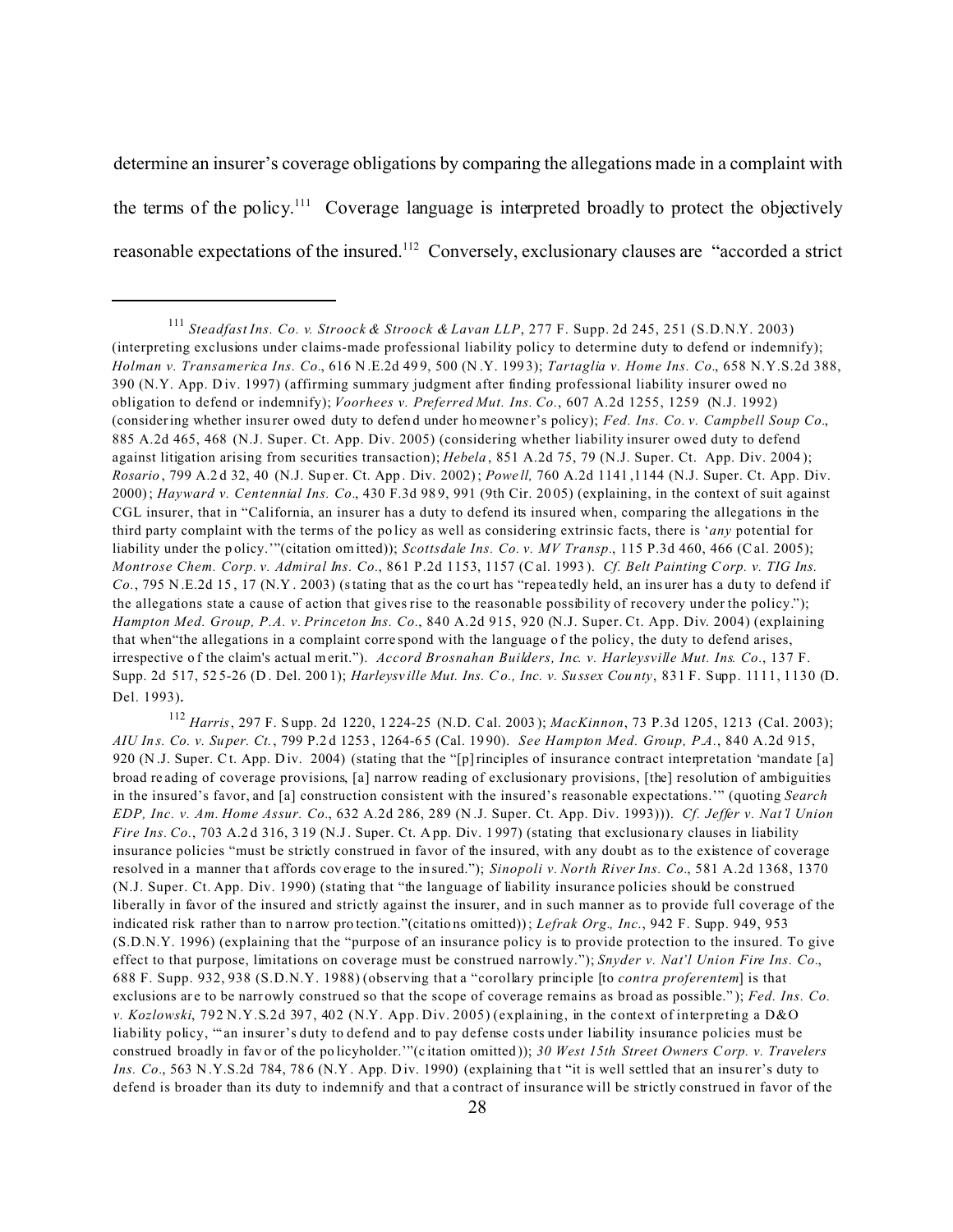determine an insurer's coverage obligations by comparing the allegations made in a complaint with the terms of the policy.[111] Coverage language is interpreted broadly to protect the objectively reasonable expectations of the insured.[112] Conversely, exclusionary clauses are "accorded a strict

---

[111] *Steadfast Ins. Co. v. Stroock & Stroock & Lavan LLP*, 277 F. Supp. 2d 245, 251 (S.D.N.Y. 2003) (interpreting exclusions under claims-made professional liability policy to determine duty to defend or indemnify); *Holman v. Transamerica Ins. Co*., 616 N.E.2d 499, 500 (N.Y. 1993); *Tartaglia v. Home Ins. Co*., 658 N.Y.S.2d 388, 390 (N.Y. App. Div. 1997) (affirming summary judgment after finding professional liability insurer owed no obligation to defend or indemnify); *Voorhees v. Preferred Mut. Ins. Co.*, 607 A.2d 1255, 1259 (N.J. 1992) (considering whether insurer owed duty to defend under homeowner's policy); *Fed. Ins. Co. v. Campbell Soup Co*., 885 A.2d 465, 468 (N.J. Super. Ct. App. Div. 2005) (considering whether liability insurer owed duty to defend against litigation arising from securities transaction); *Hebela*, 851 A.2d 75, 79 (N.J. Super. Ct. App. Div. 2004); *Rosario*, 799 A.2d 32, 40 (N.J. Super. Ct. App. Div. 2002); *Powell,* 760 A.2d 1141,1144 (N.J. Super. Ct. App. Div. 2000); *Hayward v. Centennial Ins. Co*., 430 F.3d 989, 991 (9th Cir. 2005) (explaining, in the context of suit against CGL insurer, that in "California, an insurer has a duty to defend its insured when, comparing the allegations in the third party complaint with the terms of the policy as well as considering extrinsic facts, there is '*any* potential for liability under the policy.'"(citation omitted)); *Scottsdale Ins. Co. v. MV Transp*., 115 P.3d 460, 466 (Cal. 2005); *Montrose Chem. Corp. v. Admiral Ins. Co*., 861 P.2d 1153, 1157 (Cal. 1993). *Cf. Belt Painting Corp. v. TIG Ins. Co.*, 795 N.E.2d 15, 17 (N.Y. 2003) (stating that as the court has "repeatedly held, an insurer has a duty to defend if the allegations state a cause of action that gives rise to the reasonable possibility of recovery under the policy."); *Hampton Med. Group, P.A. v. Princeton Ins. Co*., 840 A.2d 915, 920 (N.J. Super. Ct. App. Div. 2004) (explaining that when"the allegations in a complaint correspond with the language of the policy, the duty to defend arises, irrespective of the claim's actual merit."). *Accord Brosnahan Builders, Inc. v. Harleysville Mut. Ins. Co*., 137 F. Supp. 2d 517, 525-26 (D. Del. 2001); *Harleysville Mut. Ins. Co., Inc. v. Sussex County*, 831 F. Supp. 1111, 1130 (D. Del. 1993).

[112] *Harris*, 297 F. Supp. 2d 1220, 1224-25 (N.D. Cal. 2003); *MacKinnon*, 73 P.3d 1205, 1213 (Cal. 2003); *AIU Ins. Co. v. Super. Ct.*, 799 P.2d 1253, 1264-65 (Cal. 1990). *See Hampton Med. Group, P.A.*, 840 A.2d 915, 920 (N.J. Super. Ct. App. Div. 2004) (stating that the "[p]rinciples of insurance contract interpretation 'mandate [a] broad reading of coverage provisions, [a] narrow reading of exclusionary provisions, [the] resolution of ambiguities in the insured's favor, and [a] construction consistent with the insured's reasonable expectations.'" (quoting *Search EDP, Inc. v. Am. Home Assur. Co*., 632 A.2d 286, 289 (N.J. Super. Ct. App. Div. 1993))). *Cf. Jeffer v. Nat'l Union Fire Ins. Co.*, 703 A.2d 316, 319 (N.J. Super. Ct. App. Div. 1997) (stating that exclusionary clauses in liability insurance policies "must be strictly construed in favor of the insured, with any doubt as to the existence of coverage resolved in a manner that affords coverage to the insured."); *Sinopoli v. North River Ins. Co*., 581 A.2d 1368, 1370 (N.J. Super. Ct. App. Div. 1990) (stating that "the language of liability insurance policies should be construed liberally in favor of the insured and strictly against the insurer, and in such manner as to provide full coverage of the indicated risk rather than to narrow protection."(citations omitted)); *Lefrak Org., Inc.*, 942 F. Supp. 949, 953 (S.D.N.Y. 1996) (explaining that the "purpose of an insurance policy is to provide protection to the insured. To give effect to that purpose, limitations on coverage must be construed narrowly."); *Snyder v. Nat'l Union Fire Ins. Co*., 688 F. Supp. 932, 938 (S.D.N.Y. 1988) (observing that a "corollary principle [to *contra proferentem*] is that exclusions are to be narrowly construed so that the scope of coverage remains as broad as possible."); *Fed. Ins. Co. v. Kozlowski*, 792 N.Y.S.2d 397, 402 (N.Y. App. Div. 2005) (explaining, in the context of interpreting a D&O liability policy, "'an insurer's duty to defend and to pay defense costs under liability insurance policies must be construed broadly in favor of the policyholder.'"(citation omitted)); *30 West 15th Street Owners Corp. v. Travelers Ins. Co*., 563 N.Y.S.2d 784, 786 (N.Y. App. Div. 1990) (explaining that "it is well settled that an insurer's duty to defend is broader than its duty to indemnify and that a contract of insurance will be strictly construed in favor of the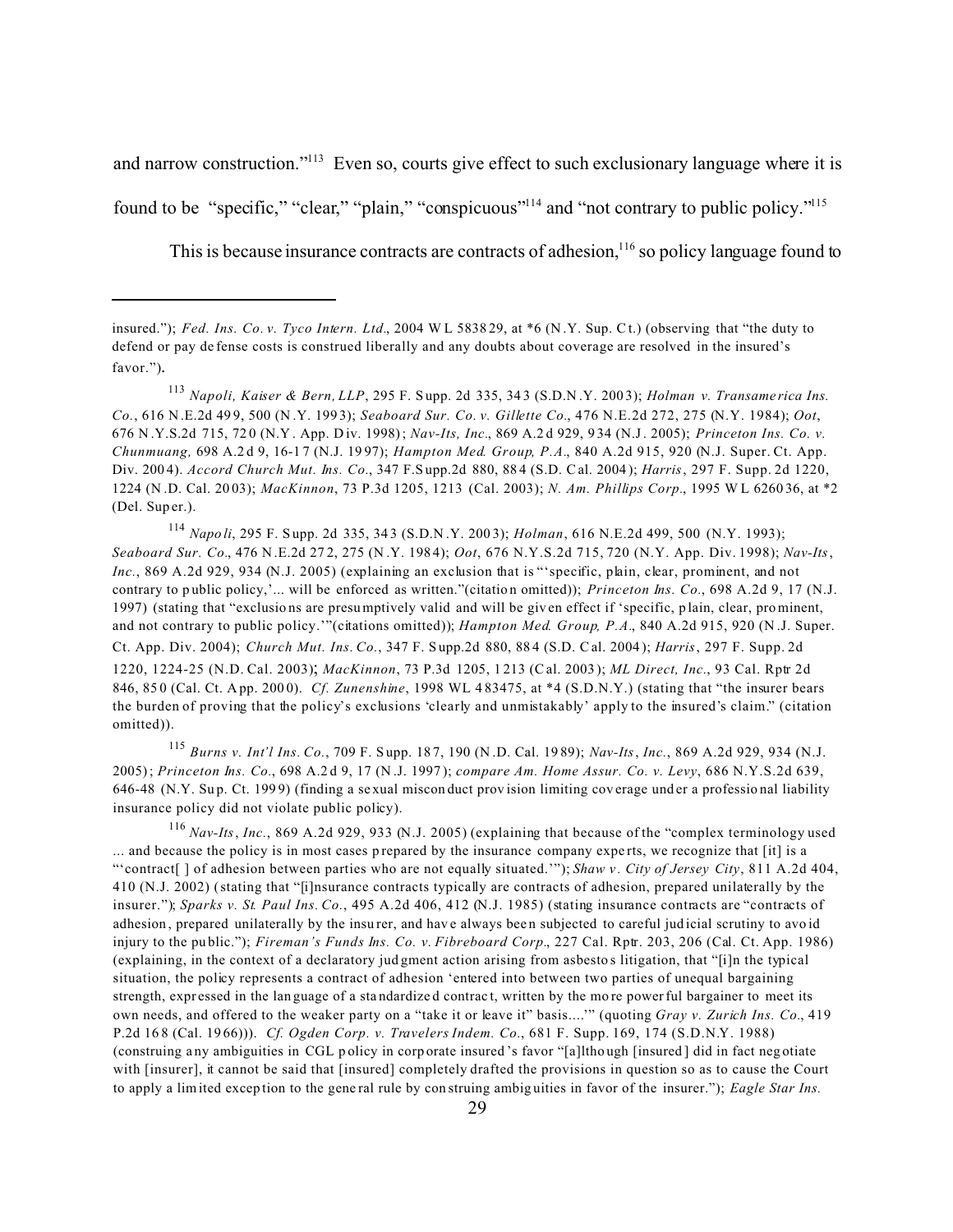and narrow construction."[113] Even so, courts give effect to such exclusionary language where it is found to be "specific," "clear," "plain," "conspicuous"[114] and "not contrary to public policy."[115]

This is because insurance contracts are contracts of adhesion,[116] so policy language found to

---

insured."); *Fed. Ins. Co. v. Tyco Intern. Ltd*., 2004 WL 583829, at *6 (N.Y. Sup. Ct.) (observing that "the duty to defend or pay defense costs is construed liberally and any doubts about coverage are resolved in the insured's favor.").

[113] *Napoli, Kaiser & Bern, LLP*, 295 F. Supp. 2d 335, 343 (S.D.N.Y. 2003); *Holman v. Transamerica Ins. Co.*, 616 N.E.2d 499, 500 (N.Y. 1993); *Seaboard Sur. Co. v. Gillette Co*., 476 N.E.2d 272, 275 (N.Y. 1984); *Oot*, 676 N.Y.S.2d 715, 720 (N.Y. App. Div. 1998); *Nav-Its, Inc*., 869 A.2d 929, 934 (N.J. 2005); *Princeton Ins. Co. v. Chunmuang,* 698 A.2d 9, 16-17 (N.J. 1997); *Hampton Med. Group, P.A*., 840 A.2d 915, 920 (N.J. Super. Ct. App. Div. 2004). *Accord Church Mut. Ins. Co*., 347 F.Supp.2d 880, 884 (S.D. Cal. 2004); *Harris*, 297 F. Supp. 2d 1220, 1224 (N.D. Cal. 2003); *MacKinnon*, 73 P.3d 1205, 1213 (Cal. 2003); *N. Am. Phillips Corp*., 1995 WL 626036, at *2 (Del. Super.).

[114] *Napoli*, 295 F. Supp. 2d 335, 343 (S.D.N.Y. 2003); *Holman*, 616 N.E.2d 499, 500 (N.Y. 1993); *Seaboard Sur. Co*., 476 N.E.2d 272, 275 (N.Y. 1984); *Oot*, 676 N.Y.S.2d 715, 720 (N.Y. App. Div. 1998); *Nav-Its*, *Inc*., 869 A.2d 929, 934 (N.J. 2005) (explaining an exclusion that is "'specific, plain, clear, prominent, and not contrary to public policy,'... will be enforced as written."(citation omitted)); *Princeton Ins. Co*., 698 A.2d 9, 17 (N.J. 1997) (stating that "exclusions are presumptively valid and will be given effect if 'specific, plain, clear, prominent, and not contrary to public policy.'"(citations omitted)); *Hampton Med. Group, P.A*., 840 A.2d 915, 920 (N.J. Super. Ct. App. Div. 2004); *Church Mut. Ins. Co*., 347 F. Supp.2d 880, 884 (S.D. Cal. 2004); *Harris*, 297 F. Supp. 2d 1220, 1224-25 (N.D. Cal. 2003); *MacKinnon*, 73 P.3d 1205, 1213 (Cal. 2003); *ML Direct, Inc*., 93 Cal. Rptr 2d 846, 850 (Cal. Ct. App. 2000). *Cf. Zunenshine*, 1998 WL 483475, at *4 (S.D.N.Y.) (stating that "the insurer bears the burden of proving that the policy's exclusions 'clearly and unmistakably' apply to the insured's claim." (citation omitted)).

[115] *Burns v. Int'l Ins. Co.*, 709 F. Supp. 187, 190 (N.D. Cal. 1989); *Nav-Its*, *Inc*., 869 A.2d 929, 934 (N.J. 2005); *Princeton Ins. Co*., 698 A.2d 9, 17 (N.J. 1997); *compare Am. Home Assur. Co. v. Levy*, 686 N.Y.S.2d 639, 646-48 (N.Y. Sup. Ct. 1999) (finding a sexual misconduct provision limiting coverage under a professional liability insurance policy did not violate public policy).

[116] *Nav-Its*, *Inc*., 869 A.2d 929, 933 (N.J. 2005) (explaining that because of the "complex terminology used ... and because the policy is in most cases prepared by the insurance company experts, we recognize that [it] is a "'contract[ ] of adhesion between parties who are not equally situated.'"); *Shaw v. City of Jersey City*, 811 A.2d 404, 410 (N.J. 2002) (stating that "[i]nsurance contracts typically are contracts of adhesion, prepared unilaterally by the insurer."); *Sparks v. St. Paul Ins. Co*., 495 A.2d 406, 412 (N.J. 1985) (stating insurance contracts are "contracts of adhesion, prepared unilaterally by the insurer, and have always been subjected to careful judicial scrutiny to avoid injury to the public."); *Fireman's Funds Ins. Co. v. Fibreboard Corp*., 227 Cal. Rptr. 203, 206 (Cal. Ct. App. 1986) (explaining, in the context of a declaratory judgment action arising from asbestos litigation, that "[i]n the typical situation, the policy represents a contract of adhesion 'entered into between two parties of unequal bargaining strength, expressed in the language of a standardized contract, written by the more powerful bargainer to meet its own needs, and offered to the weaker party on a "take it or leave it" basis....'" (quoting *Gray v. Zurich Ins. Co*., 419 P.2d 168 (Cal. 1966))). *Cf. Ogden Corp. v. Travelers Indem. Co*., 681 F. Supp. 169, 174 (S.D.N.Y. 1988) (construing any ambiguities in CGL policy in corporate insured's favor "[a]lthough [insured] did in fact negotiate with [insurer], it cannot be said that [insured] completely drafted the provisions in question so as to cause the Court to apply a limited exception to the general rule by construing ambiguities in favor of the insurer."); *Eagle Star Ins.*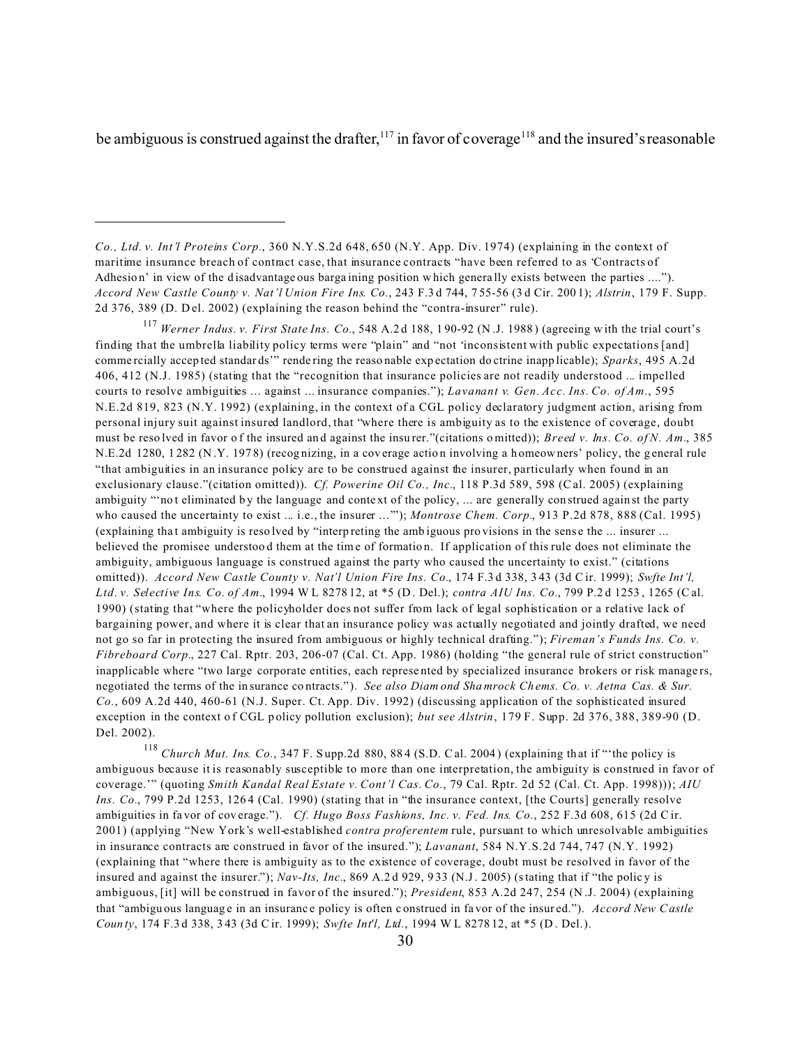be ambiguous is construed against the drafter,[117] in favor of coverage[118] and the insured's reasonable

---

*Co., Ltd. v. Int'l Proteins Corp.*, 360 N.Y.S.2d 648, 650 (N.Y. App. Div. 1974) (explaining in the context of maritime insurance breach of contract case, that insurance contracts "have been referred to as 'Contracts of Adhesion' in view of the disadvantageous bargaining position which generally exists between the parties ...."). *Accord New Castle County v. Nat'l Union Fire Ins. Co.*, 243 F.3d 744, 755-56 (3d Cir. 2001); *Alstrin*, 179 F. Supp. 2d 376, 389 (D. Del. 2002) (explaining the reason behind the "contra-insurer" rule).

[117] *Werner Indus. v. First State Ins. Co.*, 548 A.2d 188, 190-92 (N.J. 1988) (agreeing with the trial court's finding that the umbrella liability policy terms were "plain" and "not 'inconsistent with public expectations [and] commercially accepted standards'" rendering the reasonable expectation doctrine inapplicable); *Sparks*, 495 A.2d 406, 412 (N.J. 1985) (stating that the "recognition that insurance policies are not readily understood ... impelled courts to resolve ambiguities ... against ... insurance companies."); *Lavanant v. Gen. Acc. Ins. Co. of Am.*, 595 N.E.2d 819, 823 (N.Y. 1992) (explaining, in the context of a CGL policy declaratory judgment action, arising from personal injury suit against insured landlord, that "where there is ambiguity as to the existence of coverage, doubt must be resolved in favor of the insured and against the insurer."(citations omitted)); *Breed v. Ins. Co. of N. Am.*, 385 N.E.2d 1280, 1282 (N.Y. 1978) (recognizing, in a coverage action involving a homeowners' policy, the general rule "that ambiguities in an insurance policy are to be construed against the insurer, particularly when found in an exclusionary clause."(citation omitted)). *Cf. Powerine Oil Co., Inc.*, 118 P.3d 589, 598 (Cal. 2005) (explaining ambiguity "'not eliminated by the language and context of the policy, ... are generally construed against the party who caused the uncertainty to exist ... i.e., the insurer ...'"); *Montrose Chem. Corp.*, 913 P.2d 878, 888 (Cal. 1995) (explaining that ambiguity is resolved by "interpreting the ambiguous provisions in the sense the ... insurer ... believed the promisee understood them at the time of formation. If application of this rule does not eliminate the ambiguity, ambiguous language is construed against the party who caused the uncertainty to exist." (citations omitted)). *Accord New Castle County v. Nat'l Union Fire Ins. Co.*, 174 F.3d 338, 343 (3d Cir. 1999); *Swfte Int'l, Ltd. v. Selective Ins. Co. of Am.*, 1994 WL 827812, at *5 (D. Del.); *contra AIU Ins. Co.*, 799 P.2d 1253, 1265 (Cal. 1990) (stating that "where the policyholder does not suffer from lack of legal sophistication or a relative lack of bargaining power, and where it is clear that an insurance policy was actually negotiated and jointly drafted, we need not go so far in protecting the insured from ambiguous or highly technical drafting."); *Fireman's Funds Ins. Co. v. Fibreboard Corp.*, 227 Cal. Rptr. 203, 206-07 (Cal. Ct. App. 1986) (holding "the general rule of strict construction" inapplicable where "two large corporate entities, each represented by specialized insurance brokers or risk managers, negotiated the terms of the insurance contracts."). *See also Diamond Shamrock Chems. Co. v. Aetna Cas. & Sur. Co.*, 609 A.2d 440, 460-61 (N.J. Super. Ct. App. Div. 1992) (discussing application of the sophisticated insured exception in the context of CGL policy pollution exclusion); *but see Alstrin*, 179 F. Supp. 2d 376, 388, 389-90 (D. Del. 2002).

[118] *Church Mut. Ins. Co.*, 347 F. Supp.2d 880, 884 (S.D. Cal. 2004) (explaining that if "'the policy is ambiguous because it is reasonably susceptible to more than one interpretation, the ambiguity is construed in favor of coverage.'" (quoting *Smith Kandal Real Estate v. Cont'l Cas. Co.*, 79 Cal. Rptr. 2d 52 (Cal. Ct. App. 1998))); *AIU Ins. Co.*, 799 P.2d 1253, 1264 (Cal. 1990) (stating that in "the insurance context, [the Courts] generally resolve ambiguities in favor of coverage."). *Cf. Hugo Boss Fashions, Inc. v. Fed. Ins. Co.*, 252 F.3d 608, 615 (2d Cir. 2001) (applying "New York's well-established *contra proferentem* rule, pursuant to which unresolvable ambiguities in insurance contracts are construed in favor of the insured."); *Lavanant*, 584 N.Y.S.2d 744, 747 (N.Y. 1992) (explaining that "where there is ambiguity as to the existence of coverage, doubt must be resolved in favor of the insured and against the insurer."); *Nav-Its, Inc.*, 869 A.2d 929, 933 (N.J. 2005) (stating that if "the policy is ambiguous, [it] will be construed in favor of the insured."); *President*, 853 A.2d 247, 254 (N.J. 2004) (explaining that "ambiguous language in an insurance policy is often construed in favor of the insured."). *Accord New Castle County*, 174 F.3d 338, 343 (3d Cir. 1999); *Swfte Int'l, Ltd.*, 1994 WL 827812, at *5 (D. Del.).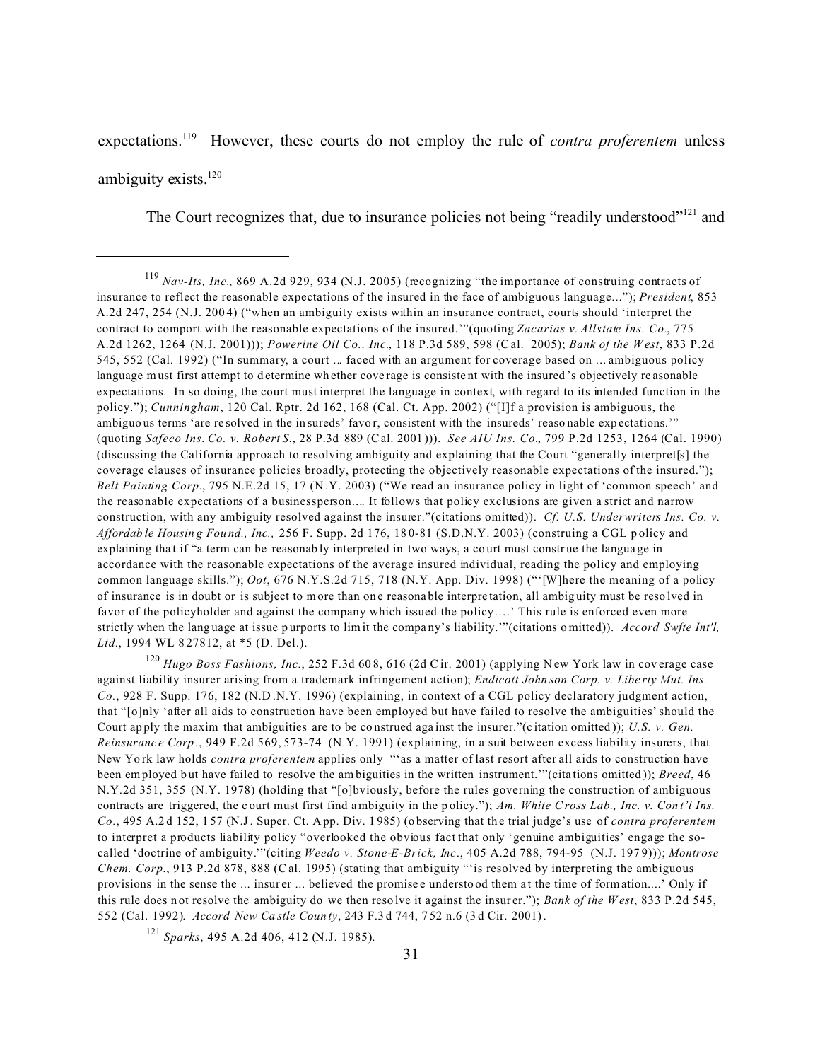expectations.[119] However, these courts do not employ the rule of *contra proferentem* unless ambiguity exists.[120]

The Court recognizes that, due to insurance policies not being "readily understood"[121] and

---

[119] *Nav-Its, Inc*., 869 A.2d 929, 934 (N.J. 2005) (recognizing "the importance of construing contracts of insurance to reflect the reasonable expectations of the insured in the face of ambiguous language..."); *President*, 853 A.2d 247, 254 (N.J. 2004) ("when an ambiguity exists within an insurance contract, courts should 'interpret the contract to comport with the reasonable expectations of the insured.'"(quoting *Zacarias v. Allstate Ins. Co*., 775 A.2d 1262, 1264 (N.J. 2001))); *Powerine Oil Co., Inc*., 118 P.3d 589, 598 (Cal. 2005); *Bank of the West*, 833 P.2d 545, 552 (Cal. 1992) ("In summary, a court ... faced with an argument for coverage based on ... ambiguous policy language must first attempt to determine whether coverage is consistent with the insured's objectively reasonable expectations. In so doing, the court must interpret the language in context, with regard to its intended function in the policy."); *Cunningham*, 120 Cal. Rptr. 2d 162, 168 (Cal. Ct. App. 2002) ("[I]f a provision is ambiguous, the ambiguous terms 'are resolved in the insureds' favor, consistent with the insureds' reasonable expectations.'" (quoting *Safeco Ins. Co. v. Robert S*., 28 P.3d 889 (Cal. 2001))). *See AIU Ins. Co*., 799 P.2d 1253, 1264 (Cal. 1990) (discussing the California approach to resolving ambiguity and explaining that the Court "generally interpret[s] the coverage clauses of insurance policies broadly, protecting the objectively reasonable expectations of the insured."); *Belt Painting Corp*., 795 N.E.2d 15, 17 (N.Y. 2003) ("We read an insurance policy in light of 'common speech' and the reasonable expectations of a businessperson.... It follows that policy exclusions are given a strict and narrow construction, with any ambiguity resolved against the insurer."(citations omitted)). *Cf. U.S. Underwriters Ins. Co. v. Affordable Housing Found., Inc.,* 256 F. Supp. 2d 176, 180-81 (S.D.N.Y. 2003) (construing a CGL policy and explaining that if "a term can be reasonably interpreted in two ways, a court must construe the language in accordance with the reasonable expectations of the average insured individual, reading the policy and employing common language skills."); *Oot*, 676 N.Y.S.2d 715, 718 (N.Y. App. Div. 1998) ("'[W]here the meaning of a policy of insurance is in doubt or is subject to more than one reasonable interpretation, all ambiguity must be resolved in favor of the policyholder and against the company which issued the policy....' This rule is enforced even more strictly when the language at issue purports to limit the company's liability.'"(citations omitted)). *Accord Swfte Int'l, Ltd*., 1994 WL 827812, at *5 (D. Del.).

[120] *Hugo Boss Fashions, Inc*., 252 F.3d 608, 616 (2d Cir. 2001) (applying New York law in coverage case against liability insurer arising from a trademark infringement action); *Endicott Johnson Corp. v. Liberty Mut. Ins. Co*., 928 F. Supp. 176, 182 (N.D.N.Y. 1996) (explaining, in context of a CGL policy declaratory judgment action, that "[o]nly 'after all aids to construction have been employed but have failed to resolve the ambiguities' should the Court apply the maxim that ambiguities are to be construed against the insurer."(citation omitted)); *U.S. v. Gen. Reinsurance Corp*., 949 F.2d 569, 573-74 (N.Y. 1991) (explaining, in a suit between excess liability insurers, that New York law holds *contra proferentem* applies only "'as a matter of last resort after all aids to construction have been employed but have failed to resolve the ambiguities in the written instrument.'"(citations omitted)); *Breed*, 46 N.Y.2d 351, 355 (N.Y. 1978) (holding that "[o]bviously, before the rules governing the construction of ambiguous contracts are triggered, the court must first find ambiguity in the policy."); *Am. White Cross Lab., Inc. v. Cont'l Ins. Co*., 495 A.2d 152, 157 (N.J. Super. Ct. App. Div. 1985) (observing that the trial judge's use of *contra proferentem* to interpret a products liability policy "overlooked the obvious fact that only 'genuine ambiguities' engage the so-called 'doctrine of ambiguity.'"(citing *Weedo v. Stone-E-Brick, Inc*., 405 A.2d 788, 794-95 (N.J. 1979))); *Montrose Chem. Corp*., 913 P.2d 878, 888 (Cal. 1995) (stating that ambiguity "'is resolved by interpreting the ambiguous provisions in the sense the ... insurer ... believed the promisee understood them at the time of formation....' Only if this rule does not resolve the ambiguity do we then resolve it against the insurer."); *Bank of the West*, 833 P.2d 545, 552 (Cal. 1992). *Accord New Castle County*, 243 F.3d 744, 752 n.6 (3d Cir. 2001).

[121] *Sparks*, 495 A.2d 406, 412 (N.J. 1985).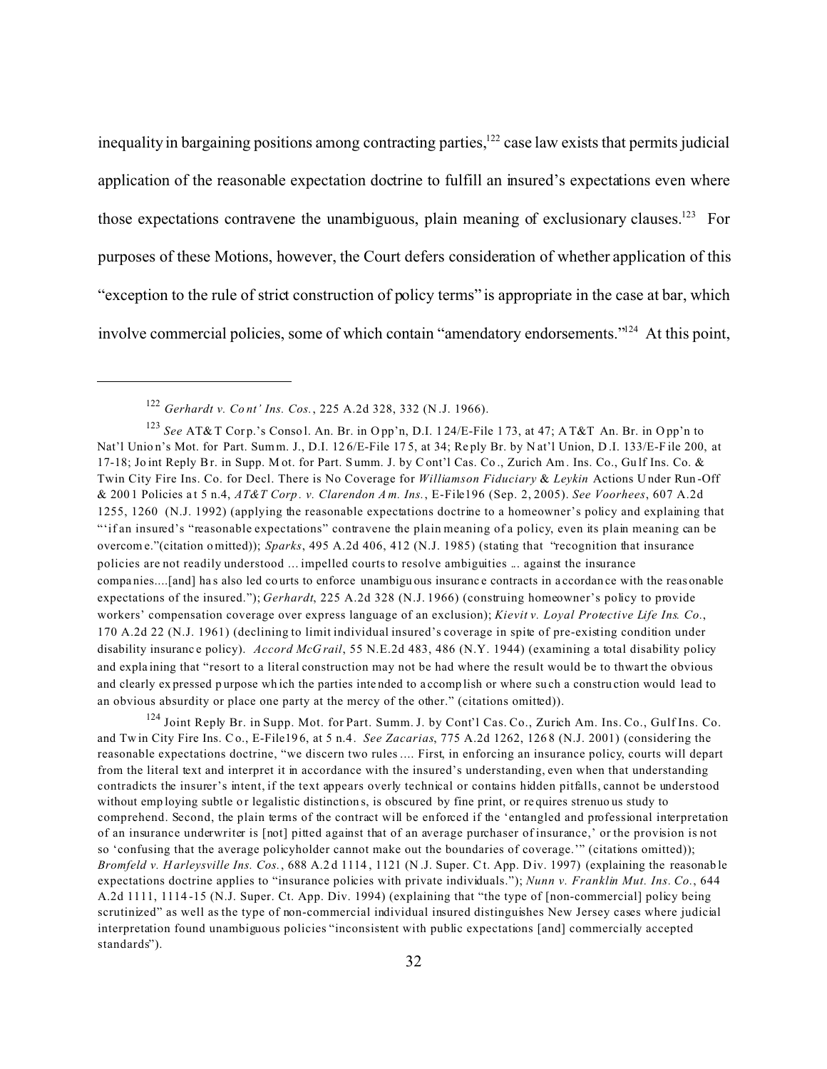inequality in bargaining positions among contracting parties,[122] case law exists that permits judicial application of the reasonable expectation doctrine to fulfill an insured's expectations even where those expectations contravene the unambiguous, plain meaning of exclusionary clauses.[123] For purposes of these Motions, however, the Court defers consideration of whether application of this "exception to the rule of strict construction of policy terms" is appropriate in the case at bar, which involve commercial policies, some of which contain "amendatory endorsements."[124] At this point,

---

[122] *Gerhardt v. Cont' Ins. Cos.*, 225 A.2d 328, 332 (N.J. 1966).

[123] *See* AT&T Corp.'s Consol. An. Br. in Opp'n, D.I. 124/E-File 173, at 47; AT&T An. Br. in Opp'n to Nat'l Union's Mot. for Part. Summ. J., D.I. 126/E-File 175, at 34; Reply Br. by Nat'l Union, D.I. 133/E-File 200, at 17-18; Joint Reply Br. in Supp. Mot. for Part. Summ. J. by Cont'l Cas. Co., Zurich Am. Ins. Co., Gulf Ins. Co. & Twin City Fire Ins. Co. for Decl. There is No Coverage for *Williamson Fiduciary* & *Leykin* Actions Under Run-Off & 2001 Policies at 5 n.4, *AT&T Corp. v. Clarendon Am. Ins.*, E-File196 (Sep. 2, 2005). *See Voorhees*, 607 A.2d 1255, 1260 (N.J. 1992) (applying the reasonable expectations doctrine to a homeowner's policy and explaining that "'if an insured's "reasonable expectations" contravene the plain meaning of a policy, even its plain meaning can be overcome."(citation omitted)); *Sparks*, 495 A.2d 406, 412 (N.J. 1985) (stating that "recognition that insurance policies are not readily understood ... impelled courts to resolve ambiguities ... against the insurance companies....[and] has also led courts to enforce unambiguous insurance contracts in accordance with the reasonable expectations of the insured."); *Gerhardt*, 225 A.2d 328 (N.J. 1966) (construing homeowner's policy to provide workers' compensation coverage over express language of an exclusion); *Kievit v. Loyal Protective Life Ins. Co.*, 170 A.2d 22 (N.J. 1961) (declining to limit individual insured's coverage in spite of pre-existing condition under disability insurance policy). *Accord McGrail*, 55 N.E.2d 483, 486 (N.Y. 1944) (examining a total disability policy and explaining that "resort to a literal construction may not be had where the result would be to thwart the obvious and clearly expressed purpose which the parties intended to accomplish or where such a construction would lead to an obvious absurdity or place one party at the mercy of the other." (citations omitted)).

[124] Joint Reply Br. in Supp. Mot. for Part. Summ. J. by Cont'l Cas. Co., Zurich Am. Ins. Co., Gulf Ins. Co. and Twin City Fire Ins. Co., E-File196, at 5 n.4. *See Zacarias*, 775 A.2d 1262, 1268 (N.J. 2001) (considering the reasonable expectations doctrine, "we discern two rules .... First, in enforcing an insurance policy, courts will depart from the literal text and interpret it in accordance with the insured's understanding, even when that understanding contradicts the insurer's intent, if the text appears overly technical or contains hidden pitfalls, cannot be understood without employing subtle or legalistic distinctions, is obscured by fine print, or requires strenuous study to comprehend. Second, the plain terms of the contract will be enforced if the 'entangled and professional interpretation of an insurance underwriter is [not] pitted against that of an average purchaser of insurance,' or the provision is not so 'confusing that the average policyholder cannot make out the boundaries of coverage.'" (citations omitted)); *Bromfeld v. Harleysville Ins. Cos.*, 688 A.2d 1114, 1121 (N.J. Super. Ct. App. Div. 1997) (explaining the reasonable expectations doctrine applies to "insurance policies with private individuals."); *Nunn v. Franklin Mut. Ins. Co.*, 644 A.2d 1111, 1114-15 (N.J. Super. Ct. App. Div. 1994) (explaining that "the type of [non-commercial] policy being scrutinized" as well as the type of non-commercial individual insured distinguishes New Jersey cases where judicial interpretation found unambiguous policies "inconsistent with public expectations [and] commercially accepted standards").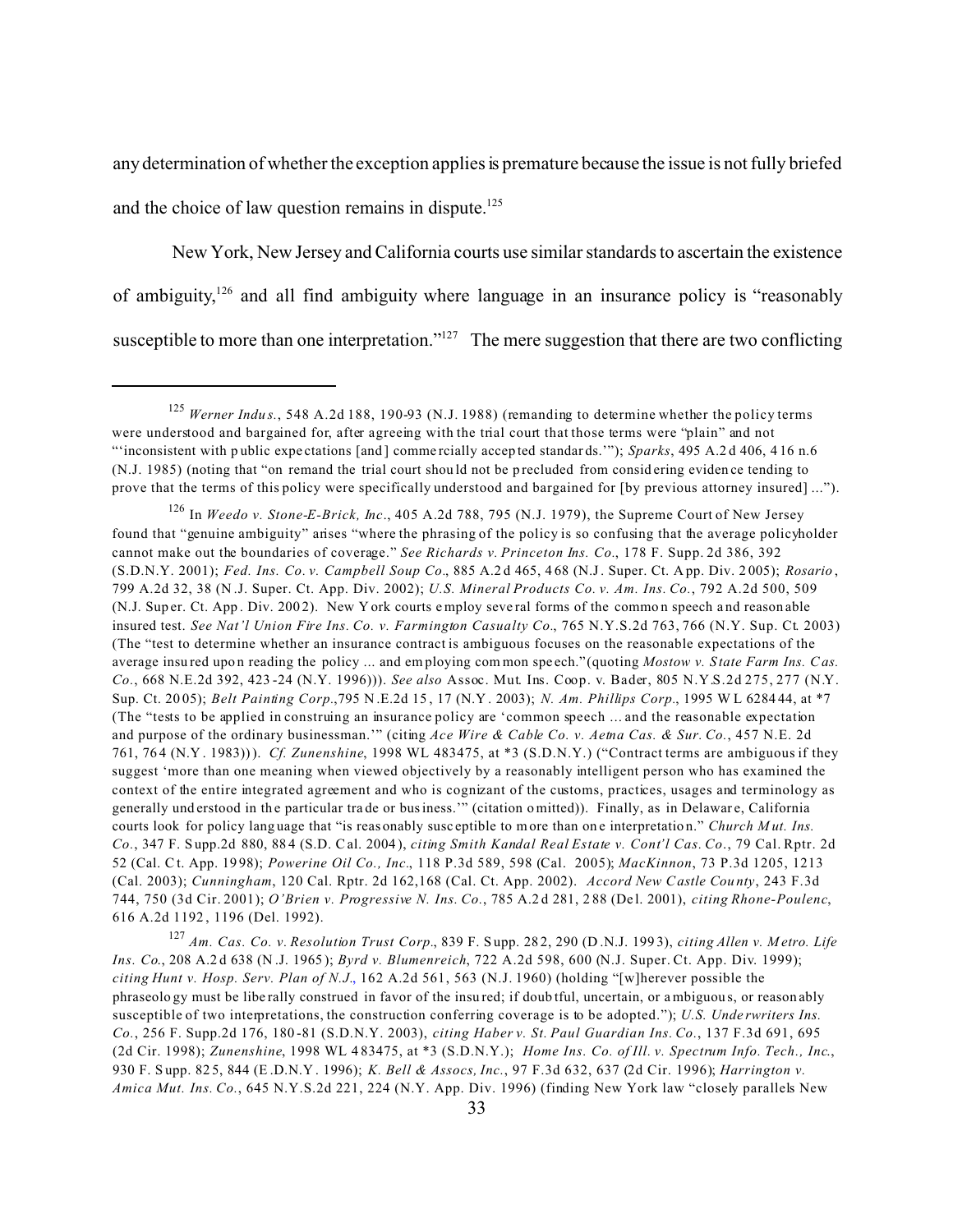any determination of whether the exception applies is premature because the issue is not fully briefed and the choice of law question remains in dispute.[125]

New York, New Jersey and California courts use similar standards to ascertain the existence of ambiguity,[126] and all find ambiguity where language in an insurance policy is "reasonably susceptible to more than one interpretation."[127] The mere suggestion that there are two conflicting

---

[125] *Werner Indus.*, 548 A.2d 188, 190-93 (N.J. 1988) (remanding to determine whether the policy terms were understood and bargained for, after agreeing with the trial court that those terms were "plain" and not "'inconsistent with public expectations [and] commercially accepted standards.'"); *Sparks*, 495 A.2d 406, 416 n.6 (N.J. 1985) (noting that "on remand the trial court should not be precluded from considering evidence tending to prove that the terms of this policy were specifically understood and bargained for [by previous attorney insured] ...").

[126] In *Weedo v. Stone-E-Brick, Inc*., 405 A.2d 788, 795 (N.J. 1979), the Supreme Court of New Jersey found that "genuine ambiguity" arises "where the phrasing of the policy is so confusing that the average policyholder cannot make out the boundaries of coverage." *See Richards v. Princeton Ins. Co*., 178 F. Supp. 2d 386, 392 (S.D.N.Y. 2001); *Fed. Ins. Co. v. Campbell Soup Co*., 885 A.2d 465, 468 (N.J. Super. Ct. App. Div. 2005); *Rosario*, 799 A.2d 32, 38 (N.J. Super. Ct. App. Div. 2002); *U.S. Mineral Products Co. v. Am. Ins. Co.*, 792 A.2d 500, 509 (N.J. Super. Ct. App. Div. 2002). New York courts employ several forms of the common speech and reasonable insured test. *See Nat'l Union Fire Ins. Co. v. Farmington Casualty Co*., 765 N.Y.S.2d 763, 766 (N.Y. Sup. Ct. 2003) (The "test to determine whether an insurance contract is ambiguous focuses on the reasonable expectations of the average insured upon reading the policy ... and employing common speech."(quoting *Mostow v. State Farm Ins. Cas. Co*., 668 N.E.2d 392, 423-24 (N.Y. 1996))). *See also* Assoc. Mut. Ins. Coop. v. Bader, 805 N.Y.S.2d 275, 277 (N.Y. Sup. Ct. 2005); *Belt Painting Corp*.,795 N.E.2d 15, 17 (N.Y. 2003); *N. Am. Phillips Corp*., 1995 WL 628444, at *7 (The "tests to be applied in construing an insurance policy are 'common speech ... and the reasonable expectation and purpose of the ordinary businessman.'" (citing *Ace Wire & Cable Co. v. Aetna Cas. & Sur. Co.*, 457 N.E. 2d 761, 764 (N.Y. 1983))). *Cf. Zunenshine*, 1998 WL 483475, at *3 (S.D.N.Y.) ("Contract terms are ambiguous if they suggest 'more than one meaning when viewed objectively by a reasonably intelligent person who has examined the context of the entire integrated agreement and who is cognizant of the customs, practices, usages and terminology as generally understood in the particular trade or business.'" (citation omitted)). Finally, as in Delaware, California courts look for policy language that "is reasonably susceptible to more than one interpretation." *Church Mut. Ins. Co*., 347 F. Supp.2d 880, 884 (S.D. Cal. 2004), *citing Smith Kandal Real Estate v. Cont'l Cas. Co*., 79 Cal. Rptr. 2d 52 (Cal. Ct. App. 1998); *Powerine Oil Co., Inc*., 118 P.3d 589, 598 (Cal. 2005); *MacKinnon*, 73 P.3d 1205, 1213 (Cal. 2003); *Cunningham*, 120 Cal. Rptr. 2d 162,168 (Cal. Ct. App. 2002). *Accord New Castle County*, 243 F.3d 744, 750 (3d Cir. 2001); *O'Brien v. Progressive N. Ins. Co*., 785 A.2d 281, 288 (Del. 2001), *citing Rhone-Poulenc*, 616 A.2d 1192, 1196 (Del. 1992).

[127] *Am. Cas. Co. v. Resolution Trust Corp*., 839 F. Supp. 282, 290 (D.N.J. 1993), *citing Allen v. Metro. Life Ins. Co*., 208 A.2d 638 (N.J. 1965); *Byrd v. Blumenreich*, 722 A.2d 598, 600 (N.J. Super. Ct. App. Div. 1999); *citing Hunt v. Hosp. Serv. Plan of N.J*., 162 A.2d 561, 563 (N.J. 1960) (holding "[w]herever possible the phraseology must be liberally construed in favor of the insured; if doubtful, uncertain, or ambiguous, or reasonably susceptible of two interpretations, the construction conferring coverage is to be adopted."); *U.S. Underwriters Ins. Co.*, 256 F. Supp.2d 176, 180-81 (S.D.N.Y. 2003), *citing Haber v. St. Paul Guardian Ins. Co.*, 137 F.3d 691, 695 (2d Cir. 1998); *Zunenshine*, 1998 WL 483475, at *3 (S.D.N.Y.); *Home Ins. Co. of Ill. v. Spectrum Info. Tech., Inc*., 930 F. Supp. 825, 844 (E.D.N.Y. 1996); *K. Bell & Assocs, Inc.*, 97 F.3d 632, 637 (2d Cir. 1996); *Harrington v. Amica Mut. Ins. Co*., 645 N.Y.S.2d 221, 224 (N.Y. App. Div. 1996) (finding New York law "closely parallels New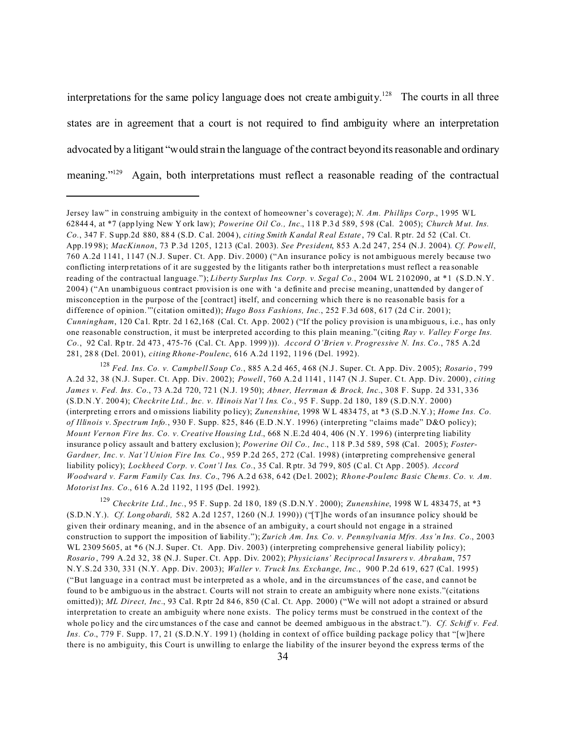interpretations for the same policy language does not create ambiguity.[128] The courts in all three states are in agreement that a court is not required to find ambiguity where an interpretation advocated by a litigant "would strain the language of the contract beyond its reasonable and ordinary meaning."[129] Again, both interpretations must reflect a reasonable reading of the contractual

---

Jersey law" in construing ambiguity in the context of homeowner's coverage); *N. Am. Phillips Corp*., 1995 WL 628444, at *7 (applying New York law); *Powerine Oil Co., Inc*., 118 P.3d 589, 598 (Cal. 2005); *Church Mut. Ins. Co.*, 347 F. Supp.2d 880, 884 (S.D. Cal. 2004), *citing Smith Kandal Real Estate*, 79 Cal. Rptr. 2d 52 (Cal. Ct. App.1998); *MacKinnon*, 73 P.3d 1205, 1213 (Cal. 2003). *See President*, 853 A.2d 247, 254 (N.J. 2004). *Cf. Powell*, 760 A.2d 1141, 1147 (N.J. Super. Ct. App. Div. 2000) ("An insurance policy is not ambiguous merely because two conflicting interpretations of it are suggested by the litigants rather both interpretations must reflect a reasonable reading of the contractual language."); *Liberty Surplus Ins. Corp. v. Segal Co*., 2004 WL 2102090, at *1 (S.D.N.Y. 2004) ("An unambiguous contract provision is one with 'a definite and precise meaning, unattended by danger of misconception in the purpose of the [contract] itself, and concerning which there is no reasonable basis for a difference of opinion.'"(citation omitted)); *Hugo Boss Fashions, Inc.*, 252 F.3d 608, 617 (2d Cir. 2001); *Cunningham*, 120 Cal. Rptr. 2d 162,168 (Cal. Ct. App. 2002) ("If the policy provision is unambiguous, i.e., has only one reasonable construction, it must be interpreted according to this plain meaning."(citing *Ray v. Valley Forge Ins. Co.*, 92 Cal. Rptr. 2d 473, 475-76 (Cal. Ct. App. 1999))). *Accord O'Brien v. Progressive N. Ins. Co.*, 785 A.2d 281, 288 (Del. 2001), *citing Rhone-Poulenc*, 616 A.2d 1192, 1196 (Del. 1992).

[128] *Fed. Ins. Co. v. Campbell Soup Co.*, 885 A.2d 465, 468 (N.J. Super. Ct. App. Div. 2005); *Rosario*, 799 A.2d 32, 38 (N.J. Super. Ct. App. Div. 2002); *Powell*, 760 A.2d 1141, 1147 (N.J. Super. Ct. App. Div. 2000), *citing James v. Fed. Ins. Co*., 73 A.2d 720, 721 (N.J. 1950); *Abner, Herrman & Brock, Inc.*, 308 F. Supp. 2d 331, 336 (S.D.N.Y. 2004); *Checkrite Ltd., Inc. v. Illinois Nat'l Ins. Co*., 95 F. Supp. 2d 180, 189 (S.D.N.Y. 2000) (interpreting errors and omissions liability policy); *Zunenshine*, 1998 WL 483475, at *3 (S.D.N.Y.); *Home Ins. Co. of Illinois v. Spectrum Info.*, 930 F. Supp. 825, 846 (E.D.N.Y. 1996) (interpreting "claims made" D&O policy); *Mount Vernon Fire Ins. Co. v. Creative Housing Ltd*., 668 N.E.2d 404, 406 (N.Y. 1996) (interpreting liability insurance policy assault and battery exclusion); *Powerine Oil Co., Inc*., 118 P.3d 589, 598 (Cal. 2005); *Foster-Gardner, Inc. v. Nat'l Union Fire Ins. Co.*, 959 P.2d 265, 272 (Cal. 1998) (interpreting comprehensive general liability policy); *Lockheed Corp. v. Cont'l Ins. Co.*, 35 Cal. Rptr. 3d 799, 805 (Cal. Ct App. 2005). *Accord Woodward v. Farm Family Cas. Ins. Co*., 796 A.2d 638, 642 (Del. 2002); *Rhone-Poulenc Basic Chems. Co. v. Am. Motorist Ins. Co*., 616 A.2d 1192, 1195 (Del. 1992).

[129] *Checkrite Ltd., Inc.*, 95 F. Supp. 2d 180, 189 (S.D.N.Y. 2000); *Zunenshine*, 1998 WL 483475, at *3 (S.D.N.Y.). *Cf. Longobardi,* 582 A.2d 1257, 1260 (N.J. 1990)) ("[T]he words of an insurance policy should be given their ordinary meaning, and in the absence of an ambiguity, a court should not engage in a strained construction to support the imposition of liability."); *Zurich Am. Ins. Co. v. Pennsylvania Mfrs. Ass'n Ins. Co*., 2003 WL 23095605, at *6 (N.J. Super. Ct. App. Div. 2003) (interpreting comprehensive general liability policy); *Rosario*, 799 A.2d 32, 38 (N.J. Super. Ct. App. Div. 2002); *Physicians' Reciprocal Insurers v. Abraham*, 757 N.Y.S.2d 330, 331 (N.Y. App. Div. 2003); *Waller v. Truck Ins. Exchange, Inc.*, 900 P.2d 619, 627 (Cal. 1995) ("But language in a contract must be interpreted as a whole, and in the circumstances of the case, and cannot be found to be ambiguous in the abstract. Courts will not strain to create an ambiguity where none exists."(citations omitted)); *ML Direct, Inc*., 93 Cal. Rptr 2d 846, 850 (Cal. Ct. App. 2000) ("We will not adopt a strained or absurd interpretation to create an ambiguity where none exists. The policy terms must be construed in the context of the whole policy and the circumstances of the case and cannot be deemed ambiguous in the abstract."). *Cf. Schiff v. Fed. Ins. Co*., 779 F. Supp. 17, 21 (S.D.N.Y. 1991) (holding in context of office building package policy that "[w]here there is no ambiguity, this Court is unwilling to enlarge the liability of the insurer beyond the express terms of the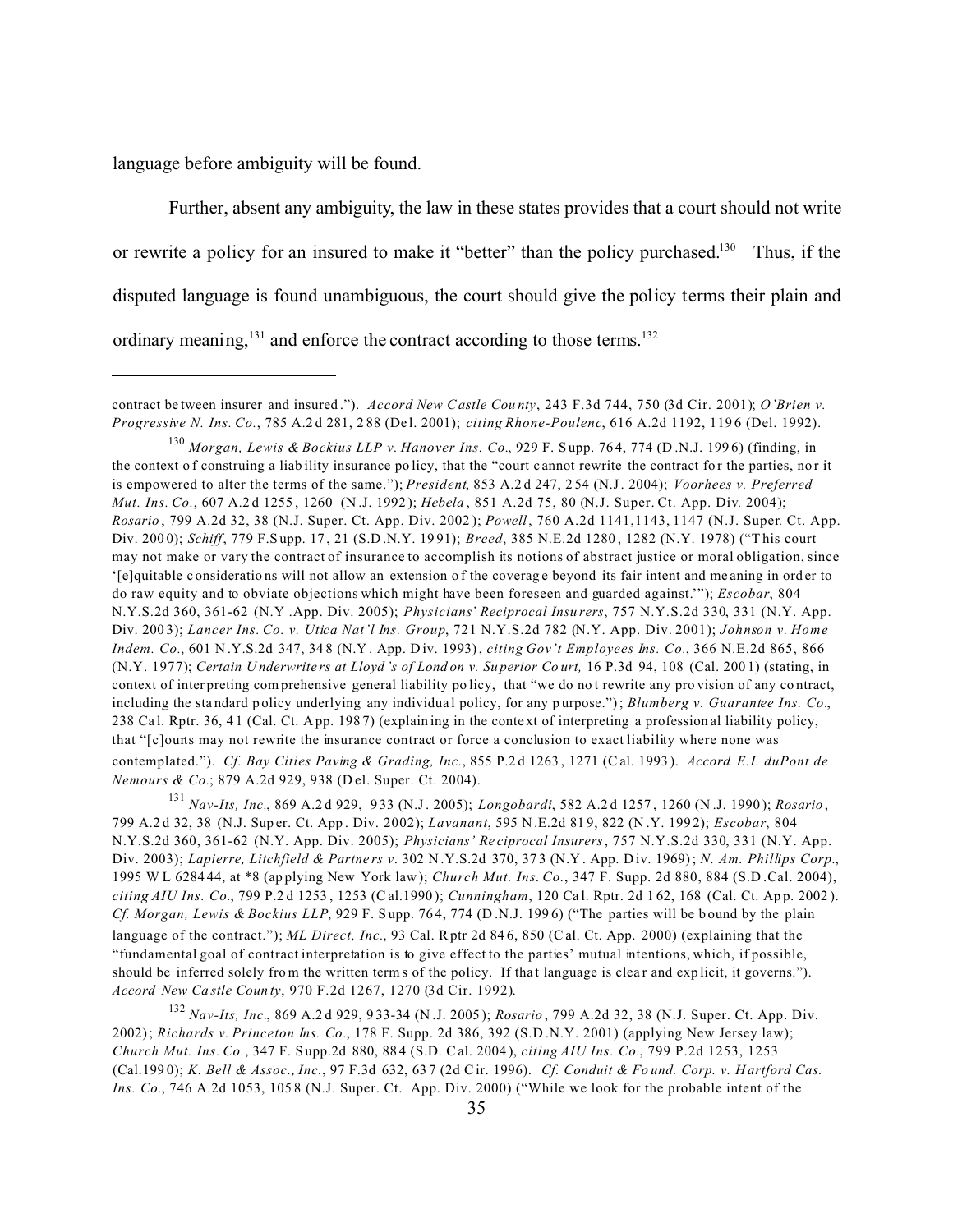language before ambiguity will be found.

Further, absent any ambiguity, the law in these states provides that a court should not write or rewrite a policy for an insured to make it "better" than the policy purchased.[130] Thus, if the disputed language is found unambiguous, the court should give the policy terms their plain and ordinary meaning,[131] and enforce the contract according to those terms.[132]

---

contract between insurer and insured."). *Accord New Castle County*, 243 F.3d 744, 750 (3d Cir. 2001); *O'Brien v. Progressive N. Ins. Co.*, 785 A.2d 281, 288 (Del. 2001); *citing Rhone-Poulenc*, 616 A.2d 1192, 1196 (Del. 1992).

[130] *Morgan, Lewis & Bockius LLP v. Hanover Ins. Co*., 929 F. Supp. 764, 774 (D.N.J. 1996) (finding, in the context of construing a liability insurance policy, that the "court cannot rewrite the contract for the parties, nor it is empowered to alter the terms of the same."); *President*, 853 A.2d 247, 254 (N.J. 2004); *Voorhees v. Preferred Mut. Ins. Co.*, 607 A.2d 1255, 1260 (N.J. 1992); *Hebela*, 851 A.2d 75, 80 (N.J. Super. Ct. App. Div. 2004); *Rosario*, 799 A.2d 32, 38 (N.J. Super. Ct. App. Div. 2002); *Powell*, 760 A.2d 1141,1143, 1147 (N.J. Super. Ct. App. Div. 2000); *Schiff*, 779 F.Supp. 17, 21 (S.D.N.Y. 1991); *Breed*, 385 N.E.2d 1280, 1282 (N.Y. 1978) ("This court may not make or vary the contract of insurance to accomplish its notions of abstract justice or moral obligation, since '[e]quitable considerations will not allow an extension of the coverage beyond its fair intent and meaning in order to do raw equity and to obviate objections which might have been foreseen and guarded against.'"); *Escobar*, 804 N.Y.S.2d 360, 361-62 (N.Y .App. Div. 2005); *Physicians' Reciprocal Insurers*, 757 N.Y.S.2d 330, 331 (N.Y. App. Div. 2003); *Lancer Ins. Co. v. Utica Nat'l Ins. Group*, 721 N.Y.S.2d 782 (N.Y. App. Div. 2001); *Johnson v. Home Indem. Co*., 601 N.Y.S.2d 347, 348 (N.Y. App. Div. 1993), *citing Gov't Employees Ins. Co*., 366 N.E.2d 865, 866 (N.Y. 1977); *Certain Underwriters at Lloyd's of London v. Superior Court,* 16 P.3d 94, 108 (Cal. 2001) (stating, in context of interpreting comprehensive general liability policy, that "we do not rewrite any provision of any contract, including the standard policy underlying any individual policy, for any purpose."); *Blumberg v. Guarantee Ins. Co*., 238 Cal. Rptr. 36, 41 (Cal. Ct. App. 1987) (explaining in the context of interpreting a professional liability policy, that "[c]ourts may not rewrite the insurance contract or force a conclusion to exact liability where none was contemplated."). *Cf. Bay Cities Paving & Grading, Inc*., 855 P.2d 1263, 1271 (Cal. 1993). *Accord E.I. duPont de Nemours & Co*.; 879 A.2d 929, 938 (Del. Super. Ct. 2004).

[131] *Nav-Its, Inc*., 869 A.2d 929, 933 (N.J. 2005); *Longobardi*, 582 A.2d 1257, 1260 (N.J. 1990); *Rosario*, 799 A.2d 32, 38 (N.J. Super. Ct. App. Div. 2002); *Lavanant*, 595 N.E.2d 819, 822 (N.Y. 1992); *Escobar*, 804 N.Y.S.2d 360, 361-62 (N.Y. App. Div. 2005); *Physicians' Reciprocal Insurers*, 757 N.Y.S.2d 330, 331 (N.Y. App. Div. 2003); *Lapierre, Litchfield & Partners v.* 302 N.Y.S.2d 370, 373 (N.Y. App. Div. 1969); *N. Am. Phillips Corp*., 1995 WL 628444, at *8 (applying New York law); *Church Mut. Ins. Co.*, 347 F. Supp. 2d 880, 884 (S.D.Cal. 2004), *citing AIU Ins. Co*., 799 P.2d 1253, 1253 (Cal.1990); *Cunningham*, 120 Cal. Rptr. 2d 162, 168 (Cal. Ct. App. 2002). *Cf. Morgan, Lewis & Bockius LLP*, 929 F. Supp. 764, 774 (D.N.J. 1996) ("The parties will be bound by the plain language of the contract."); *ML Direct, Inc*., 93 Cal. Rptr 2d 846, 850 (Cal. Ct. App. 2000) (explaining that the "fundamental goal of contract interpretation is to give effect to the parties' mutual intentions, which, if possible, should be inferred solely from the written terms of the policy. If that language is clear and explicit, it governs."). *Accord New Castle County*, 970 F.2d 1267, 1270 (3d Cir. 1992).

[132] *Nav-Its, Inc*., 869 A.2d 929, 933-34 (N.J. 2005); *Rosario*, 799 A.2d 32, 38 (N.J. Super. Ct. App. Div. 2002); *Richards v. Princeton Ins. Co*., 178 F. Supp. 2d 386, 392 (S.D.N.Y. 2001) (applying New Jersey law); *Church Mut. Ins. Co.*, 347 F. Supp.2d 880, 884 (S.D. Cal. 2004), *citing AIU Ins. Co*., 799 P.2d 1253, 1253 (Cal.1990); *K. Bell & Assoc., Inc.*, 97 F.3d 632, 637 (2d Cir. 1996). *Cf. Conduit & Found. Corp. v. Hartford Cas. Ins. Co*., 746 A.2d 1053, 1058 (N.J. Super. Ct. App. Div. 2000) ("While we look for the probable intent of the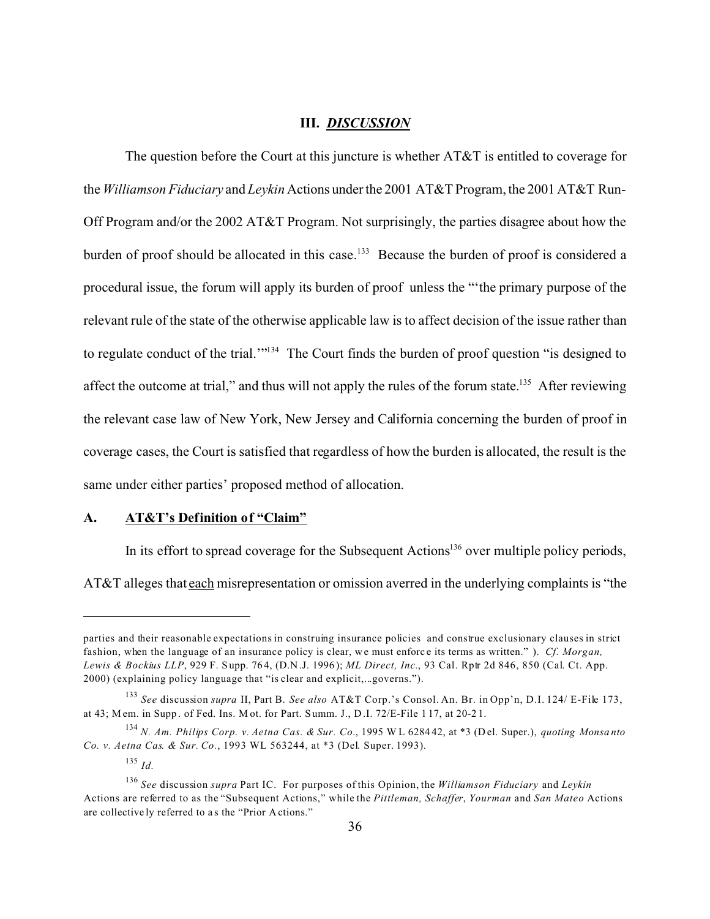### III. ***DISCUSSION***

The question before the Court at this juncture is whether AT&T is entitled to coverage for the *Williamson Fiduciary* and *Leykin* Actions under the 2001 AT&T Program, the 2001 AT&T Run-Off Program and/or the 2002 AT&T Program. Not surprisingly, the parties disagree about how the burden of proof should be allocated in this case.[133] Because the burden of proof is considered a procedural issue, the forum will apply its burden of proof unless the "'the primary purpose of the relevant rule of the state of the otherwise applicable law is to affect decision of the issue rather than to regulate conduct of the trial.'"[134] The Court finds the burden of proof question "is designed to affect the outcome at trial," and thus will not apply the rules of the forum state.[135] After reviewing the relevant case law of New York, New Jersey and California concerning the burden of proof in coverage cases, the Court is satisfied that regardless of how the burden is allocated, the result is the same under either parties' proposed method of allocation.

#### A. AT&T's Definition of "Claim"

In its effort to spread coverage for the Subsequent Actions[136] over multiple policy periods, AT&T alleges that each misrepresentation or omission averred in the underlying complaints is "the

---

parties and their reasonable expectations in construing insurance policies and construe exclusionary clauses in strict fashion, when the language of an insurance policy is clear, we must enforce its terms as written." ). *Cf. Morgan, Lewis & Bockius LLP*, 929 F. Supp. 764, (D.N.J. 1996); *ML Direct, Inc.*, 93 Cal. Rptr 2d 846, 850 (Cal. Ct. App. 2000) (explaining policy language that "is clear and explicit,...governs.").

[133] *See* discussion *supra* II, Part B. *See also* AT&T Corp.'s Consol. An. Br. in Opp'n, D.I. 124/ E-File 173, at 43; Mem. in Supp. of Fed. Ins. Mot. for Part. Summ. J., D.I. 72/E-File 117, at 20-21.

[134] *N. Am. Philips Corp. v. Aetna Cas. & Sur. Co.*, 1995 WL 628442, at *3 (Del. Super.), *quoting Monsanto Co. v. Aetna Cas. & Sur. Co.*, 1993 WL 563244, at *3 (Del. Super. 1993).

[135] *Id.*

[136] *See* discussion *supra* Part IC. For purposes of this Opinion, the *Williamson Fiduciary* and *Leykin* Actions are referred to as the "Subsequent Actions," while the *Pittleman, Schaffer*, *Yourman* and *San Mateo* Actions are collectively referred to as the "Prior Actions."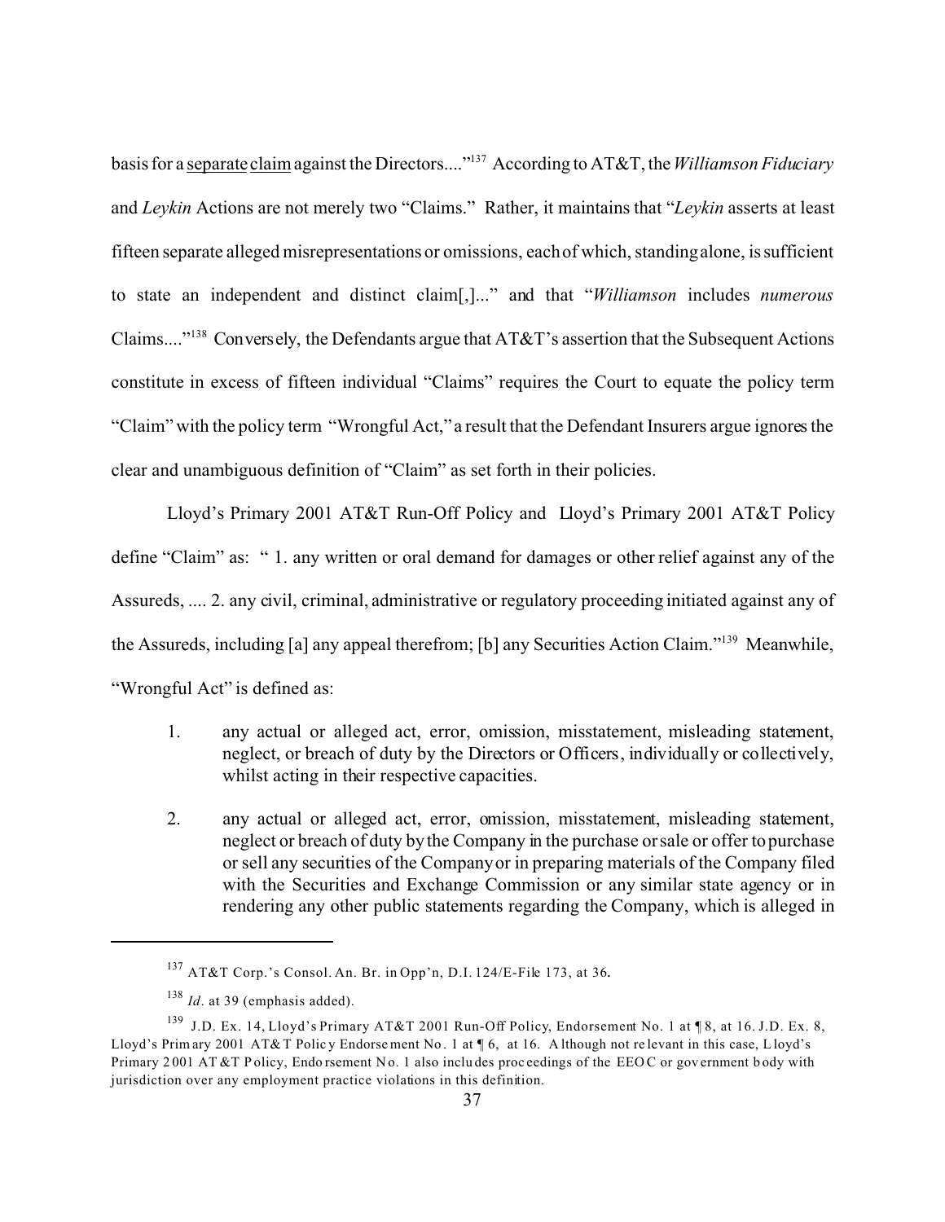basis for a separate claim against the Directors...."[137] According to AT&T, the *Williamson Fiduciary* and *Leykin* Actions are not merely two "Claims." Rather, it maintains that "*Leykin* asserts at least fifteen separate alleged misrepresentations or omissions, each of which, standing alone, is sufficient to state an independent and distinct claim[,]..." and that "*Williamson* includes *numerous* Claims...."[138] Conversely, the Defendants argue that AT&T's assertion that the Subsequent Actions constitute in excess of fifteen individual "Claims" requires the Court to equate the policy term "Claim" with the policy term "Wrongful Act," a result that the Defendant Insurers argue ignores the clear and unambiguous definition of "Claim" as set forth in their policies.

Lloyd's Primary 2001 AT&T Run-Off Policy and Lloyd's Primary 2001 AT&T Policy define "Claim" as: " 1. any written or oral demand for damages or other relief against any of the Assureds, .... 2. any civil, criminal, administrative or regulatory proceeding initiated against any of the Assureds, including [a] any appeal therefrom; [b] any Securities Action Claim."[139] Meanwhile, "Wrongful Act" is defined as:

> 1. any actual or alleged act, error, omission, misstatement, misleading statement, neglect, or breach of duty by the Directors or Officers, individually or collectively, whilst acting in their respective capacities.
>
> 2. any actual or alleged act, error, omission, misstatement, misleading statement, neglect or breach of duty by the Company in the purchase or sale or offer to purchase or sell any securities of the Company or in preparing materials of the Company filed with the Securities and Exchange Commission or any similar state agency or in rendering any other public statements regarding the Company, which is alleged in

---

[137] AT&T Corp.'s Consol. An. Br. in Opp'n, D.I. 124/E-File 173, at 36.

[138] *Id.* at 39 (emphasis added).

[139] J.D. Ex. 14, Lloyd's Primary AT&T 2001 Run-Off Policy, Endorsement No. 1 at ¶ 8, at 16. J.D. Ex. 8, Lloyd's Primary 2001 AT&T Policy Endorsement No. 1 at ¶ 6, at 16. Although not relevant in this case, Lloyd's Primary 2001 AT&T Policy, Endorsement No. 1 also includes proceedings of the EEOC or government body with jurisdiction over any employment practice violations in this definition.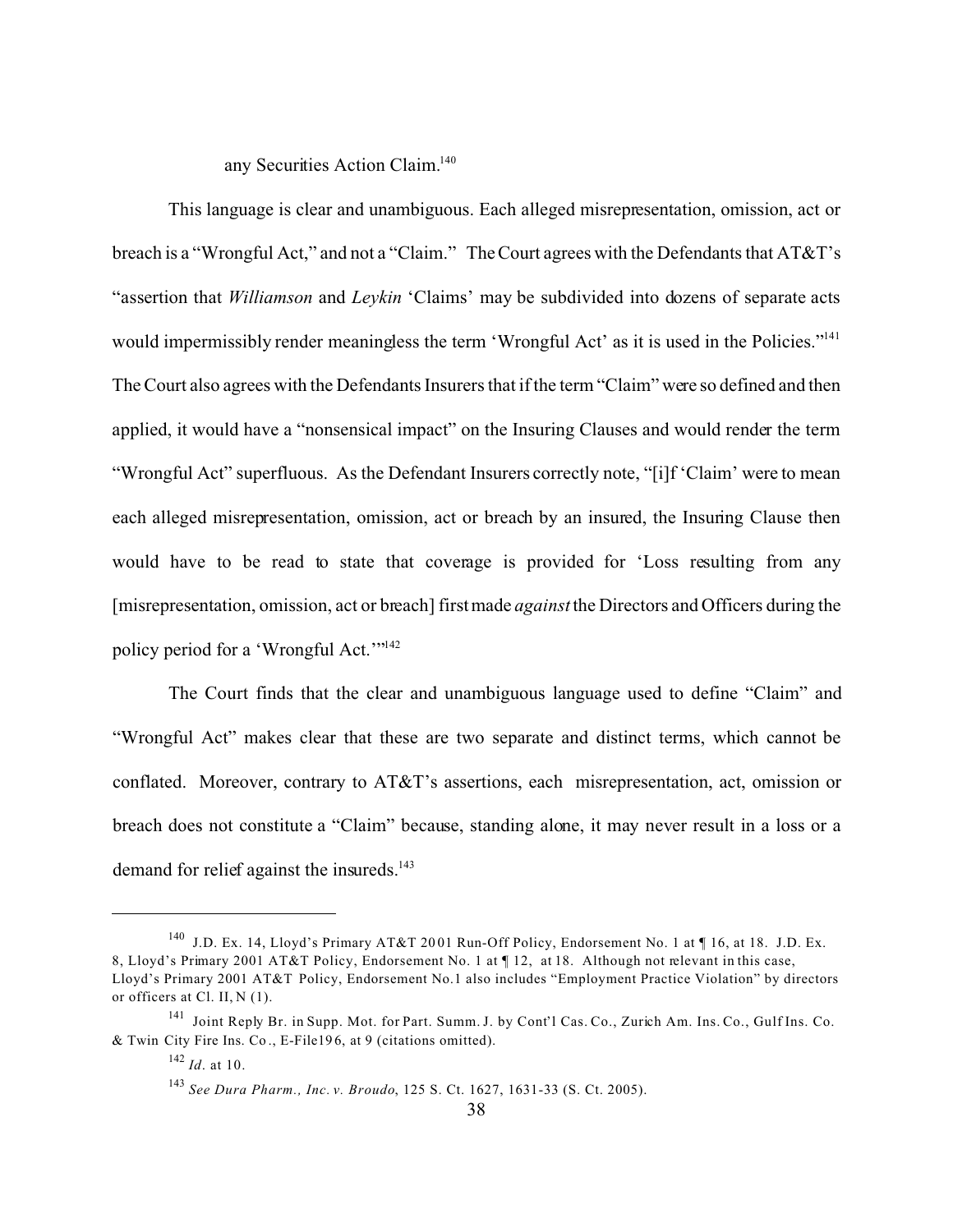any Securities Action Claim.[140]

This language is clear and unambiguous. Each alleged misrepresentation, omission, act or breach is a "Wrongful Act," and not a "Claim." The Court agrees with the Defendants that AT&T's "assertion that *Williamson* and *Leykin* 'Claims' may be subdivided into dozens of separate acts would impermissibly render meaningless the term 'Wrongful Act' as it is used in the Policies."[141] The Court also agrees with the Defendants Insurers that if the term "Claim" were so defined and then applied, it would have a "nonsensical impact" on the Insuring Clauses and would render the term "Wrongful Act" superfluous. As the Defendant Insurers correctly note, "[i]f 'Claim' were to mean each alleged misrepresentation, omission, act or breach by an insured, the Insuring Clause then would have to be read to state that coverage is provided for 'Loss resulting from any [misrepresentation, omission, act or breach] first made *against* the Directors and Officers during the policy period for a 'Wrongful Act.'"[142]

The Court finds that the clear and unambiguous language used to define "Claim" and "Wrongful Act" makes clear that these are two separate and distinct terms, which cannot be conflated. Moreover, contrary to AT&T's assertions, each misrepresentation, act, omission or breach does not constitute a "Claim" because, standing alone, it may never result in a loss or a demand for relief against the insureds.[143]

---

[140] J.D. Ex. 14, Lloyd's Primary AT&T 2001 Run-Off Policy, Endorsement No. 1 at ¶ 16, at 18. J.D. Ex. 8, Lloyd's Primary 2001 AT&T Policy, Endorsement No. 1 at ¶ 12, at 18. Although not relevant in this case, Lloyd's Primary 2001 AT&T Policy, Endorsement No.1 also includes "Employment Practice Violation" by directors or officers at Cl. II, N (1).

[141] Joint Reply Br. in Supp. Mot. for Part. Summ. J. by Cont'l Cas. Co., Zurich Am. Ins. Co., Gulf Ins. Co. & Twin City Fire Ins. Co., E-File196, at 9 (citations omitted).

[142] *Id*. at 10.

[143] *See Dura Pharm., Inc. v. Broudo*, 125 S. Ct. 1627, 1631-33 (S. Ct. 2005).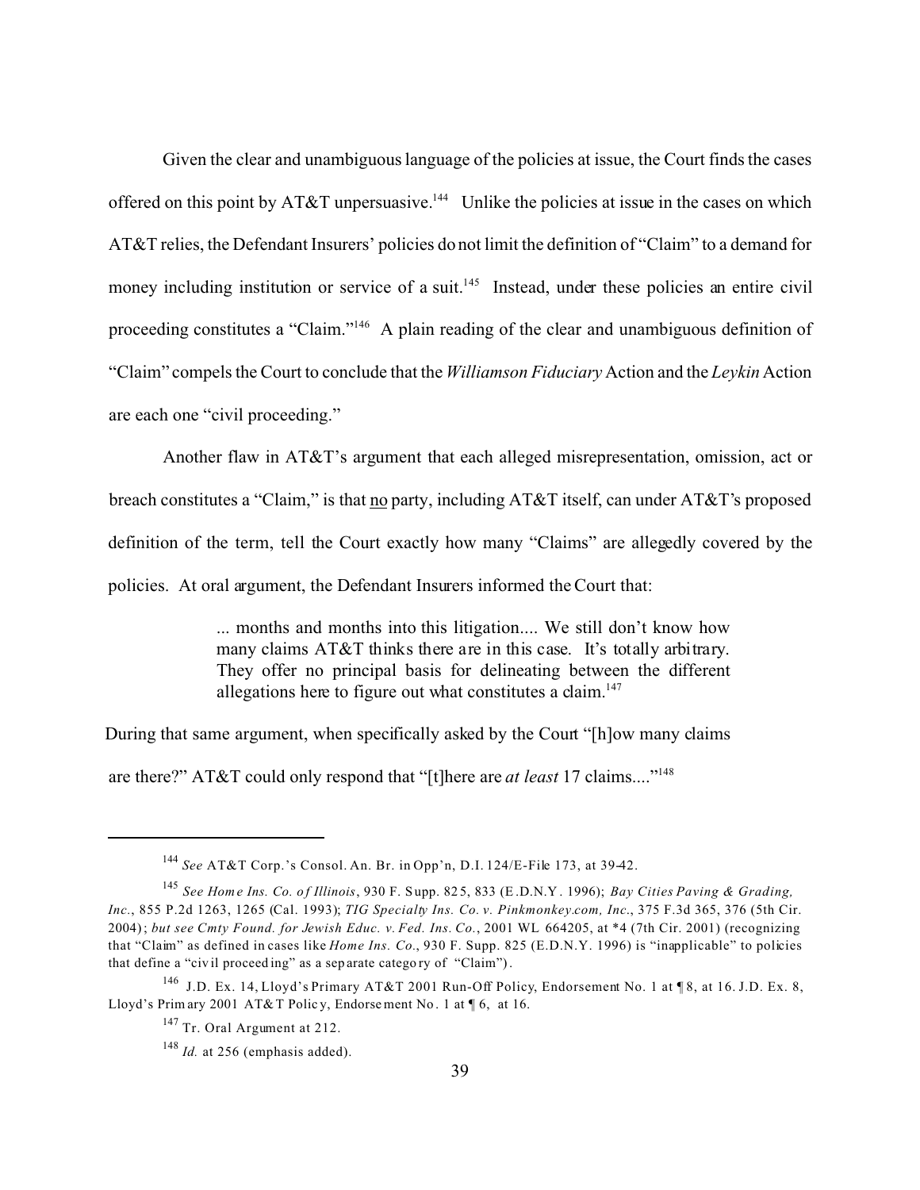Given the clear and unambiguous language of the policies at issue, the Court finds the cases offered on this point by AT&T unpersuasive.[144] Unlike the policies at issue in the cases on which AT&T relies, the Defendant Insurers' policies do not limit the definition of "Claim" to a demand for money including institution or service of a suit.[145] Instead, under these policies an entire civil proceeding constitutes a "Claim."[146] A plain reading of the clear and unambiguous definition of "Claim" compels the Court to conclude that the *Williamson Fiduciary* Action and the *Leykin* Action are each one "civil proceeding."

Another flaw in AT&T's argument that each alleged misrepresentation, omission, act or breach constitutes a "Claim," is that no party, including AT&T itself, can under AT&T's proposed definition of the term, tell the Court exactly how many "Claims" are allegedly covered by the policies. At oral argument, the Defendant Insurers informed the Court that:

> ... months and months into this litigation.... We still don't know how many claims AT&T thinks there are in this case. It's totally arbitrary. They offer no principal basis for delineating between the different allegations here to figure out what constitutes a claim.[147]

During that same argument, when specifically asked by the Court "[h]ow many claims are there?" AT&T could only respond that "[t]here are *at least* 17 claims...."[148]

---

[144] *See* AT&T Corp.'s Consol. An. Br. in Opp'n, D.I. 124/E-File 173, at 39-42.

[145] *See Home Ins. Co. of Illinois*, 930 F. Supp. 825, 833 (E.D.N.Y. 1996); *Bay Cities Paving & Grading, Inc.*, 855 P.2d 1263, 1265 (Cal. 1993); *TIG Specialty Ins. Co. v. Pinkmonkey.com, Inc.*, 375 F.3d 365, 376 (5th Cir. 2004); *but see Cmty Found. for Jewish Educ. v. Fed. Ins. Co.*, 2001 WL 664205, at *4 (7th Cir. 2001) (recognizing that "Claim" as defined in cases like *Home Ins. Co*., 930 F. Supp. 825 (E.D.N.Y. 1996) is "inapplicable" to policies that define a "civil proceeding" as a separate category of "Claim").

[146] J.D. Ex. 14, Lloyd's Primary AT&T 2001 Run-Off Policy, Endorsement No. 1 at ¶ 8, at 16. J.D. Ex. 8, Lloyd's Primary 2001 AT&T Policy, Endorsement No. 1 at ¶ 6, at 16.

[147] Tr. Oral Argument at 212.

[148] *Id.* at 256 (emphasis added).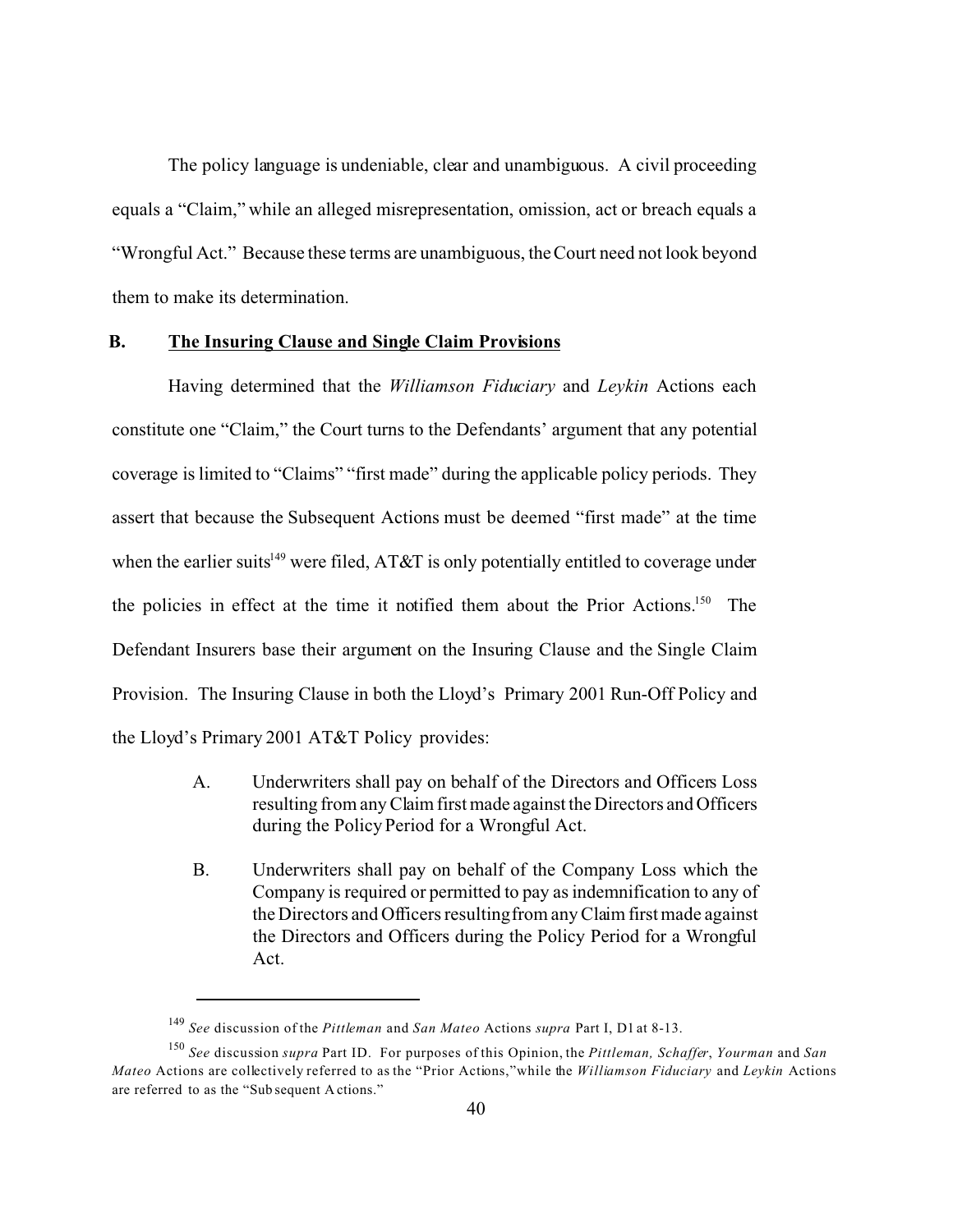The policy language is undeniable, clear and unambiguous. A civil proceeding equals a "Claim," while an alleged misrepresentation, omission, act or breach equals a "Wrongful Act." Because these terms are unambiguous, the Court need not look beyond them to make its determination.

## B. <u>The Insuring Clause and Single Claim Provisions</u>

Having determined that the *Williamson Fiduciary* and *Leykin* Actions each constitute one "Claim," the Court turns to the Defendants' argument that any potential coverage is limited to "Claims" "first made" during the applicable policy periods. They assert that because the Subsequent Actions must be deemed "first made" at the time when the earlier suits[149] were filed, AT&T is only potentially entitled to coverage under the policies in effect at the time it notified them about the Prior Actions.[150] The Defendant Insurers base their argument on the Insuring Clause and the Single Claim Provision. The Insuring Clause in both the Lloyd's Primary 2001 Run-Off Policy and the Lloyd's Primary 2001 AT&T Policy provides:

> A. Underwriters shall pay on behalf of the Directors and Officers Loss resulting from any Claim first made against the Directors and Officers during the Policy Period for a Wrongful Act.
>
> B. Underwriters shall pay on behalf of the Company Loss which the Company is required or permitted to pay as indemnification to any of the Directors and Officers resulting from any Claim first made against the Directors and Officers during the Policy Period for a Wrongful Act.

---

[149] *See* discussion of the *Pittleman* and *San Mateo* Actions *supra* Part I, D1 at 8-13.

[150] *See* discussion *supra* Part ID. For purposes of this Opinion, the *Pittleman, Schaffer*, *Yourman* and *San Mateo* Actions are collectively referred to as the "Prior Actions," while the *Williamson Fiduciary* and *Leykin* Actions are referred to as the "Subsequent Actions."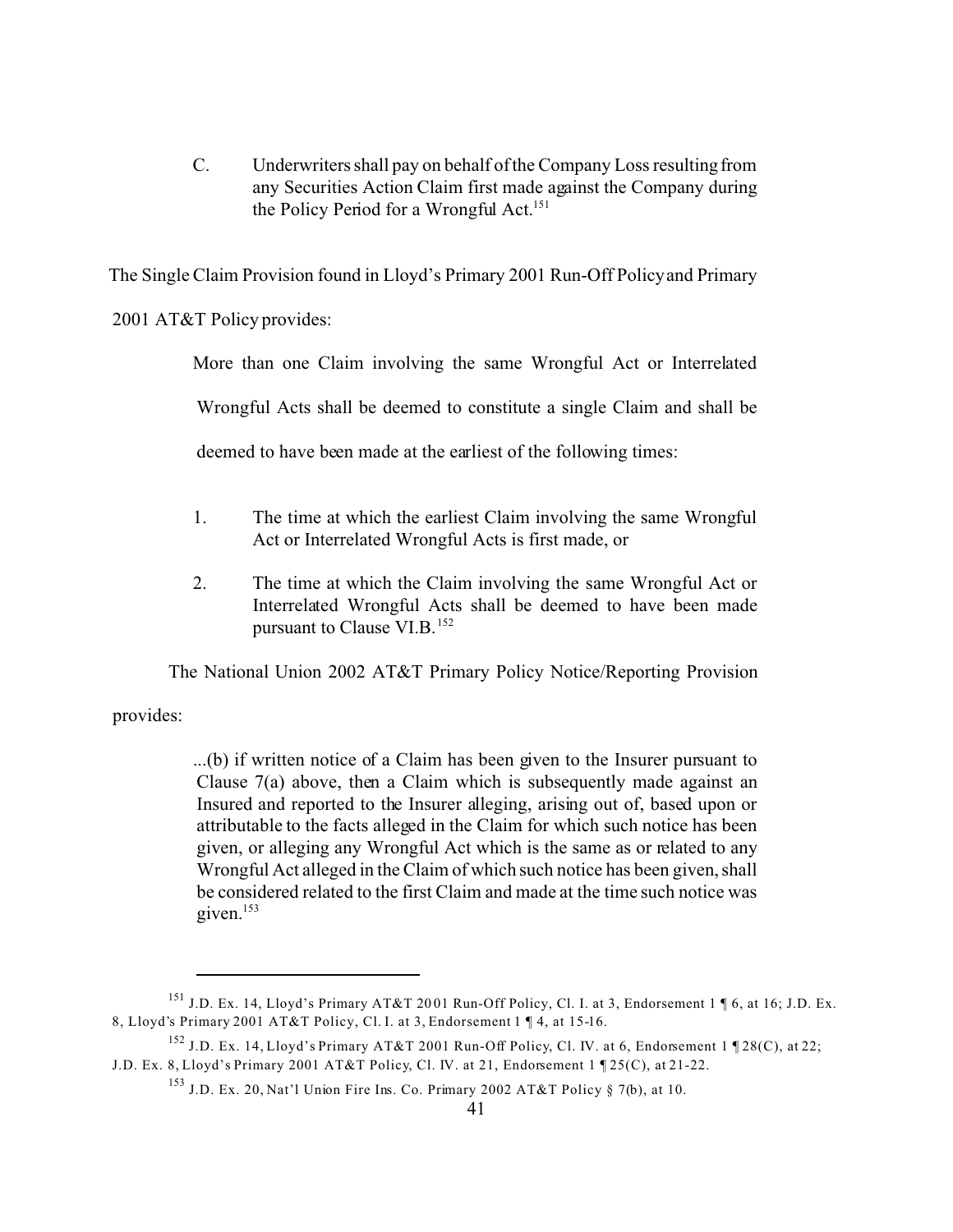C. Underwriters shall pay on behalf of the Company Loss resulting from any Securities Action Claim first made against the Company during the Policy Period for a Wrongful Act.[151]

The Single Claim Provision found in Lloyd's Primary 2001 Run-Off Policy and Primary 2001 AT&T Policy provides:

> More than one Claim involving the same Wrongful Act or Interrelated Wrongful Acts shall be deemed to constitute a single Claim and shall be deemed to have been made at the earliest of the following times:
>
> 1. The time at which the earliest Claim involving the same Wrongful Act or Interrelated Wrongful Acts is first made, or
>
> 2. The time at which the Claim involving the same Wrongful Act or Interrelated Wrongful Acts shall be deemed to have been made pursuant to Clause VI.B.[152]

The National Union 2002 AT&T Primary Policy Notice/Reporting Provision provides:

> ...(b) if written notice of a Claim has been given to the Insurer pursuant to Clause 7(a) above, then a Claim which is subsequently made against an Insured and reported to the Insurer alleging, arising out of, based upon or attributable to the facts alleged in the Claim for which such notice has been given, or alleging any Wrongful Act which is the same as or related to any Wrongful Act alleged in the Claim of which such notice has been given, shall be considered related to the first Claim and made at the time such notice was given.[153]

---

[151] J.D. Ex. 14, Lloyd's Primary AT&T 2001 Run-Off Policy, Cl. I. at 3, Endorsement 1 ¶ 6, at 16; J.D. Ex. 8, Lloyd's Primary 2001 AT&T Policy, Cl. I. at 3, Endorsement 1 ¶ 4, at 15-16.

[152] J.D. Ex. 14, Lloyd's Primary AT&T 2001 Run-Off Policy, Cl. IV. at 6, Endorsement 1 ¶ 28(C), at 22; J.D. Ex. 8, Lloyd's Primary 2001 AT&T Policy, Cl. IV. at 21, Endorsement 1 ¶ 25(C), at 21-22.

[153] J.D. Ex. 20, Nat'l Union Fire Ins. Co. Primary 2002 AT&T Policy § 7(b), at 10.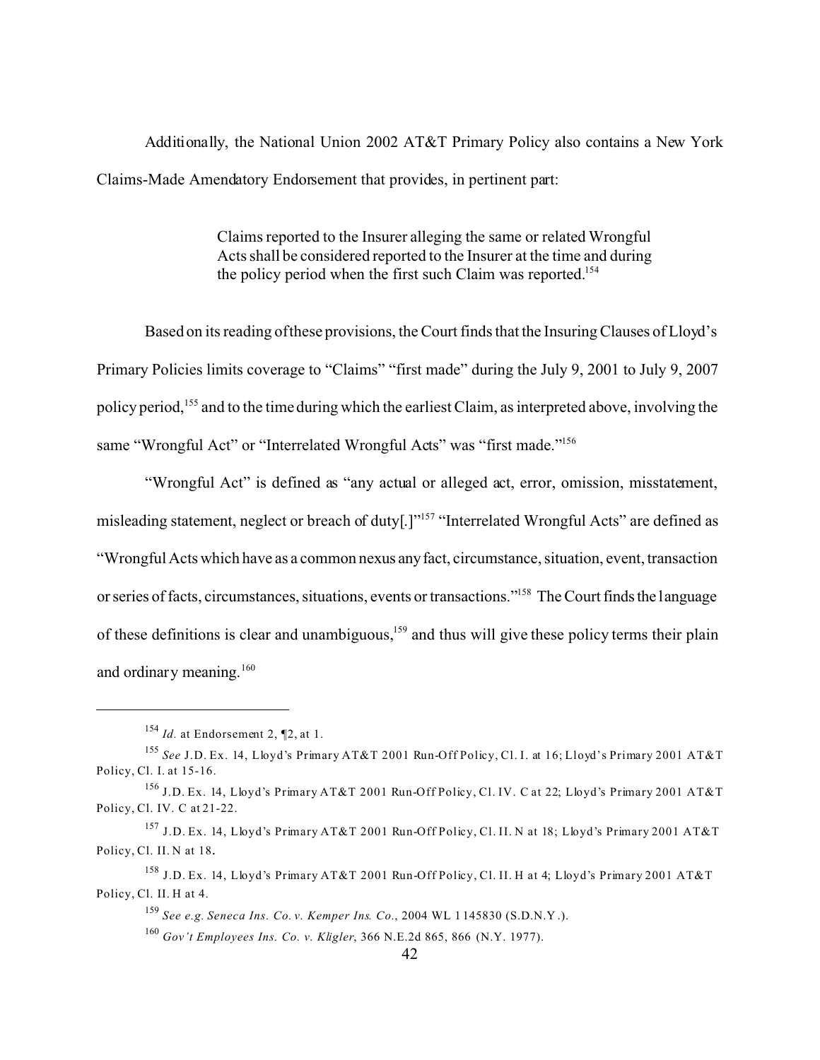Additionally, the National Union 2002 AT&T Primary Policy also contains a New York Claims-Made Amendatory Endorsement that provides, in pertinent part:

> Claims reported to the Insurer alleging the same or related Wrongful Acts shall be considered reported to the Insurer at the time and during the policy period when the first such Claim was reported.[154]

Based on its reading of these provisions, the Court finds that the Insuring Clauses of Lloyd's Primary Policies limits coverage to "Claims" "first made" during the July 9, 2001 to July 9, 2007 policy period,[155] and to the time during which the earliest Claim, as interpreted above, involving the same "Wrongful Act" or "Interrelated Wrongful Acts" was "first made."[156]

"Wrongful Act" is defined as "any actual or alleged act, error, omission, misstatement, misleading statement, neglect or breach of duty[.]"[157] "Interrelated Wrongful Acts" are defined as "Wrongful Acts which have as a common nexus any fact, circumstance, situation, event, transaction or series of facts, circumstances, situations, events or transactions."[158] The Court finds the language of these definitions is clear and unambiguous,[159] and thus will give these policy terms their plain and ordinary meaning.[160]

---

[154] *Id.* at Endorsement 2, ¶2, at 1.

[155] *See* J.D. Ex. 14, Lloyd's Primary AT&T 2001 Run-Off Policy, Cl. I. at 16; Lloyd's Primary 2001 AT&T Policy, Cl. I. at 15-16.

[156] J.D. Ex. 14, Lloyd's Primary AT&T 2001 Run-Off Policy, Cl. IV. C at 22; Lloyd's Primary 2001 AT&T Policy, Cl. IV. C at 21-22.

[157] J.D. Ex. 14, Lloyd's Primary AT&T 2001 Run-Off Policy, Cl. II. N at 18; Lloyd's Primary 2001 AT&T Policy, Cl. II. N at 18.

[158] J.D. Ex. 14, Lloyd's Primary AT&T 2001 Run-Off Policy, Cl. II. H at 4; Lloyd's Primary 2001 AT&T Policy, Cl. II. H at 4.

[159] *See e.g. Seneca Ins. Co. v. Kemper Ins. Co.*, 2004 WL 1145830 (S.D.N.Y.).

[160] *Gov't Employees Ins. Co. v. Kligler*, 366 N.E.2d 865, 866 (N.Y. 1977).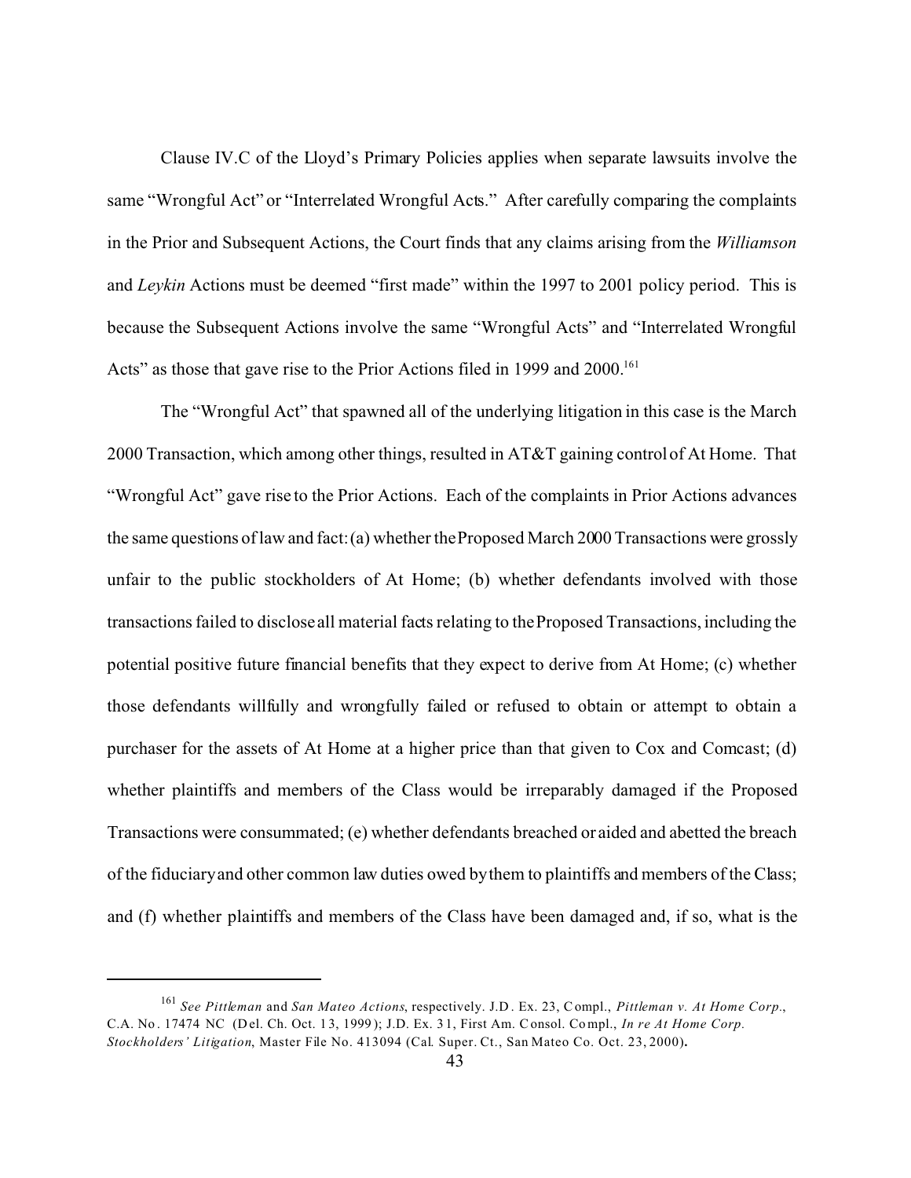Clause IV.C of the Lloyd's Primary Policies applies when separate lawsuits involve the same "Wrongful Act" or "Interrelated Wrongful Acts." After carefully comparing the complaints in the Prior and Subsequent Actions, the Court finds that any claims arising from the *Williamson* and *Leykin* Actions must be deemed "first made" within the 1997 to 2001 policy period. This is because the Subsequent Actions involve the same "Wrongful Acts" and "Interrelated Wrongful Acts" as those that gave rise to the Prior Actions filed in 1999 and 2000.[161]

The "Wrongful Act" that spawned all of the underlying litigation in this case is the March 2000 Transaction, which among other things, resulted in AT&T gaining control of At Home. That "Wrongful Act" gave rise to the Prior Actions. Each of the complaints in Prior Actions advances the same questions of law and fact: (a) whether the Proposed March 2000 Transactions were grossly unfair to the public stockholders of At Home; (b) whether defendants involved with those transactions failed to disclose all material facts relating to the Proposed Transactions, including the potential positive future financial benefits that they expect to derive from At Home; (c) whether those defendants willfully and wrongfully failed or refused to obtain or attempt to obtain a purchaser for the assets of At Home at a higher price than that given to Cox and Comcast; (d) whether plaintiffs and members of the Class would be irreparably damaged if the Proposed Transactions were consummated; (e) whether defendants breached or aided and abetted the breach of the fiduciary and other common law duties owed by them to plaintiffs and members of the Class; and (f) whether plaintiffs and members of the Class have been damaged and, if so, what is the

---

[161] *See Pittleman* and *San Mateo Actions*, respectively. J.D. Ex. 23, Compl., *Pittleman v. At Home Corp.*, C.A. No. 17474 NC (Del. Ch. Oct. 13, 1999); J.D. Ex. 31, First Am. Consol. Compl., *In re At Home Corp. Stockholders' Litigation*, Master File No. 413094 (Cal. Super. Ct., San Mateo Co. Oct. 23, 2000).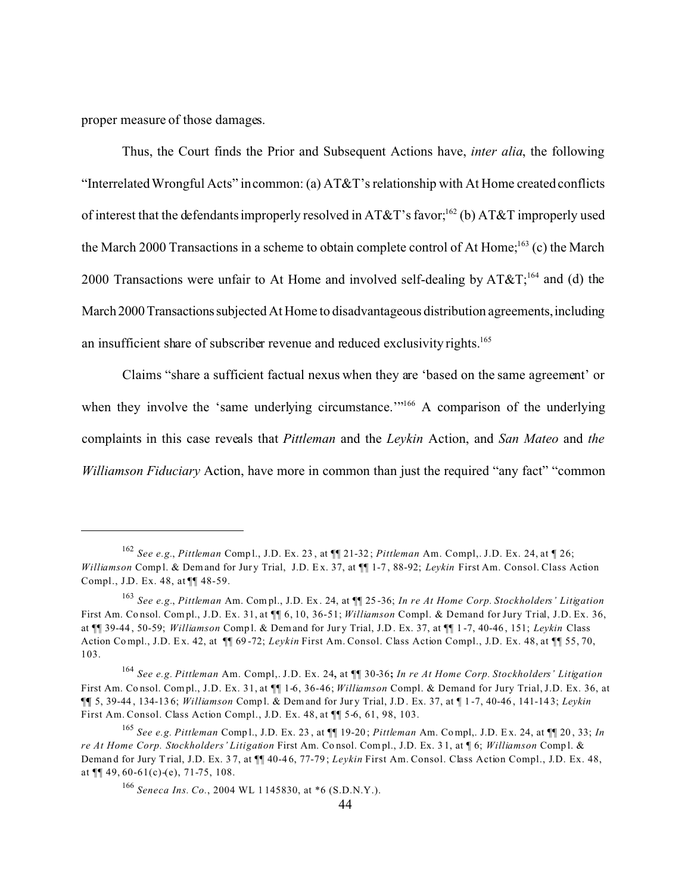proper measure of those damages.

Thus, the Court finds the Prior and Subsequent Actions have, *inter alia*, the following "Interrelated Wrongful Acts" in common: (a) AT&T's relationship with At Home created conflicts of interest that the defendants improperly resolved in AT&T's favor;[162] (b) AT&T improperly used the March 2000 Transactions in a scheme to obtain complete control of At Home;[163] (c) the March 2000 Transactions were unfair to At Home and involved self-dealing by AT&T;[164] and (d) the March 2000 Transactions subjected At Home to disadvantageous distribution agreements, including an insufficient share of subscriber revenue and reduced exclusivity rights.[165]

Claims "share a sufficient factual nexus when they are 'based on the same agreement' or when they involve the 'same underlying circumstance.'"[166] A comparison of the underlying complaints in this case reveals that *Pittleman* and the *Leykin* Action, and *San Mateo* and *the Williamson Fiduciary* Action, have more in common than just the required "any fact" "common

---

[162] *See e.g.*, *Pittleman* Compl., J.D. Ex. 23, at ¶¶ 21-32; *Pittleman* Am. Compl,. J.D. Ex. 24, at ¶ 26; *Williamson* Compl. & Demand for Jury Trial, J.D. Ex. 37, at ¶¶ 1-7, 88-92; *Leykin* First Am. Consol. Class Action Compl., J.D. Ex. 48, at ¶¶ 48-59.

[163] *See e.g.*, *Pittleman* Am. Compl., J.D. Ex. 24, at ¶¶ 25-36; *In re At Home Corp. Stockholders' Litigation* First Am. Consol. Compl., J.D. Ex. 31, at ¶¶ 6, 10, 36-51; *Williamson* Compl. & Demand for Jury Trial, J.D. Ex. 36, at ¶¶ 39-44, 50-59; *Williamson* Compl. & Demand for Jury Trial, J.D. Ex. 37, at ¶¶ 1-7, 40-46, 151; *Leykin* Class Action Compl., J.D. Ex. 42, at ¶¶ 69-72; *Leykin* First Am. Consol. Class Action Compl., J.D. Ex. 48, at ¶¶ 55, 70, 103.

[164] *See e.g. Pittleman* Am. Compl,. J.D. Ex. 24**,** at ¶¶ 30-36**;** *In re At Home Corp. Stockholders' Litigation* First Am. Consol. Compl., J.D. Ex. 31, at ¶¶ 1-6, 36-46; *Williamson* Compl. & Demand for Jury Trial, J.D. Ex. 36, at ¶¶ 5, 39-44, 134-136; *Williamson* Compl. & Demand for Jury Trial, J.D. Ex. 37, at ¶ 1-7, 40-46, 141-143; *Leykin* First Am. Consol. Class Action Compl., J.D. Ex. 48, at ¶¶ 5-6, 61, 98, 103.

[165] *See e.g. Pittleman* Compl., J.D. Ex. 23, at ¶¶ 19-20; *Pittleman* Am. Compl,. J.D. Ex. 24, at ¶¶ 20, 33; *In re At Home Corp. Stockholders' Litigation* First Am. Consol. Compl., J.D. Ex. 31, at ¶ 6; *Williamson* Compl. & Demand for Jury Trial, J.D. Ex. 37, at ¶¶ 40-46, 77-79; *Leykin* First Am. Consol. Class Action Compl., J.D. Ex. 48, at ¶¶ 49, 60-61(c)-(e), 71-75, 108.

[166] *Seneca Ins. Co.*, 2004 WL 1145830, at *6 (S.D.N.Y.).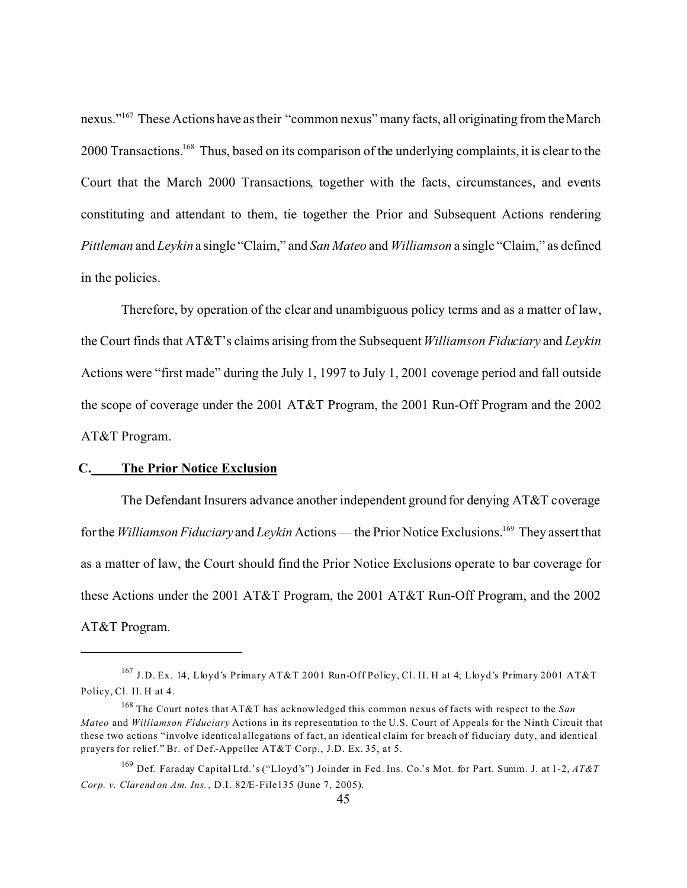nexus."[167] These Actions have as their "common nexus" many facts, all originating from the March 2000 Transactions.[168] Thus, based on its comparison of the underlying complaints, it is clear to the Court that the March 2000 Transactions, together with the facts, circumstances, and events constituting and attendant to them, tie together the Prior and Subsequent Actions rendering *Pittleman* and *Leykin* a single "Claim," and *San Mateo* and *Williamson* a single "Claim," as defined in the policies.

Therefore, by operation of the clear and unambiguous policy terms and as a matter of law, the Court finds that AT&T's claims arising from the Subsequent *Williamson Fiduciary* and *Leykin* Actions were "first made" during the July 1, 1997 to July 1, 2001 coverage period and fall outside the scope of coverage under the 2001 AT&T Program, the 2001 Run-Off Program and the 2002 AT&T Program.

### C. The Prior Notice Exclusion

The Defendant Insurers advance another independent ground for denying AT&T coverage for the *Williamson Fiduciary* and *Leykin* Actions — the Prior Notice Exclusions.[169] They assert that as a matter of law, the Court should find the Prior Notice Exclusions operate to bar coverage for these Actions under the 2001 AT&T Program, the 2001 AT&T Run-Off Program, and the 2002 AT&T Program.

---

[167] J.D. Ex. 14, Lloyd's Primary AT&T 2001 Run-Off Policy, Cl. II. H at 4; Lloyd's Primary 2001 AT&T Policy, Cl. II. H at 4.

[168] The Court notes that AT&T has acknowledged this common nexus of facts with respect to the *San Mateo* and *Williamson Fiduciary* Actions in its representation to the U.S. Court of Appeals for the Ninth Circuit that these two actions "involve identical allegations of fact, an identical claim for breach of fiduciary duty, and identical prayers for relief." Br. of Def.-Appellee AT&T Corp., J.D. Ex. 35, at 5.

[169] Def. Faraday Capital Ltd.'s ("Lloyd's") Joinder in Fed. Ins. Co.'s Mot. for Part. Summ. J. at 1-2, *AT&T Corp. v. Clarendon Am. Ins.*, D.I. 82/E-File135 (June 7, 2005).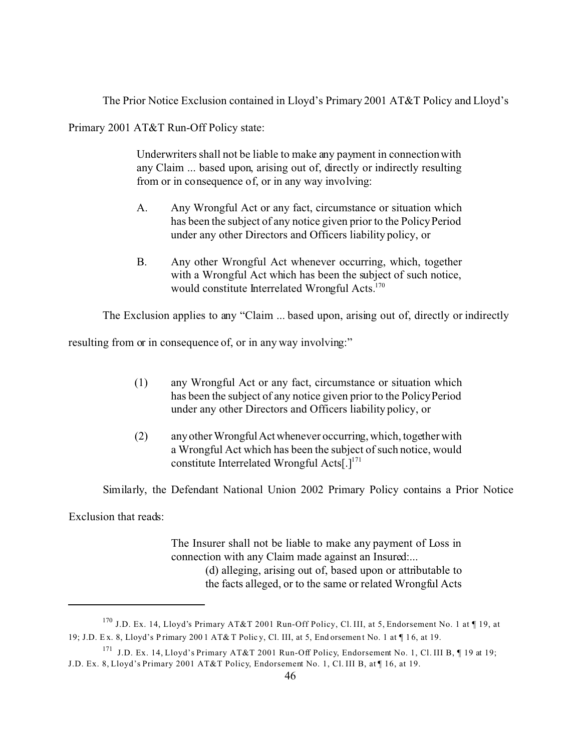The Prior Notice Exclusion contained in Lloyd's Primary 2001 AT&T Policy and Lloyd's Primary 2001 AT&T Run-Off Policy state:

> Underwriters shall not be liable to make any payment in connection with any Claim ... based upon, arising out of, directly or indirectly resulting from or in consequence of, or in any way involving:
>
> A. Any Wrongful Act or any fact, circumstance or situation which has been the subject of any notice given prior to the Policy Period under any other Directors and Officers liability policy, or
>
> B. Any other Wrongful Act whenever occurring, which, together with a Wrongful Act which has been the subject of such notice, would constitute Interrelated Wrongful Acts.[170]

The Exclusion applies to any "Claim ... based upon, arising out of, directly or indirectly resulting from or in consequence of, or in any way involving:"

> (1) any Wrongful Act or any fact, circumstance or situation which has been the subject of any notice given prior to the Policy Period under any other Directors and Officers liability policy, or
>
> (2) any other Wrongful Act whenever occurring, which, together with a Wrongful Act which has been the subject of such notice, would constitute Interrelated Wrongful Acts[.][171]

Similarly, the Defendant National Union 2002 Primary Policy contains a Prior Notice Exclusion that reads:

> The Insurer shall not be liable to make any payment of Loss in connection with any Claim made against an Insured:...
>
> (d) alleging, arising out of, based upon or attributable to the facts alleged, or to the same or related Wrongful Acts

---

[170] J.D. Ex. 14, Lloyd's Primary AT&T 2001 Run-Off Policy, Cl. III, at 5, Endorsement No. 1 at ¶ 19, at 19; J.D. Ex. 8, Lloyd's Primary 2001 AT&T Policy, Cl. III, at 5, Endorsement No. 1 at ¶ 16, at 19.

[171] J.D. Ex. 14, Lloyd's Primary AT&T 2001 Run-Off Policy, Endorsement No. 1, Cl. III B, ¶ 19 at 19; J.D. Ex. 8, Lloyd's Primary 2001 AT&T Policy, Endorsement No. 1, Cl. III B, at ¶ 16, at 19.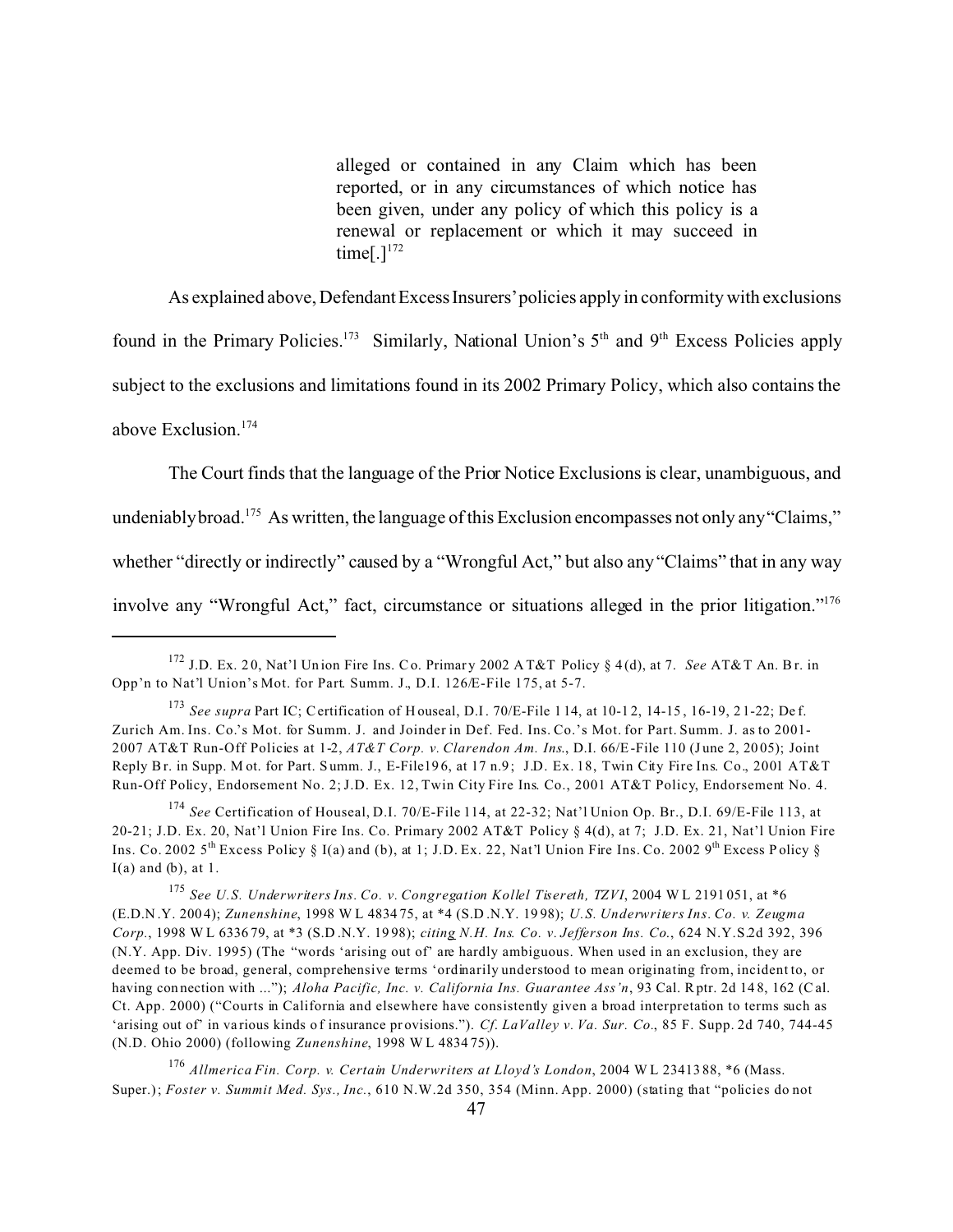> alleged or contained in any Claim which has been reported, or in any circumstances of which notice has been given, under any policy of which this policy is a renewal or replacement or which it may succeed in time[.][172]

As explained above, Defendant Excess Insurers' policies apply in conformity with exclusions found in the Primary Policies.[173] Similarly, National Union's 5th and 9th Excess Policies apply subject to the exclusions and limitations found in its 2002 Primary Policy, which also contains the above Exclusion.[174]

The Court finds that the language of the Prior Notice Exclusions is clear, unambiguous, and undeniably broad.[175] As written, the language of this Exclusion encompasses not only any "Claims," whether "directly or indirectly" caused by a "Wrongful Act," but also any "Claims" that in any way involve any "Wrongful Act," fact, circumstance or situations alleged in the prior litigation."[176]

---

[172] J.D. Ex. 20, Nat'l Union Fire Ins. Co. Primary 2002 AT&T Policy § 4(d), at 7. *See* AT&T An. Br. in Opp'n to Nat'l Union's Mot. for Part. Summ. J., D.I. 126/E-File 175, at 5-7.

[173] *See supra* Part IC; Certification of Houseal, D.I. 70/E-File 114, at 10-12, 14-15, 16-19, 21-22; Def. Zurich Am. Ins. Co.'s Mot. for Summ. J. and Joinder in Def. Fed. Ins. Co.'s Mot. for Part. Summ. J. as to 2001-2007 AT&T Run-Off Policies at 1-2, *AT&T Corp. v. Clarendon Am. Ins.*, D.I. 66/E-File 110 (June 2, 2005); Joint Reply Br. in Supp. Mot. for Part. Summ. J., E-File196, at 17 n.9; J.D. Ex. 18, Twin City Fire Ins. Co., 2001 AT&T Run-Off Policy, Endorsement No. 2; J.D. Ex. 12, Twin City Fire Ins. Co., 2001 AT&T Policy, Endorsement No. 4.

[174] *See* Certification of Houseal, D.I. 70/E-File 114, at 22-32; Nat'l Union Op. Br., D.I. 69/E-File 113, at 20-21; J.D. Ex. 20, Nat'l Union Fire Ins. Co. Primary 2002 AT&T Policy § 4(d), at 7; J.D. Ex. 21, Nat'l Union Fire Ins. Co. 2002 5th Excess Policy § I(a) and (b), at 1; J.D. Ex. 22, Nat'l Union Fire Ins. Co. 2002 9th Excess Policy § I(a) and (b), at 1.

[175] *See U.S. Underwriters Ins. Co. v. Congregation Kollel Tisereth, TZVI*, 2004 WL 2191051, at *6 (E.D.N.Y. 2004); *Zunenshine*, 1998 WL 483475, at *4 (S.D.N.Y. 1998); *U.S. Underwriters Ins. Co. v. Zeugma Corp.*, 1998 WL 633679, at *3 (S.D.N.Y. 1998); *citing N.H. Ins. Co. v. Jefferson Ins. Co.*, 624 N.Y.S.2d 392, 396 (N.Y. App. Div. 1995) (The "words 'arising out of' are hardly ambiguous. When used in an exclusion, they are deemed to be broad, general, comprehensive terms 'ordinarily understood to mean originating from, incident to, or having connection with ..."); *Aloha Pacific, Inc. v. California Ins. Guarantee Ass'n*, 93 Cal. Rptr. 2d 148, 162 (Cal. Ct. App. 2000) ("Courts in California and elsewhere have consistently given a broad interpretation to terms such as 'arising out of' in various kinds of insurance provisions."). *Cf. LaValley v. Va. Sur. Co.*, 85 F. Supp. 2d 740, 744-45 (N.D. Ohio 2000) (following *Zunenshine*, 1998 WL 483475)).

[176] *Allmerica Fin. Corp. v. Certain Underwriters at Lloyd's London*, 2004 WL 2341388, *6 (Mass. Super.); *Foster v. Summit Med. Sys., Inc.*, 610 N.W.2d 350, 354 (Minn. App. 2000) (stating that "policies do not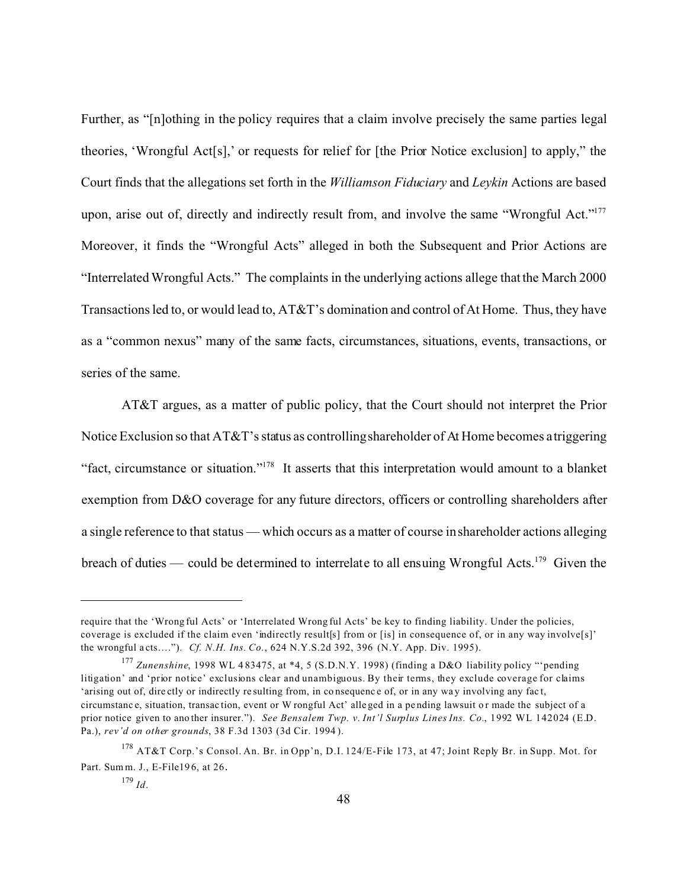Further, as "[n]othing in the policy requires that a claim involve precisely the same parties legal theories, 'Wrongful Act[s],' or requests for relief for [the Prior Notice exclusion] to apply," the Court finds that the allegations set forth in the *Williamson Fiduciary* and *Leykin* Actions are based upon, arise out of, directly and indirectly result from, and involve the same "Wrongful Act."[177] Moreover, it finds the "Wrongful Acts" alleged in both the Subsequent and Prior Actions are "Interrelated Wrongful Acts." The complaints in the underlying actions allege that the March 2000 Transactions led to, or would lead to, AT&T's domination and control of At Home. Thus, they have as a "common nexus" many of the same facts, circumstances, situations, events, transactions, or series of the same.

AT&T argues, as a matter of public policy, that the Court should not interpret the Prior Notice Exclusion so that AT&T's status as controlling shareholder of At Home becomes a triggering "fact, circumstance or situation."[178] It asserts that this interpretation would amount to a blanket exemption from D&O coverage for any future directors, officers or controlling shareholders after a single reference to that status — which occurs as a matter of course in shareholder actions alleging breach of duties — could be determined to interrelate to all ensuing Wrongful Acts.[179] Given the

---

require that the 'Wrongful Acts' or 'Interrelated Wrongful Acts' be key to finding liability. Under the policies, coverage is excluded if the claim even 'indirectly result[s] from or [is] in consequence of, or in any way involve[s]' the wrongful acts…."). *Cf. N.H. Ins. Co.*, 624 N.Y.S.2d 392, 396 (N.Y. App. Div. 1995).

[177] *Zunenshine*, 1998 WL 483475, at *4, 5 (S.D.N.Y. 1998) (finding a D&O liability policy "'pending litigation' and 'prior notice' exclusions clear and unambiguous. By their terms, they exclude coverage for claims 'arising out of, directly or indirectly resulting from, in consequence of, or in any way involving any fact, circumstance, situation, transaction, event or Wrongful Act' alleged in a pending lawsuit or made the subject of a prior notice given to another insurer."). *See Bensalem Twp. v. Int'l Surplus Lines Ins. Co.*, 1992 WL 142024 (E.D. Pa.), *rev'd on other grounds*, 38 F.3d 1303 (3d Cir. 1994).

[178] AT&T Corp.'s Consol. An. Br. in Opp'n, D.I. 124/E-File 173, at 47; Joint Reply Br. in Supp. Mot. for Part. Summ. J., E-File196, at 26.

[179] *Id.*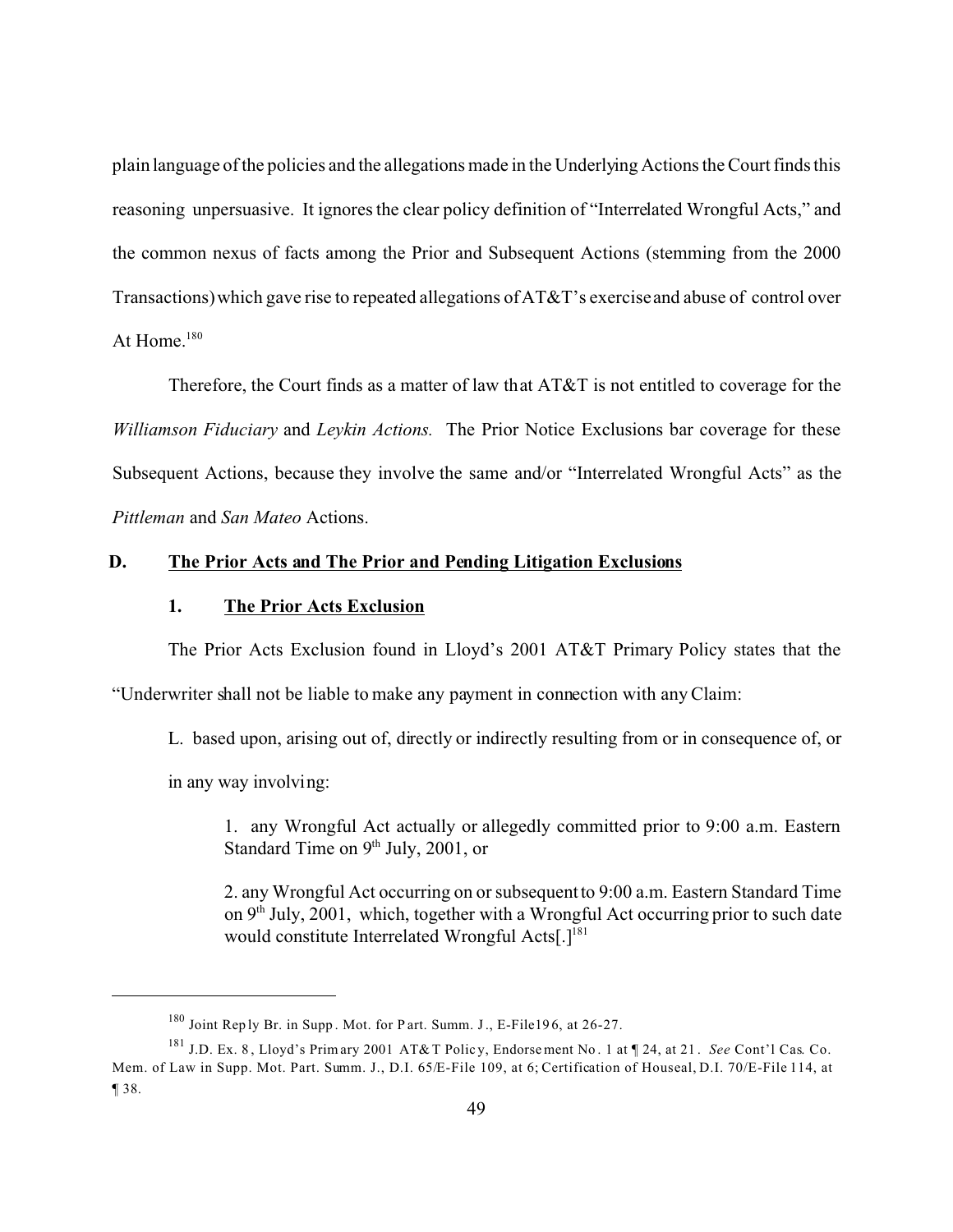plain language of the policies and the allegations made in the Underlying Actions the Court finds this reasoning unpersuasive. It ignores the clear policy definition of "Interrelated Wrongful Acts," and the common nexus of facts among the Prior and Subsequent Actions (stemming from the 2000 Transactions) which gave rise to repeated allegations of AT&T's exercise and abuse of control over At Home.[180]

Therefore, the Court finds as a matter of law that AT&T is not entitled to coverage for the *Williamson Fiduciary* and *Leykin Actions.* The Prior Notice Exclusions bar coverage for these Subsequent Actions, because they involve the same and/or "Interrelated Wrongful Acts" as the *Pittleman* and *San Mateo* Actions.

### D. <u>The Prior Acts and The Prior and Pending Litigation Exclusions</u>

#### 1. <u>The Prior Acts Exclusion</u>

The Prior Acts Exclusion found in Lloyd's 2001 AT&T Primary Policy states that the "Underwriter shall not be liable to make any payment in connection with any Claim:

> L. based upon, arising out of, directly or indirectly resulting from or in consequence of, or in any way involving:
>
> > 1. any Wrongful Act actually or allegedly committed prior to 9:00 a.m. Eastern Standard Time on 9th July, 2001, or
> >
> > 2. any Wrongful Act occurring on or subsequent to 9:00 a.m. Eastern Standard Time on 9th July, 2001, which, together with a Wrongful Act occurring prior to such date would constitute Interrelated Wrongful Acts[.][181]

---

[180] Joint Reply Br. in Supp. Mot. for Part. Summ. J., E-File196, at 26-27.

[181] J.D. Ex. 8, Lloyd's Primary 2001 AT&T Policy, Endorsement No. 1 at ¶ 24, at 21. *See* Cont'l Cas. Co. Mem. of Law in Supp. Mot. Part. Summ. J., D.I. 65/E-File 109, at 6; Certification of Houseal, D.I. 70/E-File 114, at ¶ 38.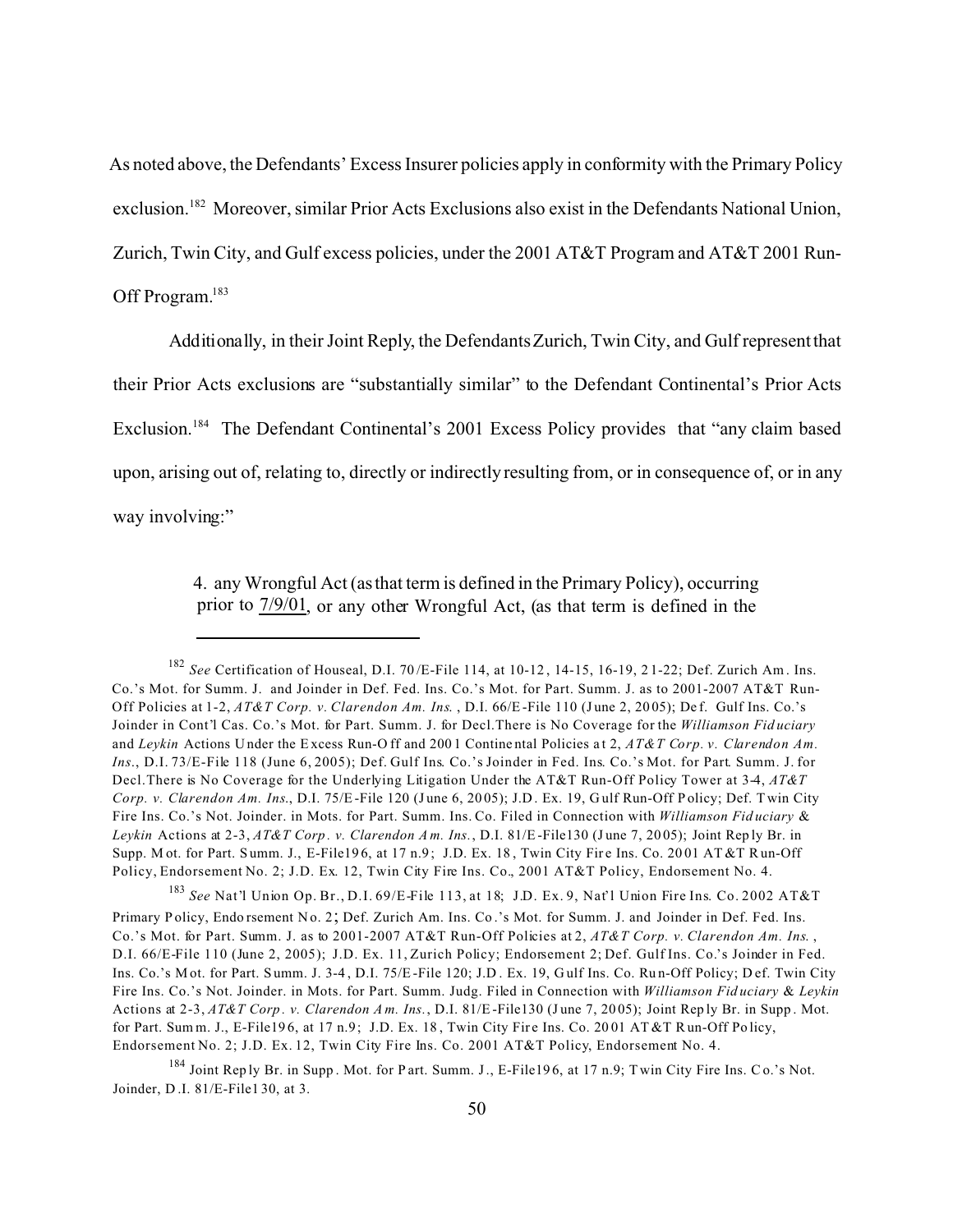As noted above, the Defendants' Excess Insurer policies apply in conformity with the Primary Policy exclusion.[182] Moreover, similar Prior Acts Exclusions also exist in the Defendants National Union, Zurich, Twin City, and Gulf excess policies, under the 2001 AT&T Program and AT&T 2001 Run-Off Program.[183]

Additionally, in their Joint Reply, the Defendants Zurich, Twin City, and Gulf represent that their Prior Acts exclusions are "substantially similar" to the Defendant Continental's Prior Acts Exclusion.[184] The Defendant Continental's 2001 Excess Policy provides that "any claim based upon, arising out of, relating to, directly or indirectly resulting from, or in consequence of, or in any way involving:"

> 4. any Wrongful Act (as that term is defined in the Primary Policy), occurring prior to <u>7/9/01</u>, or any other Wrongful Act, (as that term is defined in the

---

[182] *See* Certification of Houseal, D.I. 70/E-File 114, at 10-12, 14-15, 16-19, 21-22; Def. Zurich Am. Ins. Co.'s Mot. for Summ. J. and Joinder in Def. Fed. Ins. Co.'s Mot. for Part. Summ. J. as to 2001-2007 AT&T Run-Off Policies at 1-2, *AT&T Corp. v. Clarendon Am. Ins.*, D.I. 66/E-File 110 (June 2, 2005); Def. Gulf Ins. Co.'s Joinder in Cont'l Cas. Co.'s Mot. for Part. Summ. J. for Decl.There is No Coverage for the *Williamson Fiduciary* and *Leykin* Actions Under the Excess Run-Off and 2001 Continental Policies at 2, *AT&T Corp. v. Clarendon Am. Ins.*, D.I. 73/E-File 118 (June 6, 2005); Def. Gulf Ins. Co.'s Joinder in Fed. Ins. Co.'s Mot. for Part. Summ. J. for Decl.There is No Coverage for the Underlying Litigation Under the AT&T Run-Off Policy Tower at 3-4, *AT&T Corp. v. Clarendon Am. Ins.*, D.I. 75/E-File 120 (June 6, 2005); J.D. Ex. 19, Gulf Run-Off Policy; Def. Twin City Fire Ins. Co.'s Not. Joinder. in Mots. for Part. Summ. Ins. Co. Filed in Connection with *Williamson Fiduciary* & *Leykin* Actions at 2-3, *AT&T Corp. v. Clarendon Am. Ins.*, D.I. 81/E-File130 (June 7, 2005); Joint Reply Br. in Supp. Mot. for Part. Summ. J., E-File196, at 17 n.9; J.D. Ex. 18, Twin City Fire Ins. Co. 2001 AT&T Run-Off Policy, Endorsement No. 2; J.D. Ex. 12, Twin City Fire Ins. Co., 2001 AT&T Policy, Endorsement No. 4.

[183] *See* Nat'l Union Op. Br., D.I. 69/E-File 113, at 18; J.D. Ex. 9, Nat'l Union Fire Ins. Co. 2002 AT&T Primary Policy, Endorsement No. 2; Def. Zurich Am. Ins. Co.'s Mot. for Summ. J. and Joinder in Def. Fed. Ins. Co.'s Mot. for Part. Summ. J. as to 2001-2007 AT&T Run-Off Policies at 2, *AT&T Corp. v. Clarendon Am. Ins.*, D.I. 66/E-File 110 (June 2, 2005); J.D. Ex. 11, Zurich Policy; Endorsement 2; Def. Gulf Ins. Co.'s Joinder in Fed. Ins. Co.'s Mot. for Part. Summ. J. 3-4, D.I. 75/E-File 120; J.D. Ex. 19, Gulf Ins. Co. Run-Off Policy; Def. Twin City Fire Ins. Co.'s Not. Joinder. in Mots. for Part. Summ. Judg. Filed in Connection with *Williamson Fiduciary* & *Leykin* Actions at 2-3, *AT&T Corp. v. Clarendon Am. Ins.*, D.I. 81/E-File130 (June 7, 2005); Joint Reply Br. in Supp. Mot. for Part. Summ. J., E-File196, at 17 n.9; J.D. Ex. 18, Twin City Fire Ins. Co. 2001 AT&T Run-Off Policy, Endorsement No. 2; J.D. Ex. 12, Twin City Fire Ins. Co. 2001 AT&T Policy, Endorsement No. 4.

[184] Joint Reply Br. in Supp. Mot. for Part. Summ. J., E-File196, at 17 n.9; Twin City Fire Ins. Co.'s Not. Joinder, D.I. 81/E-File130, at 3.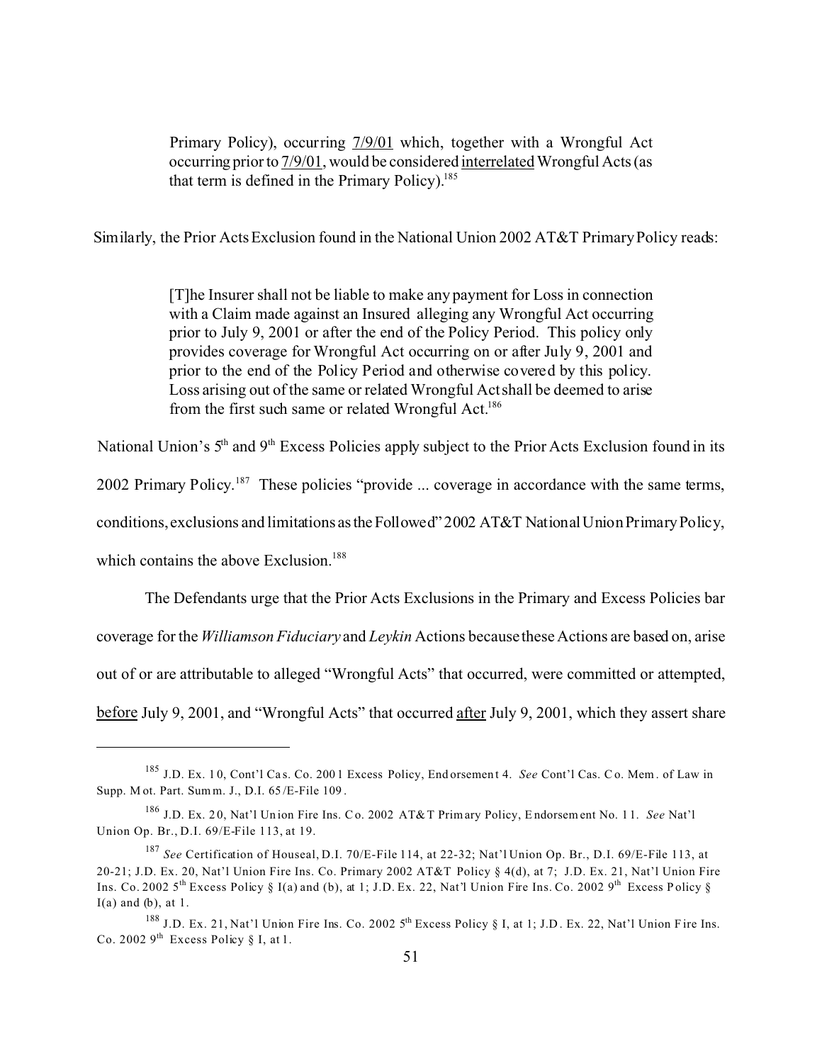> Primary Policy), occurring 7/9/01 which, together with a Wrongful Act occurring prior to 7/9/01, would be considered interrelated Wrongful Acts (as that term is defined in the Primary Policy).[185]

Similarly, the Prior Acts Exclusion found in the National Union 2002 AT&T Primary Policy reads:

> [T]he Insurer shall not be liable to make any payment for Loss in connection with a Claim made against an Insured alleging any Wrongful Act occurring prior to July 9, 2001 or after the end of the Policy Period. This policy only provides coverage for Wrongful Act occurring on or after July 9, 2001 and prior to the end of the Policy Period and otherwise covered by this policy. Loss arising out of the same or related Wrongful Act shall be deemed to arise from the first such same or related Wrongful Act.[186]

National Union's 5th and 9th Excess Policies apply subject to the Prior Acts Exclusion found in its 2002 Primary Policy.[187] These policies "provide ... coverage in accordance with the same terms, conditions, exclusions and limitations as the Followed" 2002 AT&T National Union Primary Policy, which contains the above Exclusion.[188]

The Defendants urge that the Prior Acts Exclusions in the Primary and Excess Policies bar coverage for the *Williamson Fiduciary* and *Leykin* Actions because these Actions are based on, arise out of or are attributable to alleged "Wrongful Acts" that occurred, were committed or attempted, before July 9, 2001, and "Wrongful Acts" that occurred after July 9, 2001, which they assert share

---

[185] J.D. Ex. 10, Cont'l Cas. Co. 2001 Excess Policy, Endorsement 4. *See* Cont'l Cas. Co. Mem. of Law in Supp. Mot. Part. Summ. J., D.I. 65/E-File 109.

[186] J.D. Ex. 20, Nat'l Union Fire Ins. Co. 2002 AT&T Primary Policy, Endorsement No. 11. *See* Nat'l Union Op. Br., D.I. 69/E-File 113, at 19.

[187] *See* Certification of Houseal, D.I. 70/E-File 114, at 22-32; Nat'l Union Op. Br., D.I. 69/E-File 113, at 20-21; J.D. Ex. 20, Nat'l Union Fire Ins. Co. Primary 2002 AT&T Policy § 4(d), at 7; J.D. Ex. 21, Nat'l Union Fire Ins. Co. 2002 5th Excess Policy § I(a) and (b), at 1; J.D. Ex. 22, Nat'l Union Fire Ins. Co. 2002 9th Excess Policy § I(a) and (b), at 1.

[188] J.D. Ex. 21, Nat'l Union Fire Ins. Co. 2002 5th Excess Policy § I, at 1; J.D. Ex. 22, Nat'l Union Fire Ins. Co. 2002 9th Excess Policy § I, at 1.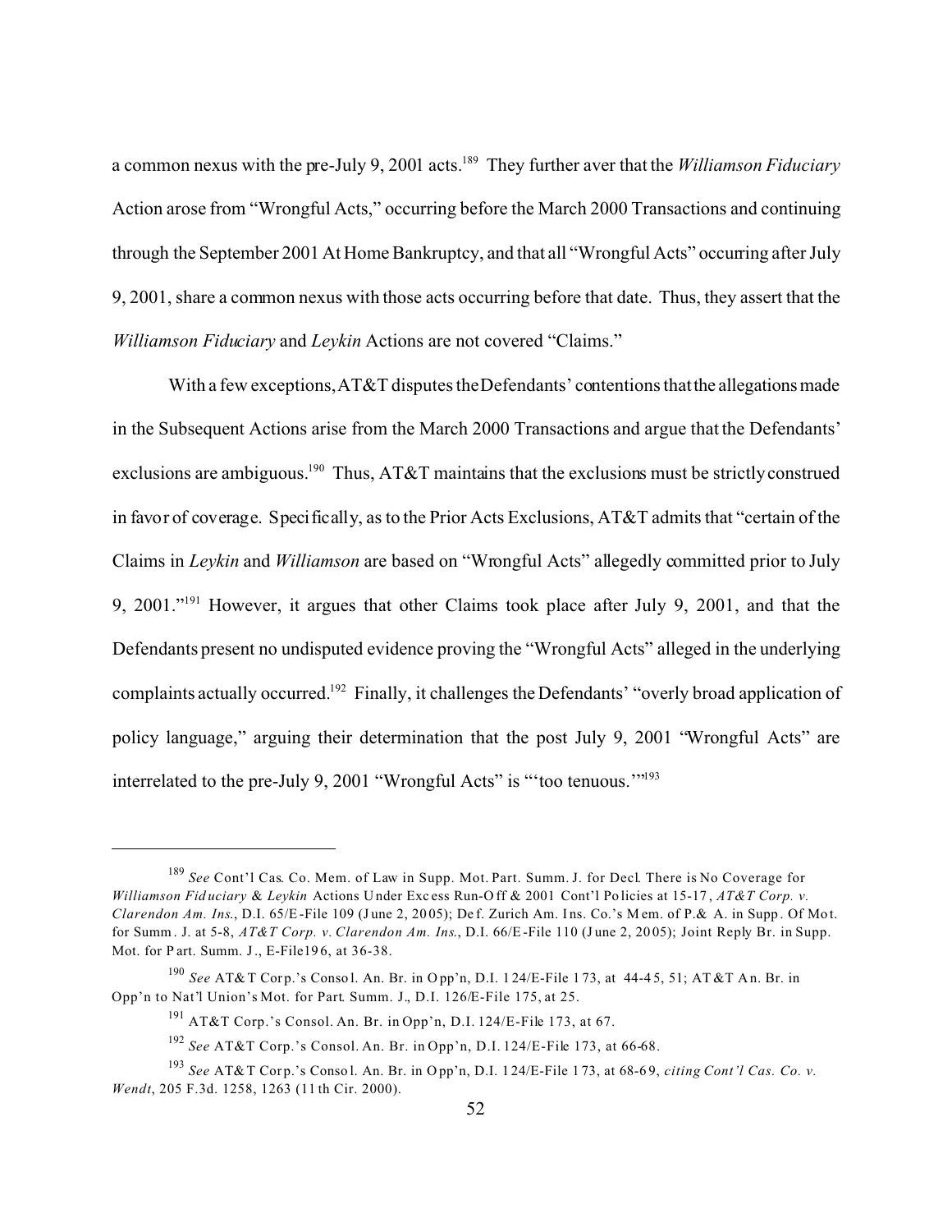a common nexus with the pre-July 9, 2001 acts.[189] They further aver that the *Williamson Fiduciary* Action arose from "Wrongful Acts," occurring before the March 2000 Transactions and continuing through the September 2001 At Home Bankruptcy, and that all "Wrongful Acts" occurring after July 9, 2001, share a common nexus with those acts occurring before that date. Thus, they assert that the *Williamson Fiduciary* and *Leykin* Actions are not covered "Claims."

With a few exceptions, AT&T disputes the Defendants' contentions that the allegations made in the Subsequent Actions arise from the March 2000 Transactions and argue that the Defendants' exclusions are ambiguous.[190] Thus, AT&T maintains that the exclusions must be strictly construed in favor of coverage. Specifically, as to the Prior Acts Exclusions, AT&T admits that "certain of the Claims in *Leykin* and *Williamson* are based on "Wrongful Acts" allegedly committed prior to July 9, 2001."[191] However, it argues that other Claims took place after July 9, 2001, and that the Defendants present no undisputed evidence proving the "Wrongful Acts" alleged in the underlying complaints actually occurred.[192] Finally, it challenges the Defendants' "overly broad application of policy language," arguing their determination that the post July 9, 2001 "Wrongful Acts" are interrelated to the pre-July 9, 2001 "Wrongful Acts" is "'too tenuous.'"[193]

---

[189] *See* Cont'l Cas. Co. Mem. of Law in Supp. Mot. Part. Summ. J. for Decl. There is No Coverage for *Williamson Fiduciary* & *Leykin* Actions Under Excess Run-Off & 2001 Cont'l Policies at 15-17, *AT&T Corp. v. Clarendon Am. Ins.*, D.I. 65/E-File 109 (June 2, 2005); Def. Zurich Am. Ins. Co.'s Mem. of P.& A. in Supp. Of Mot. for Summ. J. at 5-8, *AT&T Corp. v. Clarendon Am. Ins.*, D.I. 66/E-File 110 (June 2, 2005); Joint Reply Br. in Supp. Mot. for Part. Summ. J., E-File196, at 36-38.

[190] *See* AT&T Corp.'s Consol. An. Br. in Opp'n, D.I. 124/E-File 173, at 44-45, 51; AT&T An. Br. in Opp'n to Nat'l Union's Mot. for Part. Summ. J., D.I. 126/E-File 175, at 25.

[191] AT&T Corp.'s Consol. An. Br. in Opp'n, D.I. 124/E-File 173, at 67.

[192] *See* AT&T Corp.'s Consol. An. Br. in Opp'n, D.I. 124/E-File 173, at 66-68.

[193] *See* AT&T Corp.'s Consol. An. Br. in Opp'n, D.I. 124/E-File 173, at 68-69, *citing Cont'l Cas. Co. v. Wendt*, 205 F.3d. 1258, 1263 (11th Cir. 2000).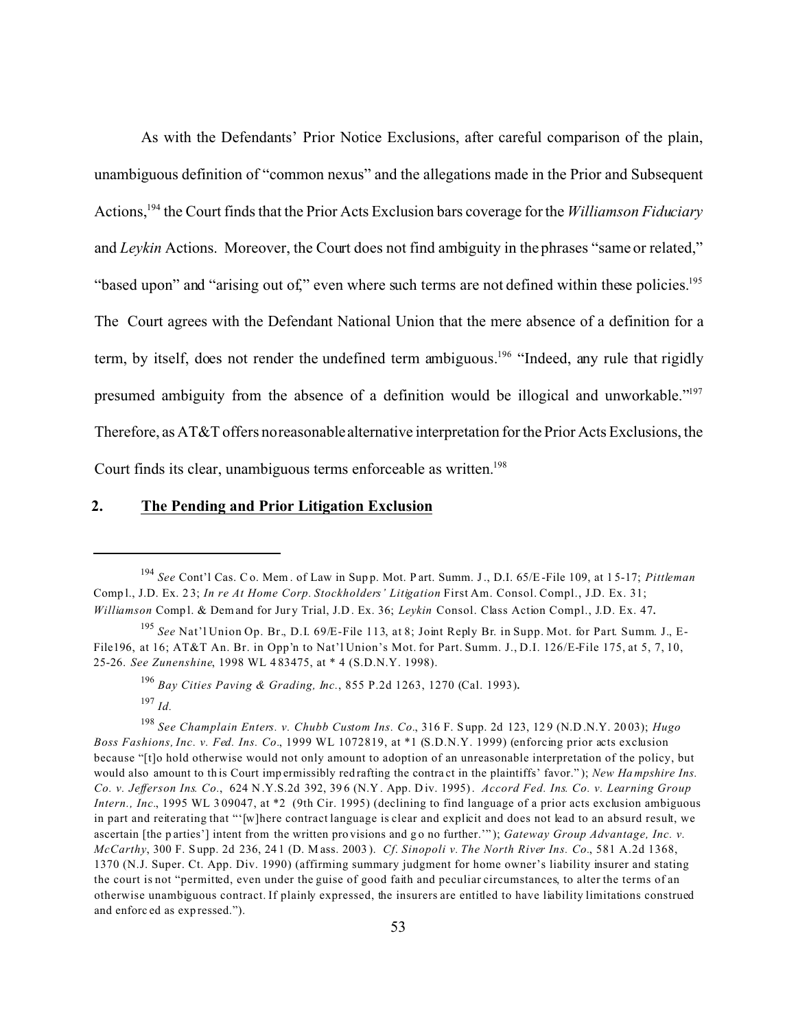As with the Defendants' Prior Notice Exclusions, after careful comparison of the plain, unambiguous definition of "common nexus" and the allegations made in the Prior and Subsequent Actions,[194] the Court finds that the Prior Acts Exclusion bars coverage for the *Williamson Fiduciary* and *Leykin* Actions. Moreover, the Court does not find ambiguity in the phrases "same or related," "based upon" and "arising out of," even where such terms are not defined within these policies.[195] The Court agrees with the Defendant National Union that the mere absence of a definition for a term, by itself, does not render the undefined term ambiguous.[196] "Indeed, any rule that rigidly presumed ambiguity from the absence of a definition would be illogical and unworkable."[197] Therefore, as AT&T offers no reasonable alternative interpretation for the Prior Acts Exclusions, the Court finds its clear, unambiguous terms enforceable as written.[198]

## 2. The Pending and Prior Litigation Exclusion

---

[194] *See* Cont'l Cas. Co. Mem. of Law in Supp. Mot. Part. Summ. J., D.I. 65/E-File 109, at 15-17; *Pittleman* Compl., J.D. Ex. 23; *In re At Home Corp. Stockholders' Litigation* First Am. Consol. Compl., J.D. Ex. 31; *Williamson* Compl. & Demand for Jury Trial, J.D. Ex. 36; *Leykin* Consol. Class Action Compl., J.D. Ex. 47.

[195] *See* Nat'l Union Op. Br., D.I. 69/E-File 113, at 8; Joint Reply Br. in Supp. Mot. for Part. Summ. J., E-File196, at 16; AT&T An. Br. in Opp'n to Nat'l Union's Mot. for Part. Summ. J., D.I. 126/E-File 175, at 5, 7, 10, 25-26. *See Zunenshine*, 1998 WL 483475, at * 4 (S.D.N.Y. 1998).

[196] *Bay Cities Paving & Grading, Inc.*, 855 P.2d 1263, 1270 (Cal. 1993).

[197] *Id.*

[198] *See Champlain Enters. v. Chubb Custom Ins. Co.*, 316 F. Supp. 2d 123, 129 (N.D.N.Y. 2003); *Hugo Boss Fashions, Inc. v. Fed. Ins. Co.*, 1999 WL 1072819, at *1 (S.D.N.Y. 1999) (enforcing prior acts exclusion because "[t]o hold otherwise would not only amount to adoption of an unreasonable interpretation of the policy, but would also amount to this Court impermissibly redrafting the contract in the plaintiffs' favor."); *New Hampshire Ins. Co. v. Jefferson Ins. Co.*, 624 N.Y.S.2d 392, 396 (N.Y. App. Div. 1995). *Accord Fed. Ins. Co. v. Learning Group Intern., Inc.*, 1995 WL 309047, at *2 (9th Cir. 1995) (declining to find language of a prior acts exclusion ambiguous in part and reiterating that "'[w]here contract language is clear and explicit and does not lead to an absurd result, we ascertain [the parties'] intent from the written provisions and go no further.'"); *Gateway Group Advantage, Inc. v. McCarthy*, 300 F. Supp. 2d 236, 241 (D. Mass. 2003). *Cf. Sinopoli v. The North River Ins. Co.*, 581 A.2d 1368, 1370 (N.J. Super. Ct. App. Div. 1990) (affirming summary judgment for home owner's liability insurer and stating the court is not "permitted, even under the guise of good faith and peculiar circumstances, to alter the terms of an otherwise unambiguous contract. If plainly expressed, the insurers are entitled to have liability limitations construed and enforced as expressed.").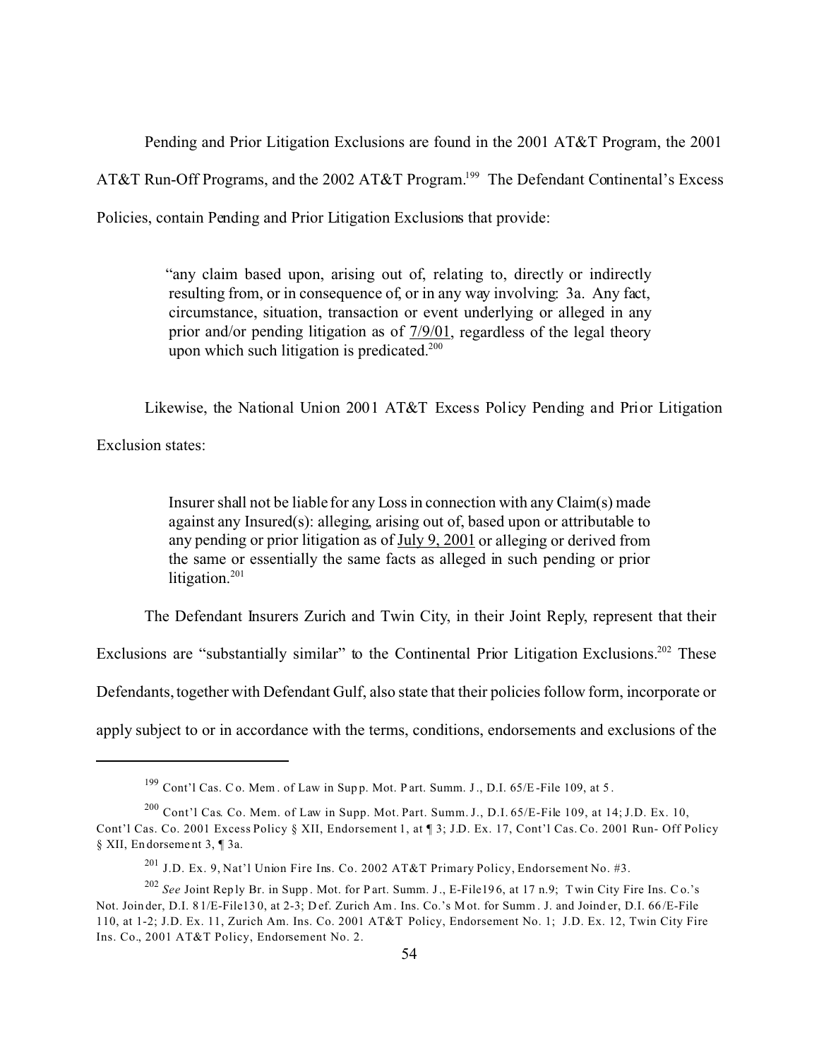Pending and Prior Litigation Exclusions are found in the 2001 AT&T Program, the 2001 AT&T Run-Off Programs, and the 2002 AT&T Program.[199] The Defendant Continental's Excess Policies, contain Pending and Prior Litigation Exclusions that provide:

> "any claim based upon, arising out of, relating to, directly or indirectly resulting from, or in consequence of, or in any way involving: 3a. Any fact, circumstance, situation, transaction or event underlying or alleged in any prior and/or pending litigation as of <u>7/9/01</u>, regardless of the legal theory upon which such litigation is predicated.[200]

Likewise, the National Union 2001 AT&T Excess Policy Pending and Prior Litigation Exclusion states:

> Insurer shall not be liable for any Loss in connection with any Claim(s) made against any Insured(s): alleging, arising out of, based upon or attributable to any pending or prior litigation as of <u>July 9, 2001</u> or alleging or derived from the same or essentially the same facts as alleged in such pending or prior litigation.[201]

The Defendant Insurers Zurich and Twin City, in their Joint Reply, represent that their Exclusions are "substantially similar" to the Continental Prior Litigation Exclusions.[202] These Defendants, together with Defendant Gulf, also state that their policies follow form, incorporate or apply subject to or in accordance with the terms, conditions, endorsements and exclusions of the

---

[199] Cont'l Cas. Co. Mem. of Law in Supp. Mot. Part. Summ. J., D.I. 65/E-File 109, at 5.

[200] Cont'l Cas. Co. Mem. of Law in Supp. Mot. Part. Summ. J., D.I. 65/E-File 109, at 14; J.D. Ex. 10, Cont'l Cas. Co. 2001 Excess Policy § XII, Endorsement 1, at ¶ 3; J.D. Ex. 17, Cont'l Cas. Co. 2001 Run- Off Policy § XII, Endorsement 3, ¶ 3a.

[201] J.D. Ex. 9, Nat'l Union Fire Ins. Co. 2002 AT&T Primary Policy, Endorsement No. #3.

[202] *See* Joint Reply Br. in Supp. Mot. for Part. Summ. J., E-File196, at 17 n.9; Twin City Fire Ins. Co.'s Not. Joinder, D.I. 81/E-File130, at 2-3; Def. Zurich Am. Ins. Co.'s Mot. for Summ. J. and Joinder, D.I. 66/E-File 110, at 1-2; J.D. Ex. 11, Zurich Am. Ins. Co. 2001 AT&T Policy, Endorsement No. 1; J.D. Ex. 12, Twin City Fire Ins. Co., 2001 AT&T Policy, Endorsement No. 2.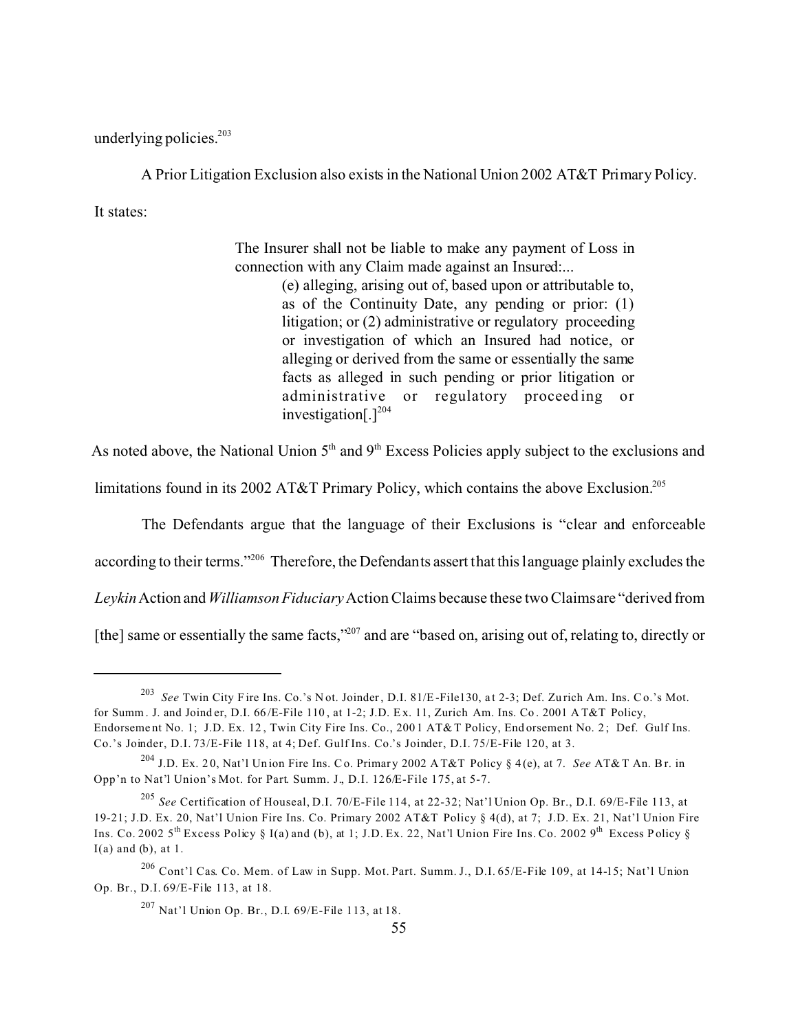underlying policies.[203]

A Prior Litigation Exclusion also exists in the National Union 2002 AT&T Primary Policy. It states:

> The Insurer shall not be liable to make any payment of Loss in connection with any Claim made against an Insured:...
>
> (e) alleging, arising out of, based upon or attributable to, as of the Continuity Date, any pending or prior: (1) litigation; or (2) administrative or regulatory proceeding or investigation of which an Insured had notice, or alleging or derived from the same or essentially the same facts as alleged in such pending or prior litigation or administrative or regulatory proceeding or investigation[.][204]

As noted above, the National Union 5th and 9th Excess Policies apply subject to the exclusions and limitations found in its 2002 AT&T Primary Policy, which contains the above Exclusion.[205]

The Defendants argue that the language of their Exclusions is "clear and enforceable according to their terms."[206] Therefore, the Defendants assert that this language plainly excludes the *Leykin* Action and *Williamson Fiduciary* Action Claims because these two Claims are "derived from [the] same or essentially the same facts,"[207] and are "based on, arising out of, relating to, directly or

---

[203] *See* Twin City Fire Ins. Co.'s Not. Joinder, D.I. 81/E-File130, at 2-3; Def. Zurich Am. Ins. Co.'s Mot. for Summ. J. and Joinder, D.I. 66/E-File 110, at 1-2; J.D. Ex. 11, Zurich Am. Ins. Co. 2001 AT&T Policy, Endorsement No. 1; J.D. Ex. 12, Twin City Fire Ins. Co., 2001 AT&T Policy, Endorsement No. 2; Def. Gulf Ins. Co.'s Joinder, D.I. 73/E-File 118, at 4; Def. Gulf Ins. Co.'s Joinder, D.I. 75/E-File 120, at 3.

[204] J.D. Ex. 20, Nat'l Union Fire Ins. Co. Primary 2002 AT&T Policy § 4(e), at 7. *See* AT&T An. Br. in Opp'n to Nat'l Union's Mot. for Part. Summ. J., D.I. 126/E-File 175, at 5-7.

[205] *See* Certification of Houseal, D.I. 70/E-File 114, at 22-32; Nat'l Union Op. Br., D.I. 69/E-File 113, at 19-21; J.D. Ex. 20, Nat'l Union Fire Ins. Co. Primary 2002 AT&T Policy § 4(d), at 7; J.D. Ex. 21, Nat'l Union Fire Ins. Co. 2002 5th Excess Policy § I(a) and (b), at 1; J.D. Ex. 22, Nat'l Union Fire Ins. Co. 2002 9th Excess Policy § I(a) and (b), at 1.

[206] Cont'l Cas. Co. Mem. of Law in Supp. Mot. Part. Summ. J., D.I. 65/E-File 109, at 14-15; Nat'l Union Op. Br., D.I. 69/E-File 113, at 18.

[207] Nat'l Union Op. Br., D.I. 69/E-File 113, at 18.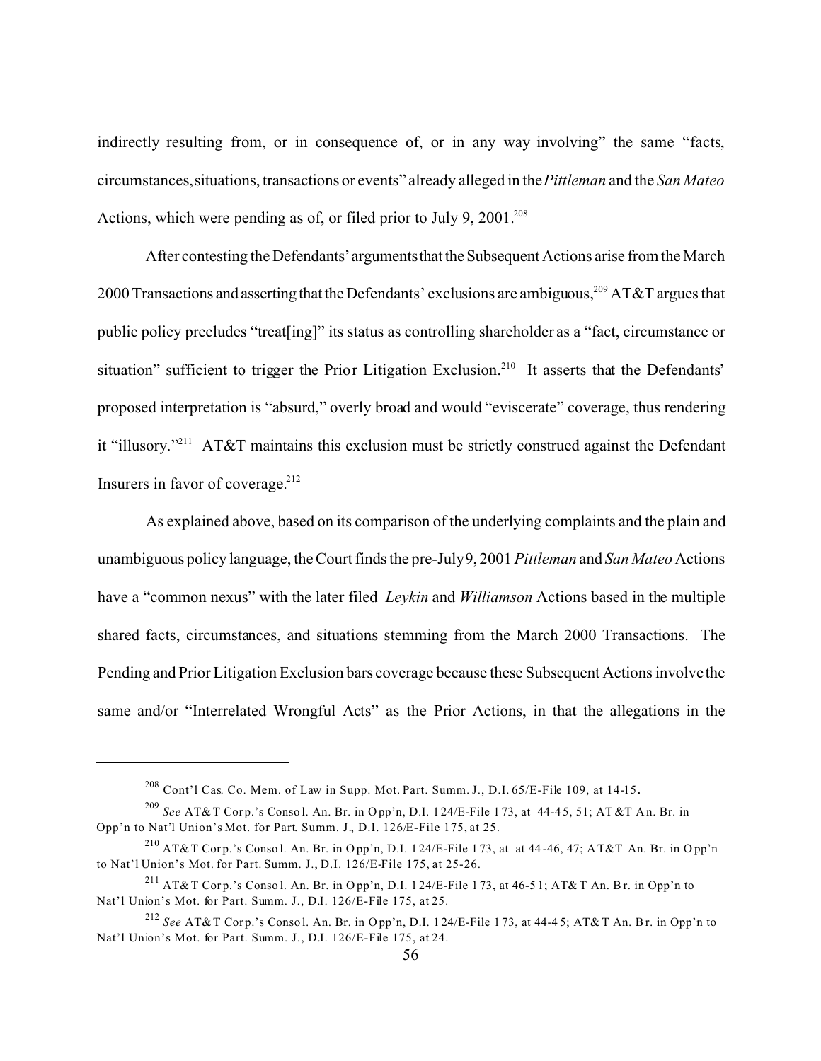indirectly resulting from, or in consequence of, or in any way involving" the same "facts, circumstances, situations, transactions or events" already alleged in the *Pittleman* and the *San Mateo* Actions, which were pending as of, or filed prior to July 9, 2001.[208]

After contesting the Defendants' arguments that the Subsequent Actions arise from the March 2000 Transactions and asserting that the Defendants' exclusions are ambiguous,[209] AT&T argues that public policy precludes "treat[ing]" its status as controlling shareholder as a "fact, circumstance or situation" sufficient to trigger the Prior Litigation Exclusion.[210] It asserts that the Defendants' proposed interpretation is "absurd," overly broad and would "eviscerate" coverage, thus rendering it "illusory."[211] AT&T maintains this exclusion must be strictly construed against the Defendant Insurers in favor of coverage.[212]

As explained above, based on its comparison of the underlying complaints and the plain and unambiguous policy language, the Court finds the pre-July 9, 2001 *Pittleman* and *San Mateo* Actions have a "common nexus" with the later filed *Leykin* and *Williamson* Actions based in the multiple shared facts, circumstances, and situations stemming from the March 2000 Transactions. The Pending and Prior Litigation Exclusion bars coverage because these Subsequent Actions involve the same and/or "Interrelated Wrongful Acts" as the Prior Actions, in that the allegations in the

---

[208] Cont'l Cas. Co. Mem. of Law in Supp. Mot. Part. Summ. J., D.I. 65/E-File 109, at 14-15.

[209] *See* AT&T Corp.'s Consol. An. Br. in Opp'n, D.I. 124/E-File 173, at 44-45, 51; AT&T An. Br. in Opp'n to Nat'l Union's Mot. for Part. Summ. J., D.I. 126/E-File 175, at 25.

[210] AT&T Corp.'s Consol. An. Br. in Opp'n, D.I. 124/E-File 173, at at 44-46, 47; AT&T An. Br. in Opp'n to Nat'l Union's Mot. for Part. Summ. J., D.I. 126/E-File 175, at 25-26.

[211] AT&T Corp.'s Consol. An. Br. in Opp'n, D.I. 124/E-File 173, at 46-51; AT&T An. Br. in Opp'n to Nat'l Union's Mot. for Part. Summ. J., D.I. 126/E-File 175, at 25.

[212] *See* AT&T Corp.'s Consol. An. Br. in Opp'n, D.I. 124/E-File 173, at 44-45; AT&T An. Br. in Opp'n to Nat'l Union's Mot. for Part. Summ. J., D.I. 126/E-File 175, at 24.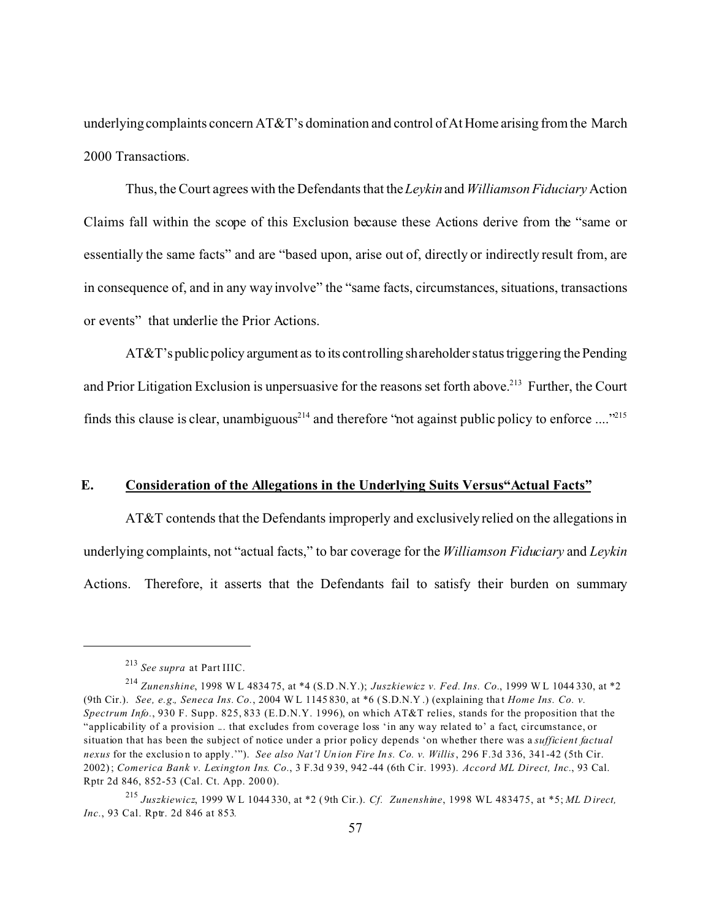underlying complaints concern AT&T's domination and control of At Home arising from the March 2000 Transactions.

Thus, the Court agrees with the Defendants that the *Leykin* and *Williamson Fiduciary* Action Claims fall within the scope of this Exclusion because these Actions derive from the "same or essentially the same facts" and are "based upon, arise out of, directly or indirectly result from, are in consequence of, and in any way involve" the "same facts, circumstances, situations, transactions or events" that underlie the Prior Actions.

AT&T's public policy argument as to its controlling shareholder status triggering the Pending and Prior Litigation Exclusion is unpersuasive for the reasons set forth above.[213] Further, the Court finds this clause is clear, unambiguous[214] and therefore "not against public policy to enforce ...."[215]

### E. Consideration of the Allegations in the Underlying Suits Versus "Actual Facts"

AT&T contends that the Defendants improperly and exclusively relied on the allegations in underlying complaints, not "actual facts," to bar coverage for the *Williamson Fiduciary* and *Leykin* Actions. Therefore, it asserts that the Defendants fail to satisfy their burden on summary

---

[213] *See supra* at Part IIIC.

[214] *Zunenshine*, 1998 WL 483475, at *4 (S.D.N.Y.); *Juszkiewicz v. Fed. Ins. Co.*, 1999 WL 1044330, at *2 (9th Cir.). *See, e.g., Seneca Ins. Co.*, 2004 WL 1145830, at *6 (S.D.N.Y.) (explaining that *Home Ins. Co. v. Spectrum Info.*, 930 F. Supp. 825, 833 (E.D.N.Y. 1996), on which AT&T relies, stands for the proposition that the "applicability of a provision ... that excludes from coverage loss 'in any way related to' a fact, circumstance, or situation that has been the subject of notice under a prior policy depends 'on whether there was a *sufficient factual nexus* for the exclusion to apply.'"). *See also Nat'l Union Fire Ins. Co. v. Willis*, 296 F.3d 336, 341-42 (5th Cir. 2002); *Comerica Bank v. Lexington Ins. Co.*, 3 F.3d 939, 942-44 (6th Cir. 1993). *Accord ML Direct, Inc.*, 93 Cal. Rptr 2d 846, 852-53 (Cal. Ct. App. 2000).

[215] *Juszkiewicz*, 1999 WL 1044330, at *2 (9th Cir.). *Cf. Zunenshine*, 1998 WL 483475, at *5; *ML Direct, Inc.*, 93 Cal. Rptr. 2d 846 at 853.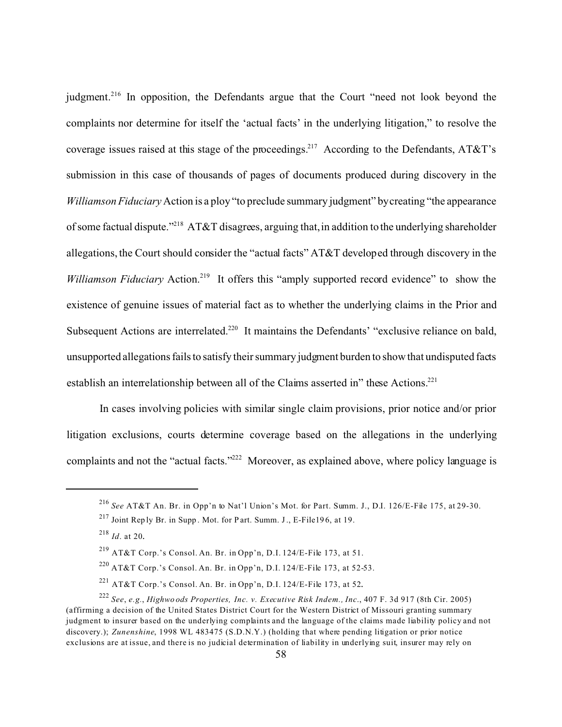judgment.[216] In opposition, the Defendants argue that the Court "need not look beyond the complaints nor determine for itself the 'actual facts' in the underlying litigation," to resolve the coverage issues raised at this stage of the proceedings.[217] According to the Defendants, AT&T's submission in this case of thousands of pages of documents produced during discovery in the *Williamson Fiduciary* Action is a ploy "to preclude summary judgment" by creating "the appearance of some factual dispute."[218] AT&T disagrees, arguing that, in addition to the underlying shareholder allegations, the Court should consider the "actual facts" AT&T developed through discovery in the *Williamson Fiduciary* Action.[219] It offers this "amply supported record evidence" to show the existence of genuine issues of material fact as to whether the underlying claims in the Prior and Subsequent Actions are interrelated.[220] It maintains the Defendants' "exclusive reliance on bald, unsupported allegations fails to satisfy their summary judgment burden to show that undisputed facts establish an interrelationship between all of the Claims asserted in" these Actions.[221]

In cases involving policies with similar single claim provisions, prior notice and/or prior litigation exclusions, courts determine coverage based on the allegations in the underlying complaints and not the "actual facts."[222] Moreover, as explained above, where policy language is

---

[216] *See* AT&T An. Br. in Opp'n to Nat'l Union's Mot. for Part. Summ. J., D.I. 126/E-File 175, at 29-30.

[217] Joint Reply Br. in Supp. Mot. for Part. Summ. J., E-File196, at 19.

[218] *Id.* at 20.

[219] AT&T Corp.'s Consol. An. Br. in Opp'n, D.I. 124/E-File 173, at 51.

[220] AT&T Corp.'s Consol. An. Br. in Opp'n, D.I. 124/E-File 173, at 52-53.

[221] AT&T Corp.'s Consol. An. Br. in Opp'n, D.I. 124/E-File 173, at 52.

[222] *See*, *e.g.*, *Highwoods Properties, Inc. v. Executive Risk Indem., Inc.*, 407 F. 3d 917 (8th Cir. 2005) (affirming a decision of the United States District Court for the Western District of Missouri granting summary judgment to insurer based on the underlying complaints and the language of the claims made liability policy and not discovery.); *Zunenshine*, 1998 WL 483475 (S.D.N.Y.) (holding that where pending litigation or prior notice exclusions are at issue, and there is no judicial determination of liability in underlying suit, insurer may rely on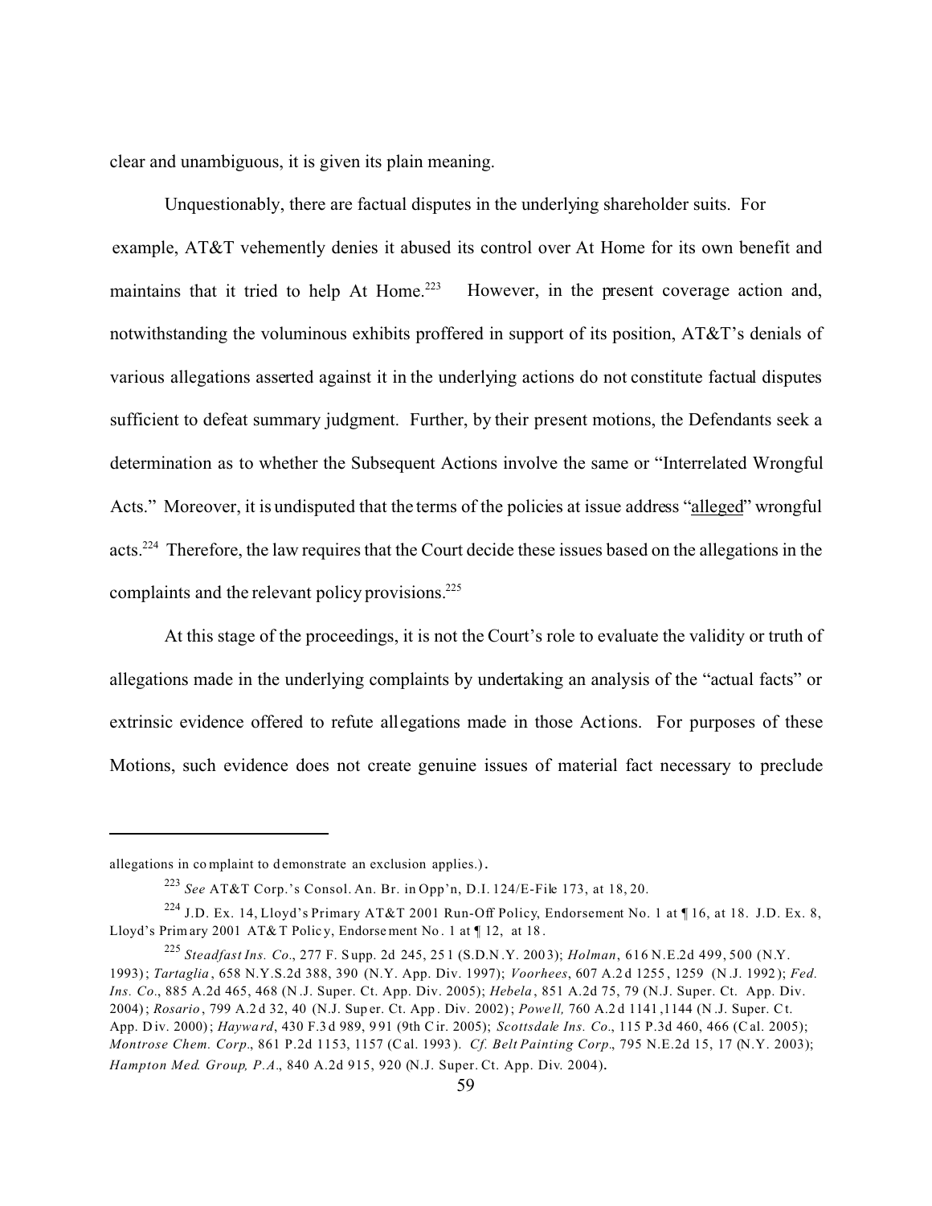clear and unambiguous, it is given its plain meaning.

Unquestionably, there are factual disputes in the underlying shareholder suits. For example, AT&T vehemently denies it abused its control over At Home for its own benefit and maintains that it tried to help At Home.[223] However, in the present coverage action and, notwithstanding the voluminous exhibits proffered in support of its position, AT&T's denials of various allegations asserted against it in the underlying actions do not constitute factual disputes sufficient to defeat summary judgment. Further, by their present motions, the Defendants seek a determination as to whether the Subsequent Actions involve the same or "Interrelated Wrongful Acts." Moreover, it is undisputed that the terms of the policies at issue address "alleged" wrongful acts.[224] Therefore, the law requires that the Court decide these issues based on the allegations in the complaints and the relevant policy provisions.[225]

At this stage of the proceedings, it is not the Court's role to evaluate the validity or truth of allegations made in the underlying complaints by undertaking an analysis of the "actual facts" or extrinsic evidence offered to refute allegations made in those Actions. For purposes of these Motions, such evidence does not create genuine issues of material fact necessary to preclude

---

allegations in complaint to demonstrate an exclusion applies.).

[223] *See* AT&T Corp.'s Consol. An. Br. in Opp'n, D.I. 124/E-File 173, at 18, 20.

[224] J.D. Ex. 14, Lloyd's Primary AT&T 2001 Run-Off Policy, Endorsement No. 1 at ¶ 16, at 18. J.D. Ex. 8, Lloyd's Primary 2001 AT&T Policy, Endorsement No. 1 at ¶ 12, at 18.

[225] *Steadfast Ins. Co*., 277 F. Supp. 2d 245, 251 (S.D.N.Y. 2003); *Holman*, 616 N.E.2d 499, 500 (N.Y. 1993); *Tartaglia*, 658 N.Y.S.2d 388, 390 (N.Y. App. Div. 1997); *Voorhees*, 607 A.2d 1255, 1259 (N.J. 1992); *Fed. Ins. Co*., 885 A.2d 465, 468 (N.J. Super. Ct. App. Div. 2005); *Hebela*, 851 A.2d 75, 79 (N.J. Super. Ct. App. Div. 2004); *Rosario*, 799 A.2d 32, 40 (N.J. Super. Ct. App. Div. 2002); *Powell,* 760 A.2d 1141,1144 (N.J. Super. Ct. App. Div. 2000); *Hayward*, 430 F.3d 989, 991 (9th Cir. 2005); *Scottsdale Ins. Co*., 115 P.3d 460, 466 (Cal. 2005); *Montrose Chem. Corp*., 861 P.2d 1153, 1157 (Cal. 1993). *Cf. Belt Painting Corp*., 795 N.E.2d 15, 17 (N.Y. 2003); *Hampton Med. Group, P.A*., 840 A.2d 915, 920 (N.J. Super. Ct. App. Div. 2004).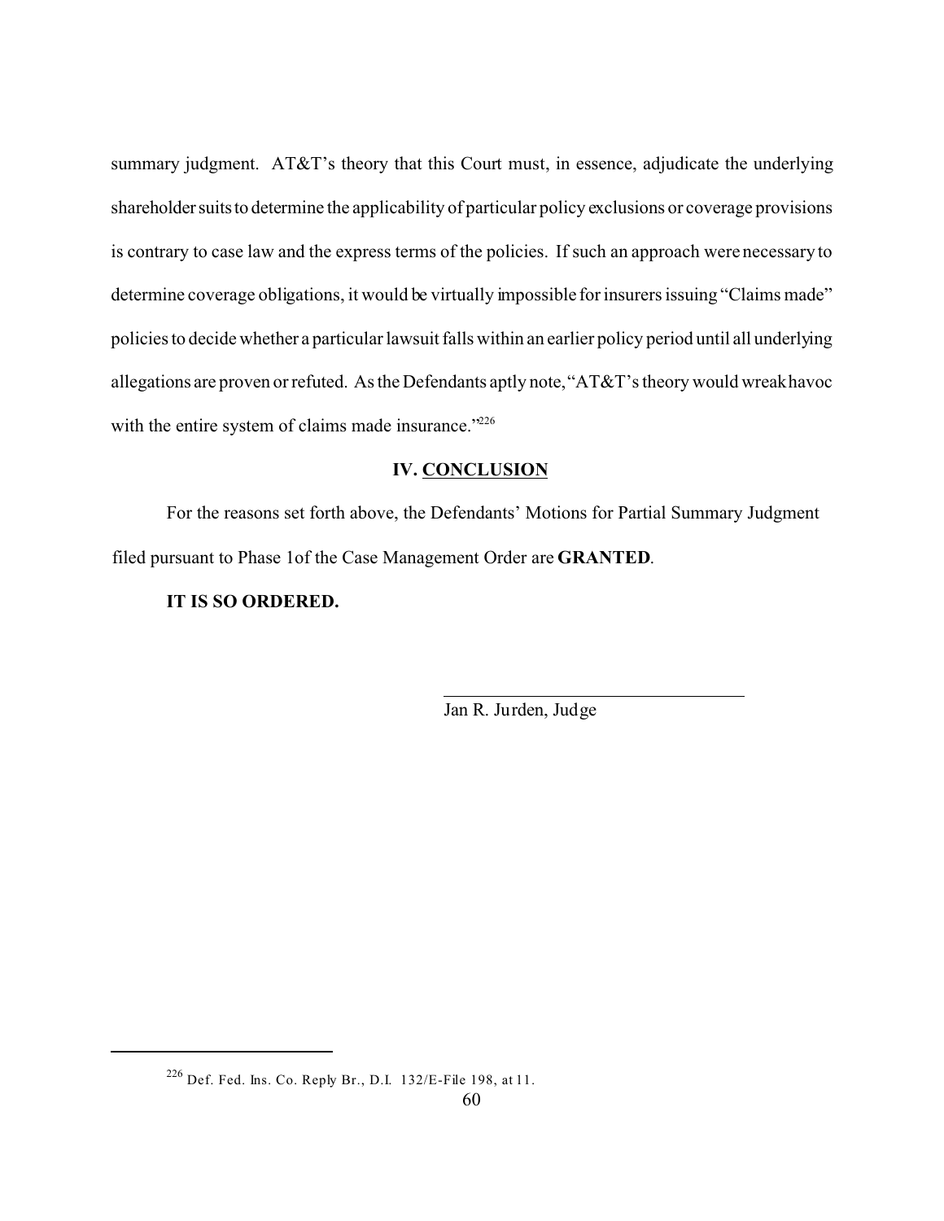summary judgment. AT&T's theory that this Court must, in essence, adjudicate the underlying shareholder suits to determine the applicability of particular policy exclusions or coverage provisions is contrary to case law and the express terms of the policies. If such an approach were necessary to determine coverage obligations, it would be virtually impossible for insurers issuing "Claims made" policies to decide whether a particular lawsuit falls within an earlier policy period until all underlying allegations are proven or refuted. As the Defendants aptly note, "AT&T's theory would wreak havoc with the entire system of claims made insurance."[226]

## IV. CONCLUSION

For the reasons set forth above, the Defendants' Motions for Partial Summary Judgment filed pursuant to Phase 1of the Case Management Order are **GRANTED**.

**IT IS SO ORDERED.**

\_\_\_\_\_\_\_\_\_\_\_\_\_\_\_\_\_\_\_\_\_\_\_\_\_\_\_\_\_\_\_\_\_

Jan R. Jurden, Judge

---

[226] Def. Fed. Ins. Co. Reply Br., D.I. 132/E-File 198, at 11.